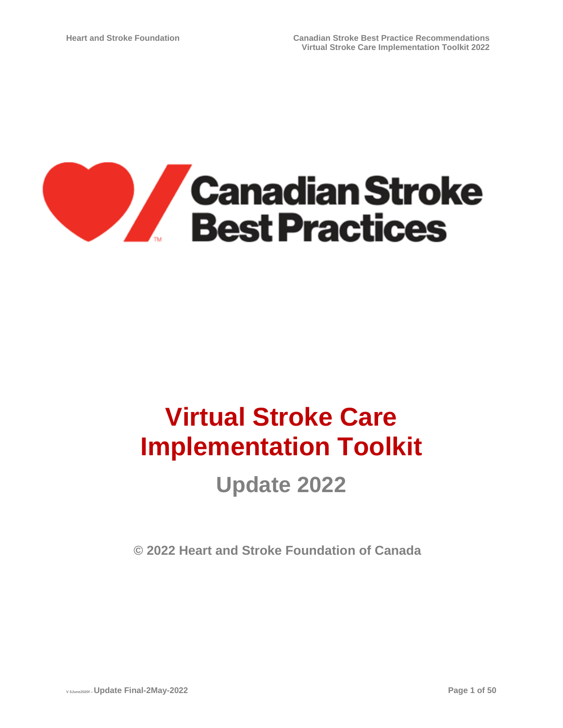Canadian Stroke Best Practices

# Virtual Stroke Care Implementation Toolkit

## Update 2022

© 2022 Heart and Stroke Foundation of Canada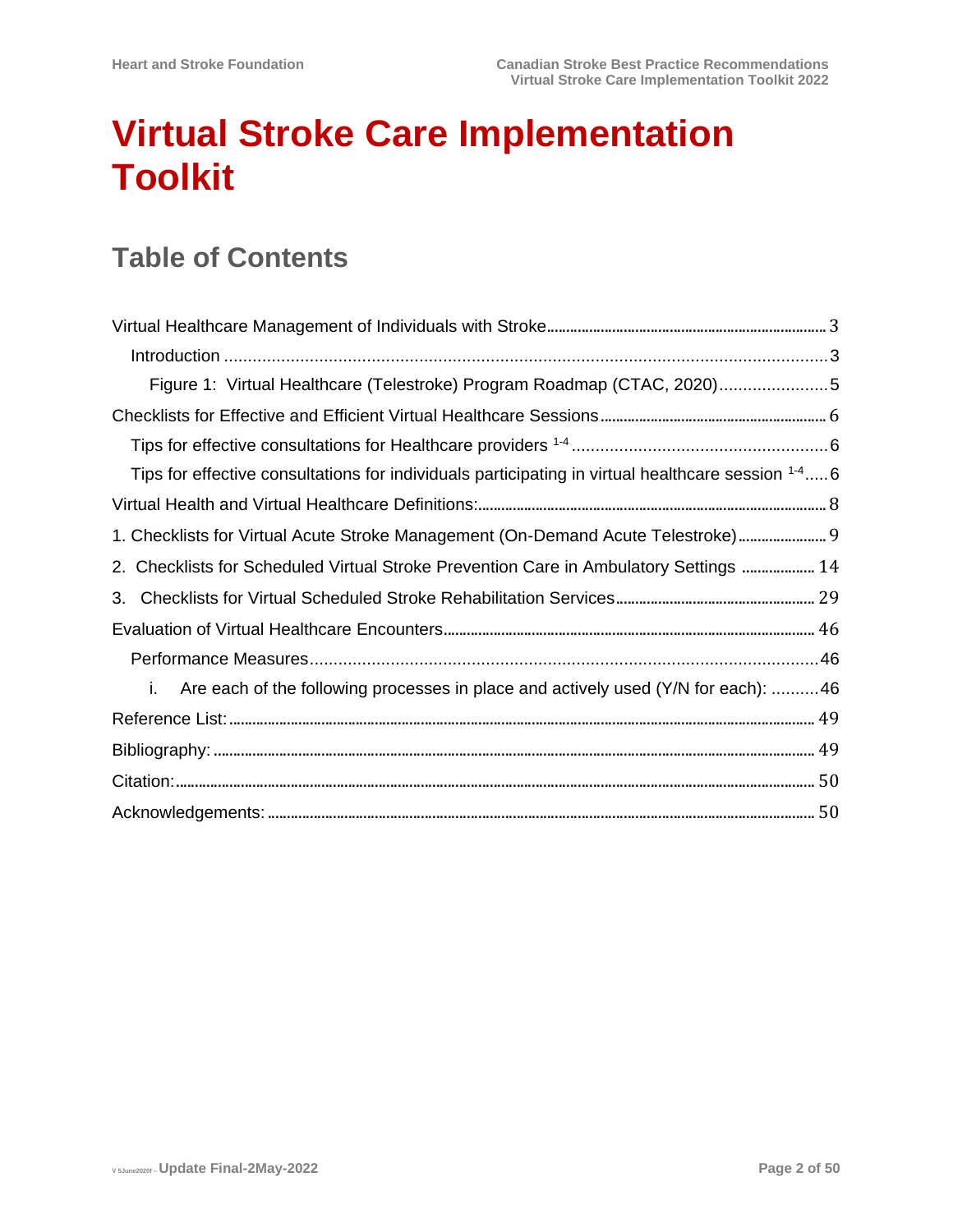# Virtual Stroke Care Implementation Toolkit

## Table of Contents

Virtual Healthcare Management of Individuals with Stroke ........ 3

- Introduction ........ 3
  - Figure 1: Virtual Healthcare (Telestroke) Program Roadmap (CTAC, 2020) ........ 5

Checklists for Effective and Efficient Virtual Healthcare Sessions ........ 6

- Tips for effective consultations for Healthcare providers [1-4] ........ 6
- Tips for effective consultations for individuals participating in virtual healthcare session [1-4] ........ 6

Virtual Health and Virtual Healthcare Definitions: ........ 8

1. Checklists for Virtual Acute Stroke Management (On-Demand Acute Telestroke) ........ 9
2. Checklists for Scheduled Virtual Stroke Prevention Care in Ambulatory Settings ........ 14
3. Checklists for Virtual Scheduled Stroke Rehabilitation Services ........ 29

Evaluation of Virtual Healthcare Encounters ........ 46

- Performance Measures ........ 46
  - i. Are each of the following processes in place and actively used (Y/N for each): ........ 46

Reference List: ........ 49

Bibliography: ........ 49

Citation: ........ 50

Acknowledgements: ........ 50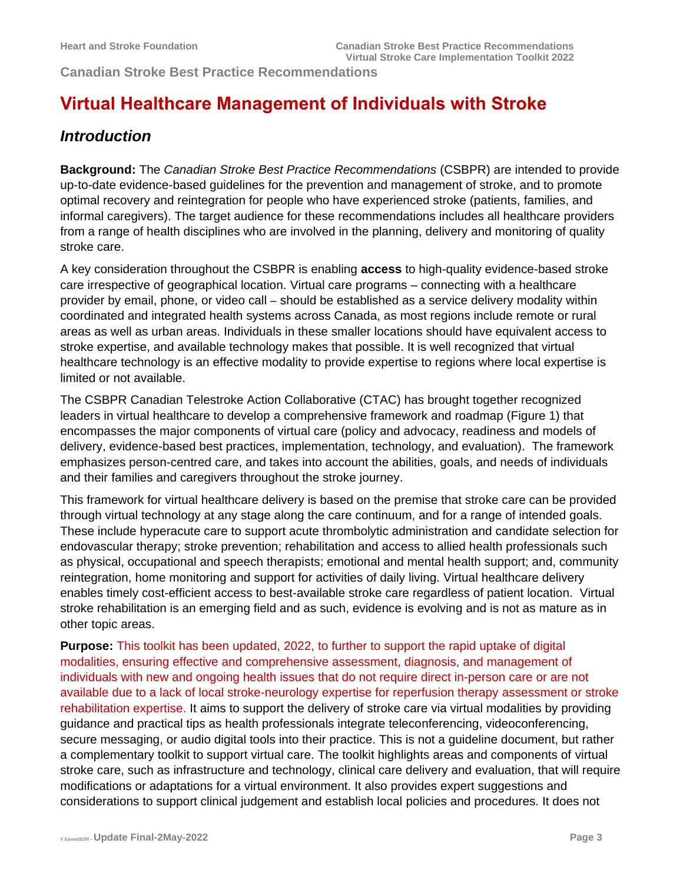## Canadian Stroke Best Practice Recommendations

# Virtual Healthcare Management of Individuals with Stroke

## *Introduction*

**Background:** The *Canadian Stroke Best Practice Recommendations* (CSBPR) are intended to provide up-to-date evidence-based guidelines for the prevention and management of stroke, and to promote optimal recovery and reintegration for people who have experienced stroke (patients, families, and informal caregivers). The target audience for these recommendations includes all healthcare providers from a range of health disciplines who are involved in the planning, delivery and monitoring of quality stroke care.

A key consideration throughout the CSBPR is enabling **access** to high-quality evidence-based stroke care irrespective of geographical location. Virtual care programs – connecting with a healthcare provider by email, phone, or video call – should be established as a service delivery modality within coordinated and integrated health systems across Canada, as most regions include remote or rural areas as well as urban areas. Individuals in these smaller locations should have equivalent access to stroke expertise, and available technology makes that possible. It is well recognized that virtual healthcare technology is an effective modality to provide expertise to regions where local expertise is limited or not available.

The CSBPR Canadian Telestroke Action Collaborative (CTAC) has brought together recognized leaders in virtual healthcare to develop a comprehensive framework and roadmap (Figure 1) that encompasses the major components of virtual care (policy and advocacy, readiness and models of delivery, evidence-based best practices, implementation, technology, and evaluation). The framework emphasizes person-centred care, and takes into account the abilities, goals, and needs of individuals and their families and caregivers throughout the stroke journey.

This framework for virtual healthcare delivery is based on the premise that stroke care can be provided through virtual technology at any stage along the care continuum, and for a range of intended goals. These include hyperacute care to support acute thrombolytic administration and candidate selection for endovascular therapy; stroke prevention; rehabilitation and access to allied health professionals such as physical, occupational and speech therapists; emotional and mental health support; and, community reintegration, home monitoring and support for activities of daily living. Virtual healthcare delivery enables timely cost-efficient access to best-available stroke care regardless of patient location. Virtual stroke rehabilitation is an emerging field and as such, evidence is evolving and is not as mature as in other topic areas.

**Purpose:** This toolkit has been updated, 2022, to further to support the rapid uptake of digital modalities, ensuring effective and comprehensive assessment, diagnosis, and management of individuals with new and ongoing health issues that do not require direct in-person care or are not available due to a lack of local stroke-neurology expertise for reperfusion therapy assessment or stroke rehabilitation expertise. It aims to support the delivery of stroke care via virtual modalities by providing guidance and practical tips as health professionals integrate teleconferencing, videoconferencing, secure messaging, or audio digital tools into their practice. This is not a guideline document, but rather a complementary toolkit to support virtual care. The toolkit highlights areas and components of virtual stroke care, such as infrastructure and technology, clinical care delivery and evaluation, that will require modifications or adaptations for a virtual environment. It also provides expert suggestions and considerations to support clinical judgement and establish local policies and procedures. It does not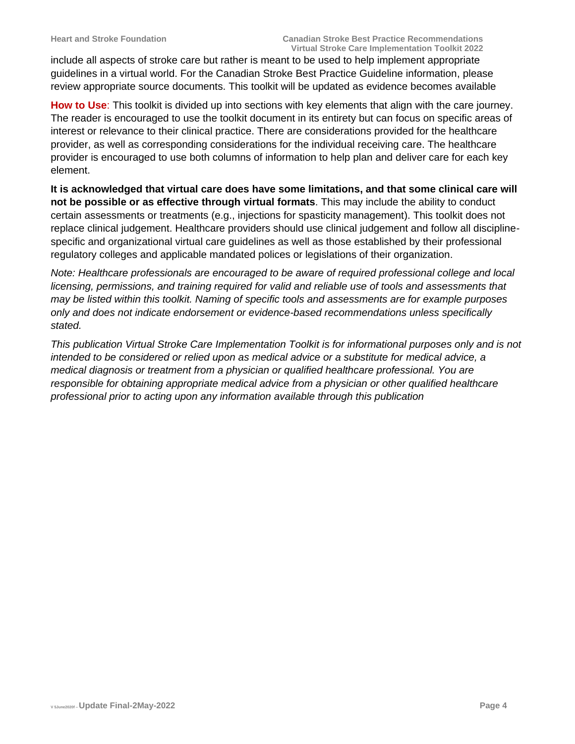include all aspects of stroke care but rather is meant to be used to help implement appropriate guidelines in a virtual world. For the Canadian Stroke Best Practice Guideline information, please review appropriate source documents. This toolkit will be updated as evidence becomes available

**How to Use**: This toolkit is divided up into sections with key elements that align with the care journey. The reader is encouraged to use the toolkit document in its entirety but can focus on specific areas of interest or relevance to their clinical practice. There are considerations provided for the healthcare provider, as well as corresponding considerations for the individual receiving care. The healthcare provider is encouraged to use both columns of information to help plan and deliver care for each key element.

**It is acknowledged that virtual care does have some limitations, and that some clinical care will not be possible or as effective through virtual formats**. This may include the ability to conduct certain assessments or treatments (e.g., injections for spasticity management). This toolkit does not replace clinical judgement. Healthcare providers should use clinical judgement and follow all discipline-specific and organizational virtual care guidelines as well as those established by their professional regulatory colleges and applicable mandated polices or legislations of their organization.

*Note: Healthcare professionals are encouraged to be aware of required professional college and local licensing, permissions, and training required for valid and reliable use of tools and assessments that may be listed within this toolkit. Naming of specific tools and assessments are for example purposes only and does not indicate endorsement or evidence-based recommendations unless specifically stated.*

*This publication Virtual Stroke Care Implementation Toolkit is for informational purposes only and is not intended to be considered or relied upon as medical advice or a substitute for medical advice, a medical diagnosis or treatment from a physician or qualified healthcare professional. You are responsible for obtaining appropriate medical advice from a physician or other qualified healthcare professional prior to acting upon any information available through this publication*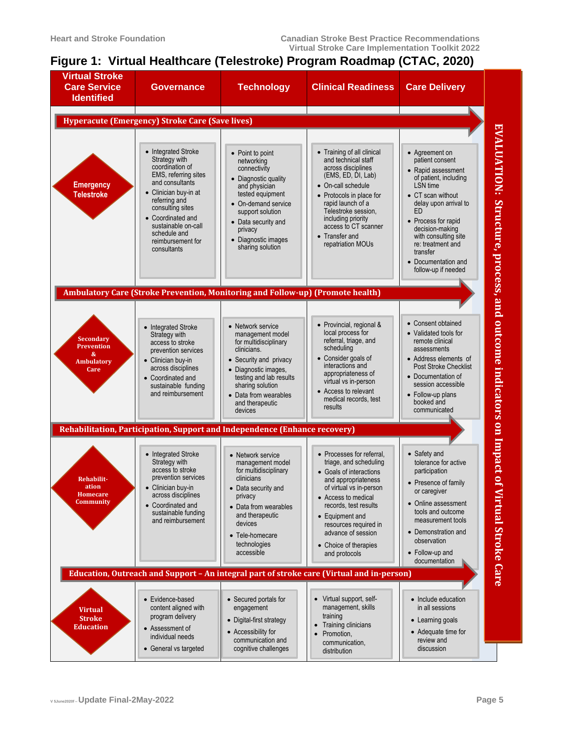# Figure 1: Virtual Healthcare (Telestroke) Program Roadmap (CTAC, 2020)

| Virtual Stroke Care Service Identified | Governance | Technology | Clinical Readiness | Care Delivery |
|---|---|---|---|---|
| **Hyperacute (Emergency) Stroke Care (Save lives)** | | | | |
| **Emergency Telestroke** | • Integrated Stroke Strategy with coordination of EMS, referring sites and consultants<br>• Clinician buy-in at referring and consulting sites<br>• Coordinated and sustainable on-call schedule and reimbursement for consultants | • Point to point networking connectivity<br>• Diagnostic quality and physician tested equipment<br>• On-demand service support solution<br>• Data security and privacy<br>• Diagnostic images sharing solution | • Training of all clinical and technical staff across disciplines (EMS, ED, DI, Lab)<br>• On-call schedule<br>• Protocols in place for rapid launch of a Telestroke session, including priority access to CT scanner<br>• Transfer and repatriation MOUs | • Agreement on patient consent<br>• Rapid assessment of patient, including LSN time<br>• CT scan without delay upon arrival to ED<br>• Process for rapid decision-making with consulting site re: treatment and transfer<br>• Documentation and follow-up if needed |
| **Ambulatory Care (Stroke Prevention, Monitoring and Follow-up) (Promote health)** | | | | |
| **Secondary Prevention & Ambulatory Care** | • Integrated Stroke Strategy with access to stroke prevention services<br>• Clinician buy-in across disciplines<br>• Coordinated and sustainable funding and reimbursement | • Network service management model for multidisciplinary clinicians.<br>• Security and privacy<br>• Diagnostic images, testing and lab results sharing solution<br>• Data from wearables and therapeutic devices | • Provincial, regional & local process for referral, triage, and scheduling<br>• Consider goals of interactions and appropriateness of virtual vs in-person<br>• Access to relevant medical records, test results | • Consent obtained<br>• Validated tools for remote clinical assessments<br>• Address elements of Post Stroke Checklist<br>• Documentation of session accessible<br>• Follow-up plans booked and communicated |
| **Rehabilitation, Participation, Support and Independence (Enhance recovery)** | | | | |
| **Rehabilitation Homecare Community** | • Integrated Stroke Strategy with access to stroke prevention services<br>• Clinician buy-in across disciplines<br>• Coordinated and sustainable funding and reimbursement | • Network service management model for multidisciplinary clinicians<br>• Data security and privacy<br>• Data from wearables and therapeutic devices<br>• Tele-homecare technologies accessible | • Processes for referral, triage, and scheduling<br>• Goals of interactions and appropriateness of virtual vs in-person<br>• Access to medical records, test results<br>• Equipment and resources required in advance of session<br>• Choice of therapies and protocols | • Safety and tolerance for active participation<br>• Presence of family or caregiver<br>• Online assessment tools and outcome measurement tools<br>• Demonstration and observation<br>• Follow-up and documentation |
| **Education, Outreach and Support – An integral part of stroke care (Virtual and in-person)** | | | | |
| **Virtual Stroke Education** | • Evidence-based content aligned with program delivery<br>• Assessment of individual needs<br>• General vs targeted | • Secured portals for engagement<br>• Digital-first strategy<br>• Accessibility for communication and cognitive challenges | • Virtual support, self-management, skills training<br>• Training clinicians<br>• Promotion, communication, distribution | • Include education in all sessions<br>• Learning goals<br>• Adequate time for review and discussion |

**EVALUATION: Structure, process, and outcome indicators on Impact of Virtual Stroke Care**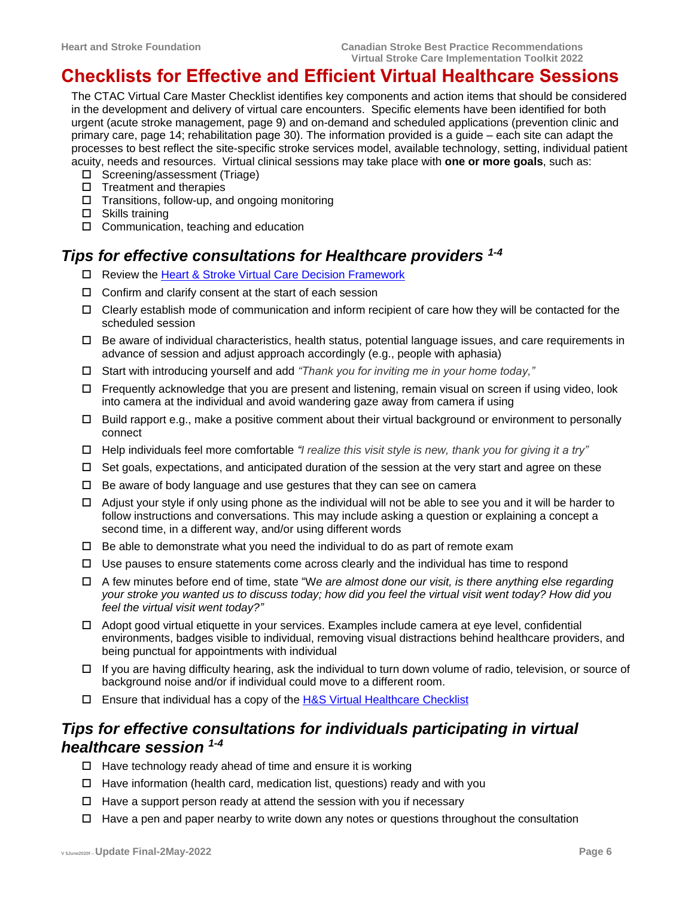# Checklists for Effective and Efficient Virtual Healthcare Sessions

The CTAC Virtual Care Master Checklist identifies key components and action items that should be considered in the development and delivery of virtual care encounters. Specific elements have been identified for both urgent (acute stroke management, page 9) and on-demand and scheduled applications (prevention clinic and primary care, page 14; rehabilitation page 30). The information provided is a guide – each site can adapt the processes to best reflect the site-specific stroke services model, available technology, setting, individual patient acuity, needs and resources. Virtual clinical sessions may take place with **one or more goals**, such as:

- ☐ Screening/assessment (Triage)
- ☐ Treatment and therapies
- ☐ Transitions, follow-up, and ongoing monitoring
- ☐ Skills training
- ☐ Communication, teaching and education

## *Tips for effective consultations for Healthcare providers [1-4]*

- ☐ Review the Heart & Stroke Virtual Care Decision Framework
- ☐ Confirm and clarify consent at the start of each session
- ☐ Clearly establish mode of communication and inform recipient of care how they will be contacted for the scheduled session
- ☐ Be aware of individual characteristics, health status, potential language issues, and care requirements in advance of session and adjust approach accordingly (e.g., people with aphasia)
- ☐ Start with introducing yourself and add *"Thank you for inviting me in your home today,"*
- ☐ Frequently acknowledge that you are present and listening, remain visual on screen if using video, look into camera at the individual and avoid wandering gaze away from camera if using
- ☐ Build rapport e.g., make a positive comment about their virtual background or environment to personally connect
- ☐ Help individuals feel more comfortable *"I realize this visit style is new, thank you for giving it a try"*
- ☐ Set goals, expectations, and anticipated duration of the session at the very start and agree on these
- ☐ Be aware of body language and use gestures that they can see on camera
- ☐ Adjust your style if only using phone as the individual will not be able to see you and it will be harder to follow instructions and conversations. This may include asking a question or explaining a concept a second time, in a different way, and/or using different words
- ☐ Be able to demonstrate what you need the individual to do as part of remote exam
- ☐ Use pauses to ensure statements come across clearly and the individual has time to respond
- ☐ A few minutes before end of time, state "W*e are almost done our visit, is there anything else regarding your stroke you wanted us to discuss today; how did you feel the virtual visit went today? How did you feel the virtual visit went today?"*
- ☐ Adopt good virtual etiquette in your services. Examples include camera at eye level, confidential environments, badges visible to individual, removing visual distractions behind healthcare providers, and being punctual for appointments with individual
- ☐ If you are having difficulty hearing, ask the individual to turn down volume of radio, television, or source of background noise and/or if individual could move to a different room.
- ☐ Ensure that individual has a copy of the H&S Virtual Healthcare Checklist

## *Tips for effective consultations for individuals participating in virtual healthcare session [1-4]*

- ☐ Have technology ready ahead of time and ensure it is working
- ☐ Have information (health card, medication list, questions) ready and with you
- ☐ Have a support person ready at attend the session with you if necessary
- ☐ Have a pen and paper nearby to write down any notes or questions throughout the consultation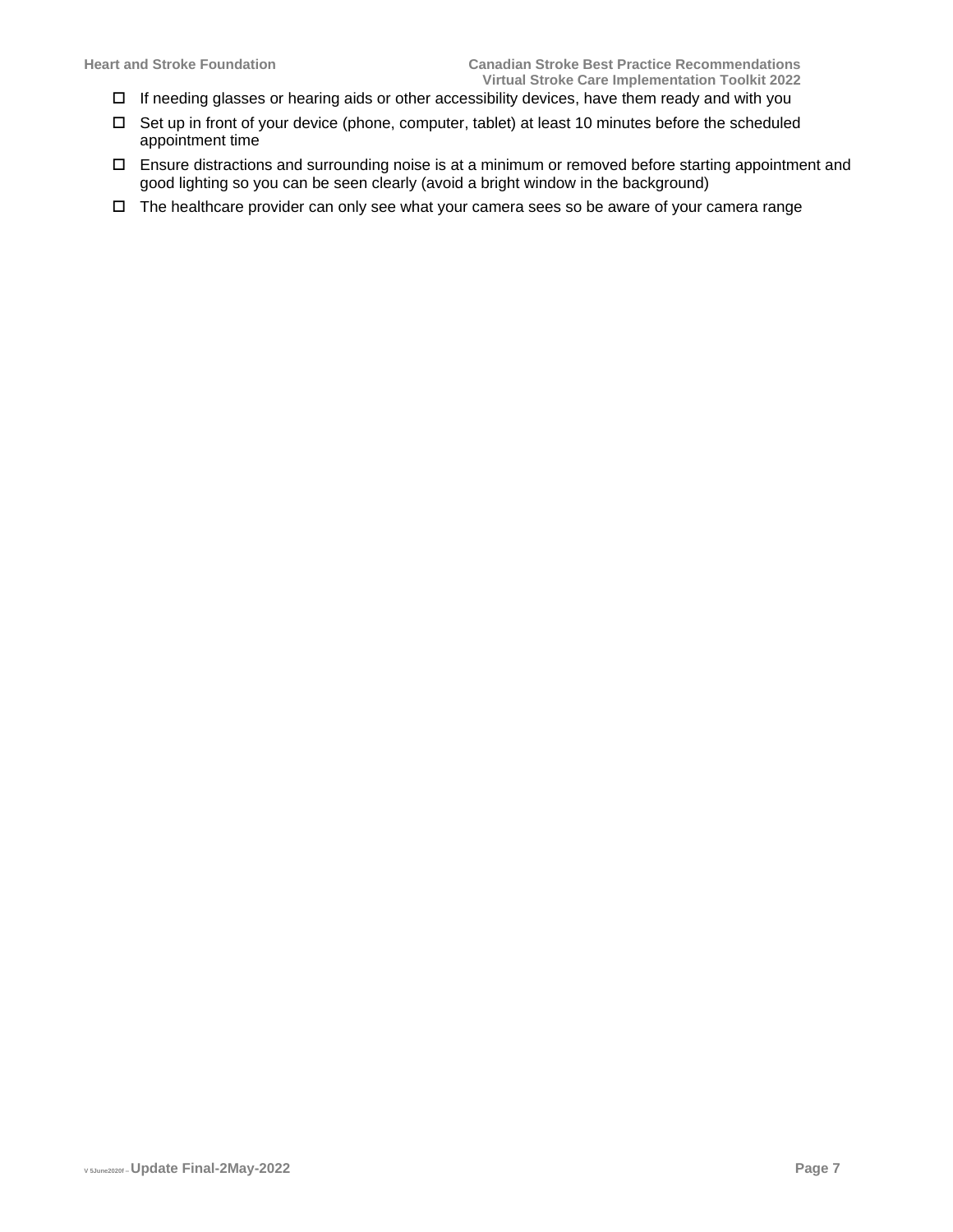- ☐ If needing glasses or hearing aids or other accessibility devices, have them ready and with you
- ☐ Set up in front of your device (phone, computer, tablet) at least 10 minutes before the scheduled appointment time
- ☐ Ensure distractions and surrounding noise is at a minimum or removed before starting appointment and good lighting so you can be seen clearly (avoid a bright window in the background)
- ☐ The healthcare provider can only see what your camera sees so be aware of your camera range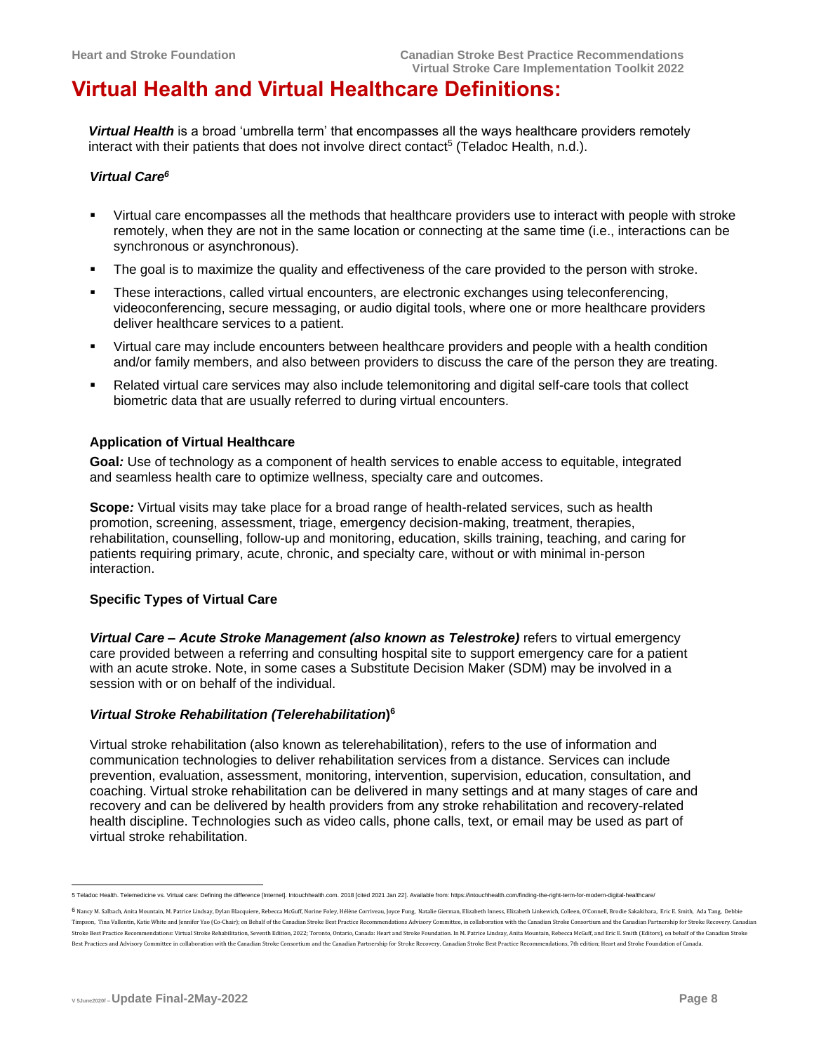# Virtual Health and Virtual Healthcare Definitions:

***Virtual Health*** is a broad 'umbrella term' that encompasses all the ways healthcare providers remotely interact with their patients that does not involve direct contact[5] (Teladoc Health, n.d.).

***Virtual Care***[6]

- Virtual care encompasses all the methods that healthcare providers use to interact with people with stroke remotely, when they are not in the same location or connecting at the same time (i.e., interactions can be synchronous or asynchronous).
- The goal is to maximize the quality and effectiveness of the care provided to the person with stroke.
- These interactions, called virtual encounters, are electronic exchanges using teleconferencing, videoconferencing, secure messaging, or audio digital tools, where one or more healthcare providers deliver healthcare services to a patient.
- Virtual care may include encounters between healthcare providers and people with a health condition and/or family members, and also between providers to discuss the care of the person they are treating.
- Related virtual care services may also include telemonitoring and digital self-care tools that collect biometric data that are usually referred to during virtual encounters.

**Application of Virtual Healthcare**

**Goal***:* Use of technology as a component of health services to enable access to equitable, integrated and seamless health care to optimize wellness, specialty care and outcomes.

**Scope***:* Virtual visits may take place for a broad range of health-related services, such as health promotion, screening, assessment, triage, emergency decision-making, treatment, therapies, rehabilitation, counselling, follow-up and monitoring, education, skills training, teaching, and caring for patients requiring primary, acute, chronic, and specialty care, without or with minimal in-person interaction.

**Specific Types of Virtual Care**

***Virtual Care – Acute Stroke Management (also known as Telestroke)*** refers to virtual emergency care provided between a referring and consulting hospital site to support emergency care for a patient with an acute stroke. Note, in some cases a Substitute Decision Maker (SDM) may be involved in a session with or on behalf of the individual.

***Virtual Stroke Rehabilitation (Telerehabilitation)***[6]

Virtual stroke rehabilitation (also known as telerehabilitation), refers to the use of information and communication technologies to deliver rehabilitation services from a distance. Services can include prevention, evaluation, assessment, monitoring, intervention, supervision, education, consultation, and coaching. Virtual stroke rehabilitation can be delivered in many settings and at many stages of care and recovery and can be delivered by health providers from any stroke rehabilitation and recovery-related health discipline. Technologies such as video calls, phone calls, text, or email may be used as part of virtual stroke rehabilitation.

---

5 Teladoc Health. Telemedicine vs. Virtual care: Defining the difference [Internet]. Intouchhealth.com. 2018 [cited 2021 Jan 22]. Available from: https://intouchhealth.com/finding-the-right-term-for-modern-digital-healthcare/

6 Nancy M. Salbach, Anita Mountain, M. Patrice Lindsay, Dylan Blacquiere, Rebecca McGuff, Norine Foley, Hélène Corriveau, Joyce Fung, Natalie Gierman, Elizabeth Inness, Elizabeth Linkewich, Colleen, O'Connell, Brodie Sakakibara, Eric E. Smith, Ada Tang, Debbie Timpson, Tina Vallentin, Katie White and Jennifer Yao (Co-Chair); on Behalf of the Canadian Stroke Best Practice Recommendations Advisory Committee, in collaboration with the Canadian Stroke Consortium and the Canadian Partnership for Stroke Recovery. Canadian Stroke Best Practice Recommendations: Virtual Stroke Rehabilitation, Seventh Edition, 2022; Toronto, Ontario, Canada: Heart and Stroke Foundation. In M. Patrice Lindsay, Anita Mountain, Rebecca McGuff, and Eric E. Smith (Editors), on behalf of the Canadian Stroke Best Practices and Advisory Committee in collaboration with the Canadian Stroke Consortium and the Canadian Partnership for Stroke Recovery. Canadian Stroke Best Practice Recommendations, 7th edition; Heart and Stroke Foundation of Canada.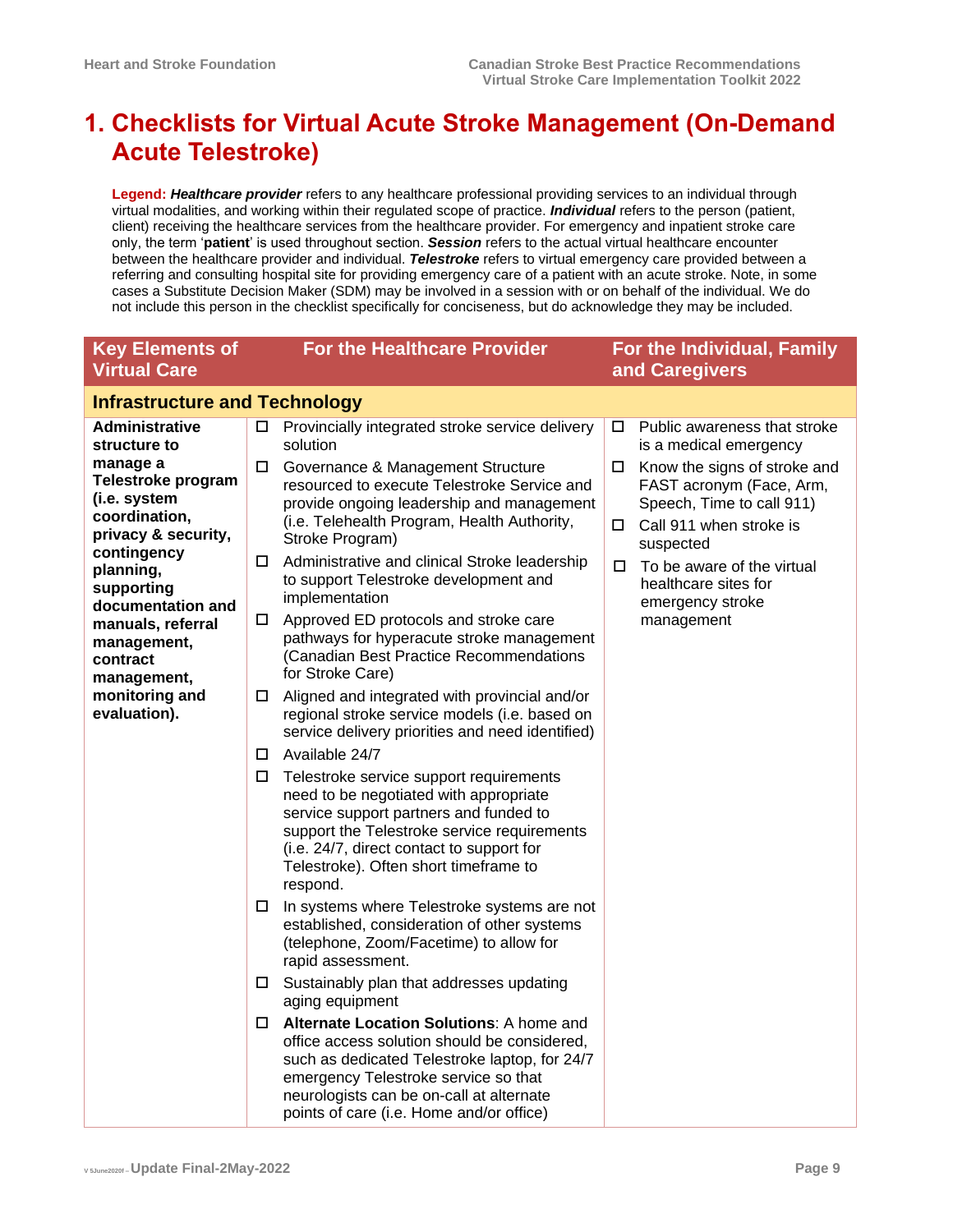# 1. Checklists for Virtual Acute Stroke Management (On-Demand Acute Telestroke)

**Legend:** ***Healthcare provider*** refers to any healthcare professional providing services to an individual through virtual modalities, and working within their regulated scope of practice. ***Individual*** refers to the person (patient, client) receiving the healthcare services from the healthcare provider. For emergency and inpatient stroke care only, the term '**patient**' is used throughout section. ***Session*** refers to the actual virtual healthcare encounter between the healthcare provider and individual. ***Telestroke*** refers to virtual emergency care provided between a referring and consulting hospital site for providing emergency care of a patient with an acute stroke. Note, in some cases a Substitute Decision Maker (SDM) may be involved in a session with or on behalf of the individual. We do not include this person in the checklist specifically for conciseness, but do acknowledge they may be included.

| Key Elements of Virtual Care | For the Healthcare Provider | For the Individual, Family and Caregivers |
|---|---|---|
| **Infrastructure and Technology** | | |
| **Administrative structure to manage a Telestroke program (i.e. system coordination, privacy & security, contingency planning, supporting documentation and manuals, referral management, contract management, monitoring and evaluation).** | ☐ Provincially integrated stroke service delivery solution<br>☐ Governance & Management Structure resourced to execute Telestroke Service and provide ongoing leadership and management (i.e. Telehealth Program, Health Authority, Stroke Program)<br>☐ Administrative and clinical Stroke leadership to support Telestroke development and implementation<br>☐ Approved ED protocols and stroke care pathways for hyperacute stroke management (Canadian Best Practice Recommendations for Stroke Care)<br>☐ Aligned and integrated with provincial and/or regional stroke service models (i.e. based on service delivery priorities and need identified)<br>☐ Available 24/7<br>☐ Telestroke service support requirements need to be negotiated with appropriate service support partners and funded to support the Telestroke service requirements (i.e. 24/7, direct contact to support for Telestroke). Often short timeframe to respond.<br>☐ In systems where Telestroke systems are not established, consideration of other systems (telephone, Zoom/Facetime) to allow for rapid assessment.<br>☐ Sustainably plan that addresses updating aging equipment<br>☐ **Alternate Location Solutions**: A home and office access solution should be considered, such as dedicated Telestroke laptop, for 24/7 emergency Telestroke service so that neurologists can be on-call at alternate points of care (i.e. Home and/or office) | ☐ Public awareness that stroke is a medical emergency<br>☐ Know the signs of stroke and FAST acronym (Face, Arm, Speech, Time to call 911)<br>☐ Call 911 when stroke is suspected<br>☐ To be aware of the virtual healthcare sites for emergency stroke management |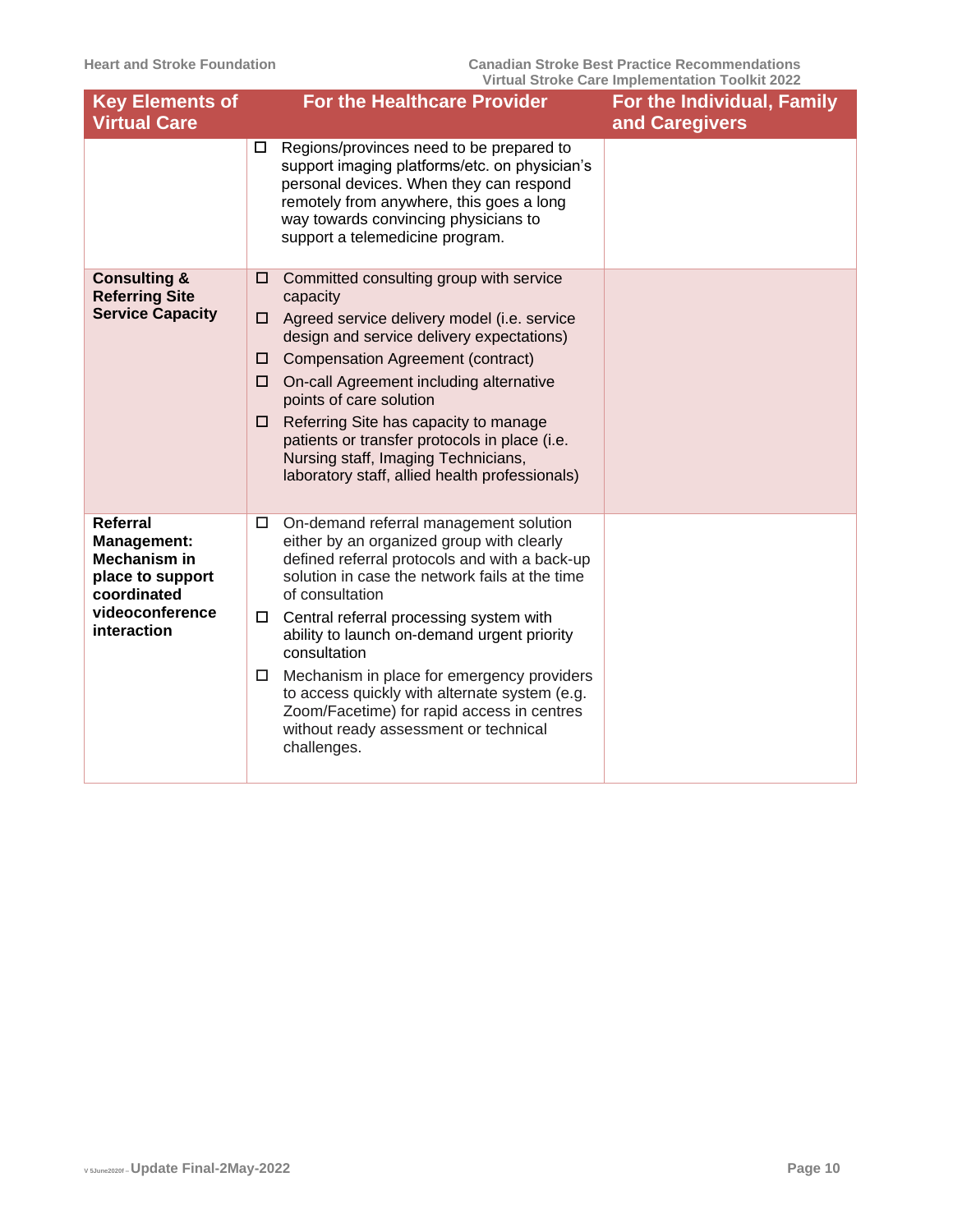| Key Elements of Virtual Care | For the Healthcare Provider | For the Individual, Family and Caregivers |
|---|---|---|
| | ☐ Regions/provinces need to be prepared to support imaging platforms/etc. on physician's personal devices. When they can respond remotely from anywhere, this goes a long way towards convincing physicians to support a telemedicine program. | |
| **Consulting & Referring Site Service Capacity** | ☐ Committed consulting group with service capacity<br>☐ Agreed service delivery model (i.e. service design and service delivery expectations)<br>☐ Compensation Agreement (contract)<br>☐ On-call Agreement including alternative points of care solution<br>☐ Referring Site has capacity to manage patients or transfer protocols in place (i.e. Nursing staff, Imaging Technicians, laboratory staff, allied health professionals) | |
| **Referral Management: Mechanism in place to support coordinated videoconference interaction** | ☐ On-demand referral management solution either by an organized group with clearly defined referral protocols and with a back-up solution in case the network fails at the time of consultation<br>☐ Central referral processing system with ability to launch on-demand urgent priority consultation<br>☐ Mechanism in place for emergency providers to access quickly with alternate system (e.g. Zoom/Facetime) for rapid access in centres without ready assessment or technical challenges. | |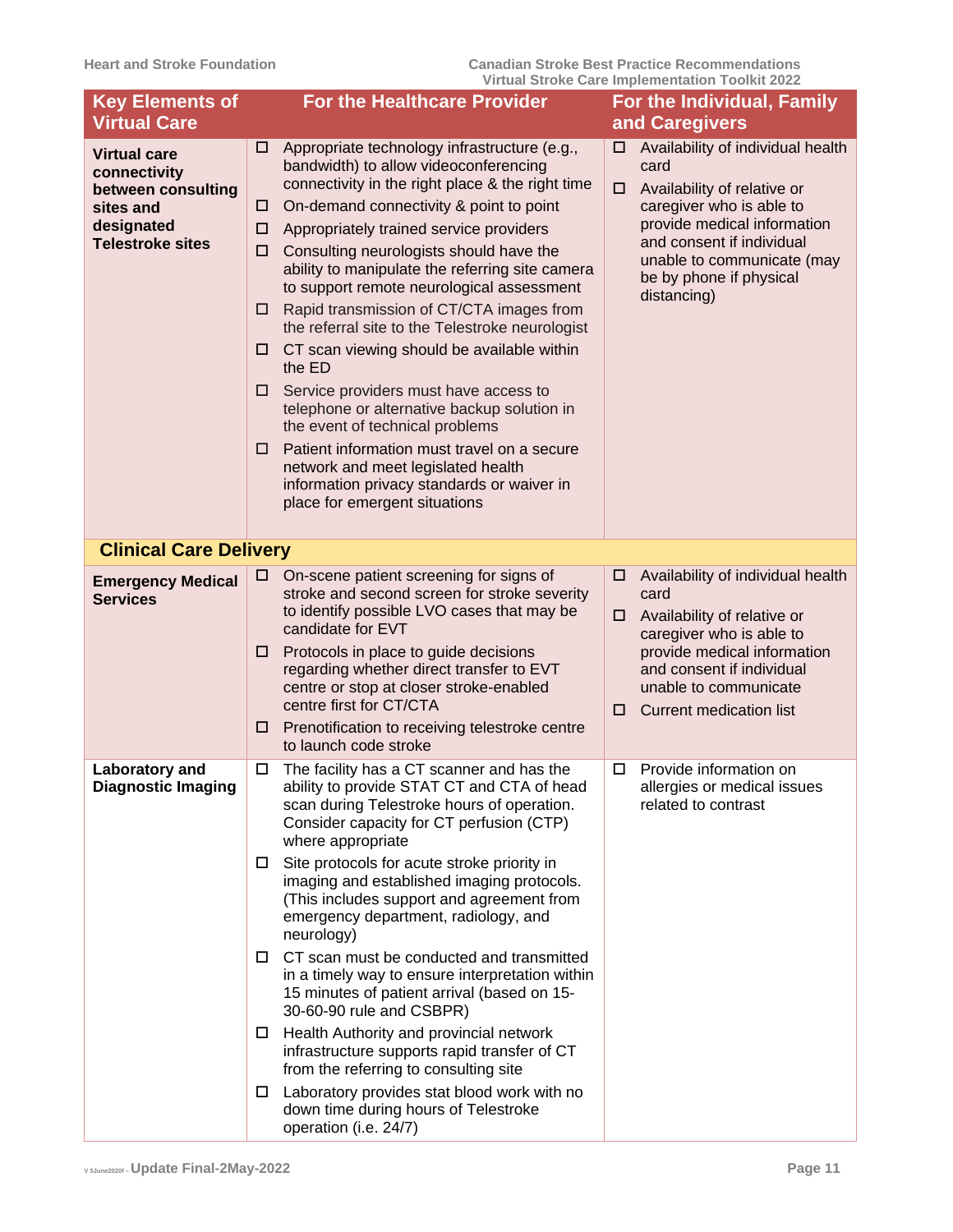| Key Elements of Virtual Care | For the Healthcare Provider | For the Individual, Family and Caregivers |
|---|---|---|
| **Virtual care connectivity between consulting sites and designated Telestroke sites** | ☐ Appropriate technology infrastructure (e.g., bandwidth) to allow videoconferencing connectivity in the right place & the right time<br>☐ On-demand connectivity & point to point<br>☐ Appropriately trained service providers<br>☐ Consulting neurologists should have the ability to manipulate the referring site camera to support remote neurological assessment<br>☐ Rapid transmission of CT/CTA images from the referral site to the Telestroke neurologist<br>☐ CT scan viewing should be available within the ED<br>☐ Service providers must have access to telephone or alternative backup solution in the event of technical problems<br>☐ Patient information must travel on a secure network and meet legislated health information privacy standards or waiver in place for emergent situations | ☐ Availability of individual health card<br>☐ Availability of relative or caregiver who is able to provide medical information and consent if individual unable to communicate (may be by phone if physical distancing) |
| **Clinical Care Delivery** | | |
| **Emergency Medical Services** | ☐ On-scene patient screening for signs of stroke and second screen for stroke severity to identify possible LVO cases that may be candidate for EVT<br>☐ Protocols in place to guide decisions regarding whether direct transfer to EVT centre or stop at closer stroke-enabled centre first for CT/CTA<br>☐ Prenotification to receiving telestroke centre to launch code stroke | ☐ Availability of individual health card<br>☐ Availability of relative or caregiver who is able to provide medical information and consent if individual unable to communicate<br>☐ Current medication list |
| **Laboratory and Diagnostic Imaging** | ☐ The facility has a CT scanner and has the ability to provide STAT CT and CTA of head scan during Telestroke hours of operation. Consider capacity for CT perfusion (CTP) where appropriate<br>☐ Site protocols for acute stroke priority in imaging and established imaging protocols. (This includes support and agreement from emergency department, radiology, and neurology)<br>☐ CT scan must be conducted and transmitted in a timely way to ensure interpretation within 15 minutes of patient arrival (based on 15-30-60-90 rule and CSBPR)<br>☐ Health Authority and provincial network infrastructure supports rapid transfer of CT from the referring to consulting site<br>☐ Laboratory provides stat blood work with no down time during hours of Telestroke operation (i.e. 24/7) | ☐ Provide information on allergies or medical issues related to contrast |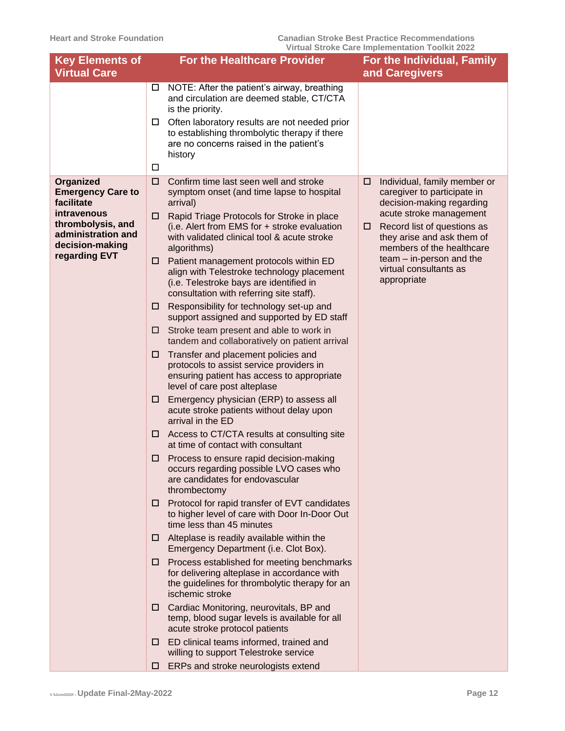| Key Elements of Virtual Care | For the Healthcare Provider | For the Individual, Family and Caregivers |
|---|---|---|
| | ☐ NOTE: After the patient's airway, breathing and circulation are deemed stable, CT/CTA is the priority.<br>☐ Often laboratory results are not needed prior to establishing thrombolytic therapy if there are no concerns raised in the patient's history<br>☐ | |
| **Organized Emergency Care to facilitate intravenous thrombolysis, and administration and decision-making regarding EVT** | ☐ Confirm time last seen well and stroke symptom onset (and time lapse to hospital arrival)<br>☐ Rapid Triage Protocols for Stroke in place (i.e. Alert from EMS for + stroke evaluation with validated clinical tool & acute stroke algorithms)<br>☐ Patient management protocols within ED align with Telestroke technology placement (i.e. Telestroke bays are identified in consultation with referring site staff).<br>☐ Responsibility for technology set-up and support assigned and supported by ED staff<br>☐ Stroke team present and able to work in tandem and collaboratively on patient arrival<br>☐ Transfer and placement policies and protocols to assist service providers in ensuring patient has access to appropriate level of care post alteplase<br>☐ Emergency physician (ERP) to assess all acute stroke patients without delay upon arrival in the ED<br>☐ Access to CT/CTA results at consulting site at time of contact with consultant<br>☐ Process to ensure rapid decision-making occurs regarding possible LVO cases who are candidates for endovascular thrombectomy<br>☐ Protocol for rapid transfer of EVT candidates to higher level of care with Door In-Door Out time less than 45 minutes<br>☐ Alteplase is readily available within the Emergency Department (i.e. Clot Box).<br>☐ Process established for meeting benchmarks for delivering alteplase in accordance with the guidelines for thrombolytic therapy for an ischemic stroke<br>☐ Cardiac Monitoring, neurovitals, BP and temp, blood sugar levels is available for all acute stroke protocol patients<br>☐ ED clinical teams informed, trained and willing to support Telestroke service<br>☐ ERPs and stroke neurologists extend | ☐ Individual, family member or caregiver to participate in decision-making regarding acute stroke management<br>☐ Record list of questions as they arise and ask them of members of the healthcare team – in-person and the virtual consultants as appropriate |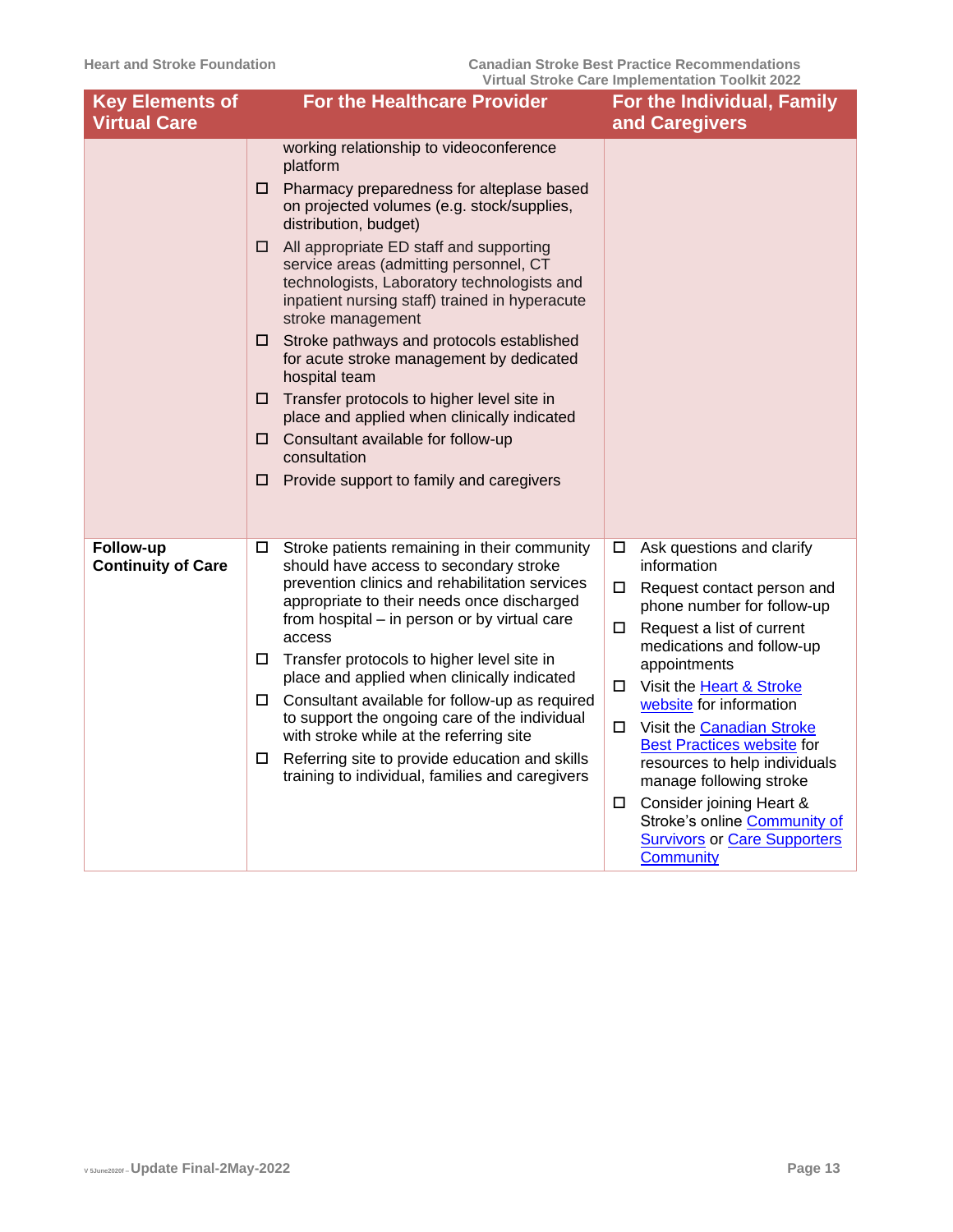| Key Elements of Virtual Care | For the Healthcare Provider | For the Individual, Family and Caregivers |
|---|---|---|
| | working relationship to videoconference platform<br>☐ Pharmacy preparedness for alteplase based on projected volumes (e.g. stock/supplies, distribution, budget)<br>☐ All appropriate ED staff and supporting service areas (admitting personnel, CT technologists, Laboratory technologists and inpatient nursing staff) trained in hyperacute stroke management<br>☐ Stroke pathways and protocols established for acute stroke management by dedicated hospital team<br>☐ Transfer protocols to higher level site in place and applied when clinically indicated<br>☐ Consultant available for follow-up consultation<br>☐ Provide support to family and caregivers | |
| **Follow-up Continuity of Care** | ☐ Stroke patients remaining in their community should have access to secondary stroke prevention clinics and rehabilitation services appropriate to their needs once discharged from hospital – in person or by virtual care access<br>☐ Transfer protocols to higher level site in place and applied when clinically indicated<br>☐ Consultant available for follow-up as required to support the ongoing care of the individual with stroke while at the referring site<br>☐ Referring site to provide education and skills training to individual, families and caregivers | ☐ Ask questions and clarify information<br>☐ Request contact person and phone number for follow-up<br>☐ Request a list of current medications and follow-up appointments<br>☐ Visit the Heart & Stroke website for information<br>☐ Visit the Canadian Stroke Best Practices website for resources to help individuals manage following stroke<br>☐ Consider joining Heart & Stroke's online Community of Survivors or Care Supporters Community |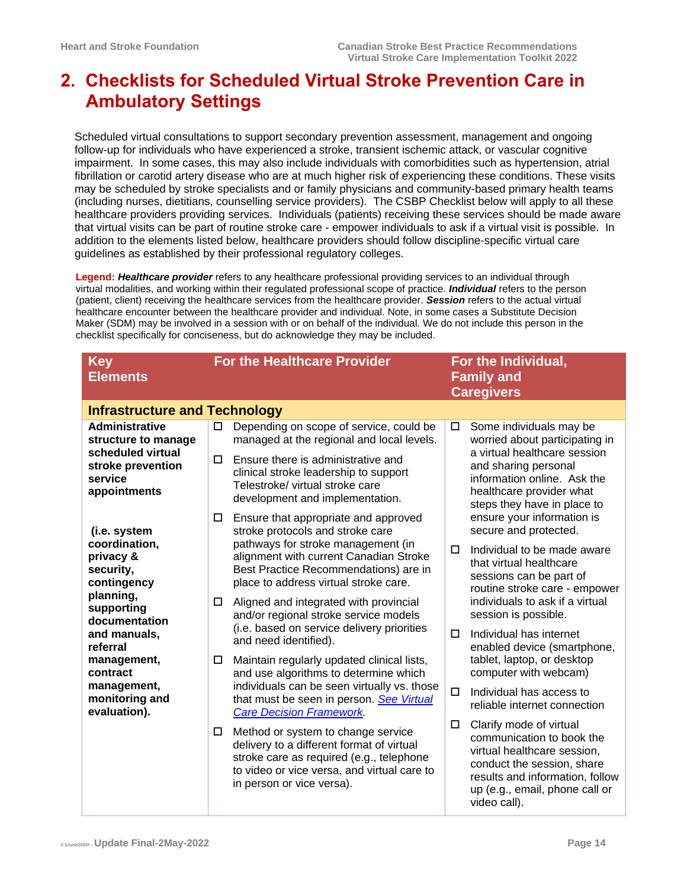## 2. Checklists for Scheduled Virtual Stroke Prevention Care in Ambulatory Settings

Scheduled virtual consultations to support secondary prevention assessment, management and ongoing follow-up for individuals who have experienced a stroke, transient ischemic attack, or vascular cognitive impairment. In some cases, this may also include individuals with comorbidities such as hypertension, atrial fibrillation or carotid artery disease who are at much higher risk of experiencing these conditions. These visits may be scheduled by stroke specialists and or family physicians and community-based primary health teams (including nurses, dietitians, counselling service providers). The CSBP Checklist below will apply to all these healthcare providers providing services. Individuals (patients) receiving these services should be made aware that virtual visits can be part of routine stroke care - empower individuals to ask if a virtual visit is possible. In addition to the elements listed below, healthcare providers should follow discipline-specific virtual care guidelines as established by their professional regulatory colleges.

**Legend:** ***Healthcare provider*** refers to any healthcare professional providing services to an individual through virtual modalities, and working within their regulated professional scope of practice. ***Individual*** refers to the person (patient, client) receiving the healthcare services from the healthcare provider. ***Session*** refers to the actual virtual healthcare encounter between the healthcare provider and individual. Note, in some cases a Substitute Decision Maker (SDM) may be involved in a session with or on behalf of the individual. We do not include this person in the checklist specifically for conciseness, but do acknowledge they may be included.

| Key Elements | For the Healthcare Provider | For the Individual, Family and Caregivers |
|---|---|---|
| **Infrastructure and Technology** | | |
| **Administrative structure to manage scheduled virtual stroke prevention service appointments**<br><br>**(i.e. system coordination, privacy & security, contingency planning, supporting documentation and manuals, referral management, contract management, monitoring and evaluation).** | ☐ Depending on scope of service, could be managed at the regional and local levels.<br>☐ Ensure there is administrative and clinical stroke leadership to support Telestroke/ virtual stroke care development and implementation.<br>☐ Ensure that appropriate and approved stroke protocols and stroke care pathways for stroke management (in alignment with current Canadian Stroke Best Practice Recommendations) are in place to address virtual stroke care.<br>☐ Aligned and integrated with provincial and/or regional stroke service models (i.e. based on service delivery priorities and need identified).<br>☐ Maintain regularly updated clinical lists, and use algorithms to determine which individuals can be seen virtually vs. those that must be seen in person. *See Virtual Care Decision Framework.*<br>☐ Method or system to change service delivery to a different format of virtual stroke care as required (e.g., telephone to video or vice versa, and virtual care to in person or vice versa). | ☐ Some individuals may be worried about participating in a virtual healthcare session and sharing personal information online. Ask the healthcare provider what steps they have in place to ensure your information is secure and protected.<br>☐ Individual to be made aware that virtual healthcare sessions can be part of routine stroke care - empower individuals to ask if a virtual session is possible.<br>☐ Individual has internet enabled device (smartphone, tablet, laptop, or desktop computer with webcam)<br>☐ Individual has access to reliable internet connection<br>☐ Clarify mode of virtual communication to book the virtual healthcare session, conduct the session, share results and information, follow up (e.g., email, phone call or video call). |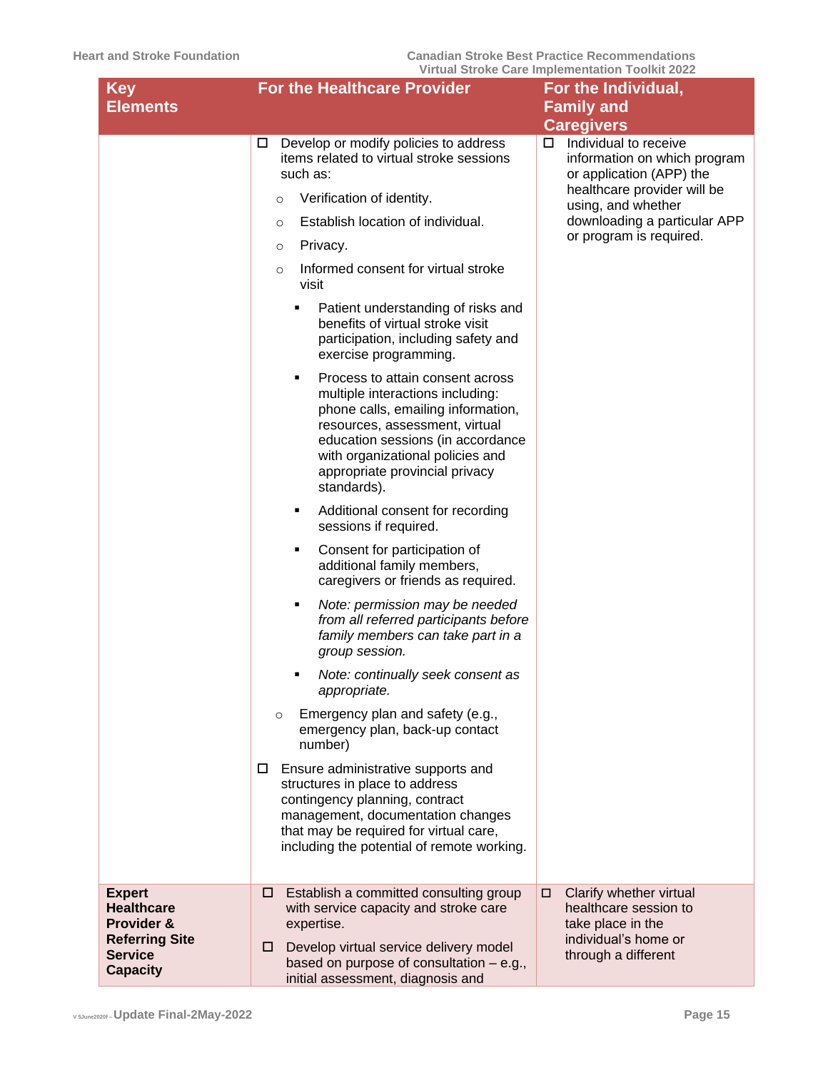| Key Elements | For the Healthcare Provider | For the Individual, Family and Caregivers |
|---|---|---|
| | ☐ Develop or modify policies to address items related to virtual stroke sessions such as:<br>○ Verification of identity.<br>○ Establish location of individual.<br>○ Privacy.<br>○ Informed consent for virtual stroke visit<br>▪ Patient understanding of risks and benefits of virtual stroke visit participation, including safety and exercise programming.<br>▪ Process to attain consent across multiple interactions including: phone calls, emailing information, resources, assessment, virtual education sessions (in accordance with organizational policies and appropriate provincial privacy standards).<br>▪ Additional consent for recording sessions if required.<br>▪ Consent for participation of additional family members, caregivers or friends as required.<br>▪ *Note: permission may be needed from all referred participants before family members can take part in a group session.*<br>▪ *Note: continually seek consent as appropriate.*<br>○ Emergency plan and safety (e.g., emergency plan, back-up contact number)<br>☐ Ensure administrative supports and structures in place to address contingency planning, contract management, documentation changes that may be required for virtual care, including the potential of remote working. | ☐ Individual to receive information on which program or application (APP) the healthcare provider will be using, and whether downloading a particular APP or program is required. |
| **Expert Healthcare Provider & Referring Site Service Capacity** | ☐ Establish a committed consulting group with service capacity and stroke care expertise.<br>☐ Develop virtual service delivery model based on purpose of consultation – e.g., initial assessment, diagnosis and | ☐ Clarify whether virtual healthcare session to take place in the individual's home or through a different |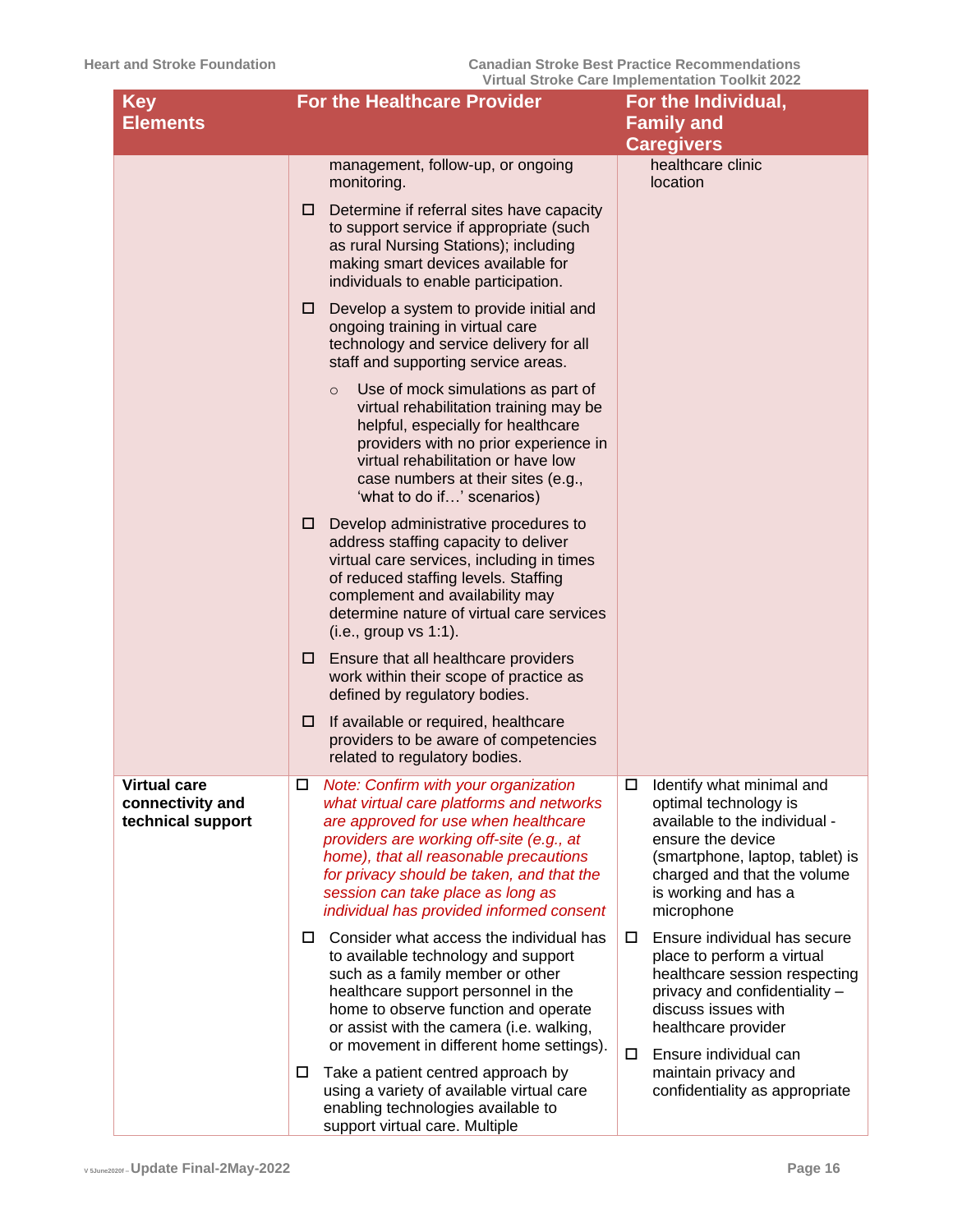| Key Elements | For the Healthcare Provider | For the Individual, Family and Caregivers |
|---|---|---|
| | management, follow-up, or ongoing monitoring.<br><br>☐ Determine if referral sites have capacity to support service if appropriate (such as rural Nursing Stations); including making smart devices available for individuals to enable participation.<br><br>☐ Develop a system to provide initial and ongoing training in virtual care technology and service delivery for all staff and supporting service areas.<br><br>○ Use of mock simulations as part of virtual rehabilitation training may be helpful, especially for healthcare providers with no prior experience in virtual rehabilitation or have low case numbers at their sites (e.g., 'what to do if…' scenarios)<br><br>☐ Develop administrative procedures to address staffing capacity to deliver virtual care services, including in times of reduced staffing levels. Staffing complement and availability may determine nature of virtual care services (i.e., group vs 1:1).<br><br>☐ Ensure that all healthcare providers work within their scope of practice as defined by regulatory bodies.<br><br>☐ If available or required, healthcare providers to be aware of competencies related to regulatory bodies. | healthcare clinic location |
| **Virtual care connectivity and technical support** | ☐ *Note: Confirm with your organization what virtual care platforms and networks are approved for use when healthcare providers are working off-site (e.g., at home), that all reasonable precautions for privacy should be taken, and that the session can take place as long as individual has provided informed consent*<br><br>☐ Consider what access the individual has to available technology and support such as a family member or other healthcare support personnel in the home to observe function and operate or assist with the camera (i.e. walking, or movement in different home settings).<br><br>☐ Take a patient centred approach by using a variety of available virtual care enabling technologies available to support virtual care. Multiple | ☐ Identify what minimal and optimal technology is available to the individual - ensure the device (smartphone, laptop, tablet) is charged and that the volume is working and has a microphone<br><br>☐ Ensure individual has secure place to perform a virtual healthcare session respecting privacy and confidentiality – discuss issues with healthcare provider<br><br>☐ Ensure individual can maintain privacy and confidentiality as appropriate |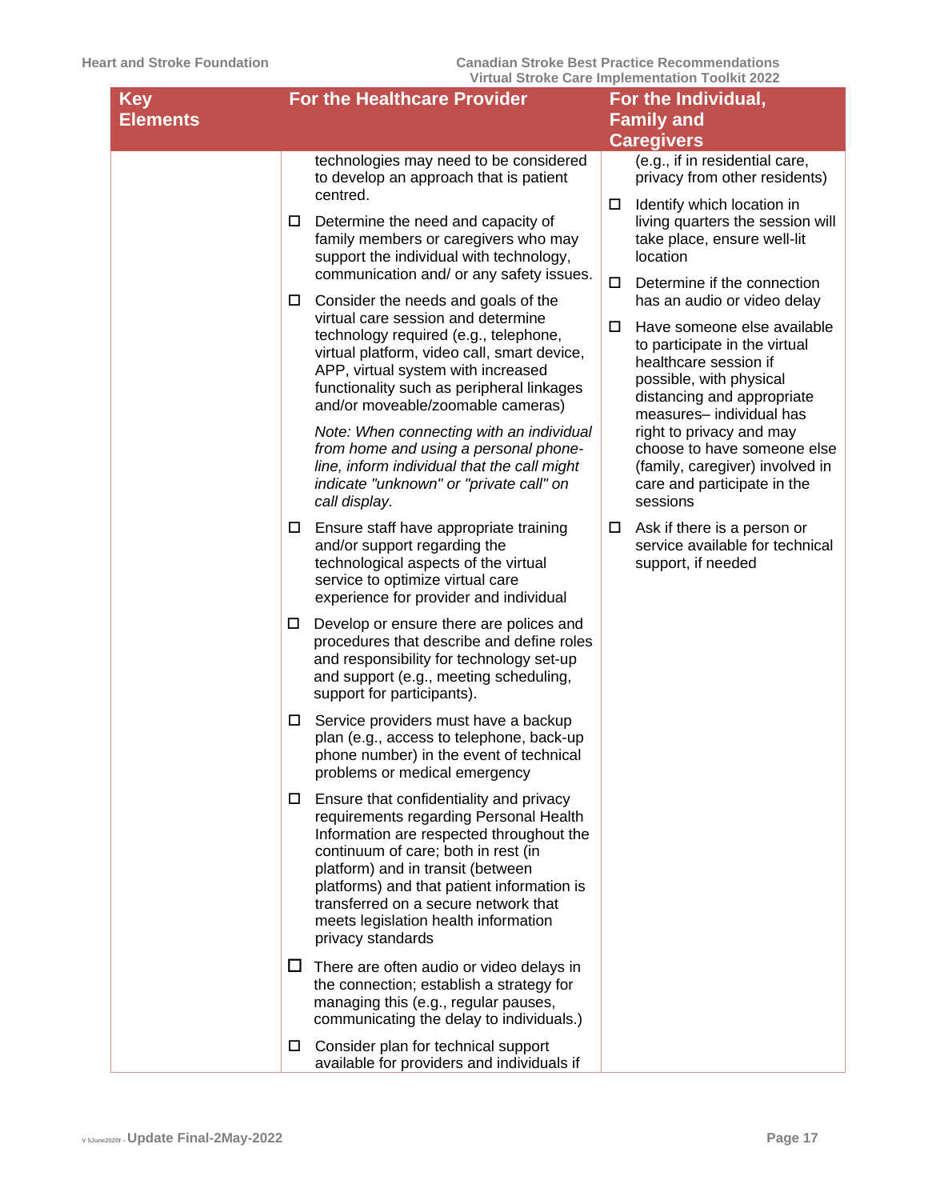| Key Elements | For the Healthcare Provider | For the Individual, Family and Caregivers |
| --- | --- | --- |
| | technologies may need to be considered to develop an approach that is patient centred.<br><br>☐ Determine the need and capacity of family members or caregivers who may support the individual with technology, communication and/ or any safety issues.<br><br>☐ Consider the needs and goals of the virtual care session and determine technology required (e.g., telephone, virtual platform, video call, smart device, APP, virtual system with increased functionality such as peripheral linkages and/or moveable/zoomable cameras)<br><br>*Note: When connecting with an individual from home and using a personal phone-line, inform individual that the call might indicate "unknown" or "private call" on call display.*<br><br>☐ Ensure staff have appropriate training and/or support regarding the technological aspects of the virtual service to optimize virtual care experience for provider and individual<br><br>☐ Develop or ensure there are polices and procedures that describe and define roles and responsibility for technology set-up and support (e.g., meeting scheduling, support for participants).<br><br>☐ Service providers must have a backup plan (e.g., access to telephone, back-up phone number) in the event of technical problems or medical emergency<br><br>☐ Ensure that confidentiality and privacy requirements regarding Personal Health Information are respected throughout the continuum of care; both in rest (in platform) and in transit (between platforms) and that patient information is transferred on a secure network that meets legislation health information privacy standards<br><br>☐ There are often audio or video delays in the connection; establish a strategy for managing this (e.g., regular pauses, communicating the delay to individuals.)<br><br>☐ Consider plan for technical support available for providers and individuals if | (e.g., if in residential care, privacy from other residents)<br><br>☐ Identify which location in living quarters the session will take place, ensure well-lit location<br><br>☐ Determine if the connection has an audio or video delay<br><br>☐ Have someone else available to participate in the virtual healthcare session if possible, with physical distancing and appropriate measures– individual has right to privacy and may choose to have someone else (family, caregiver) involved in care and participate in the sessions<br><br>☐ Ask if there is a person or service available for technical support, if needed |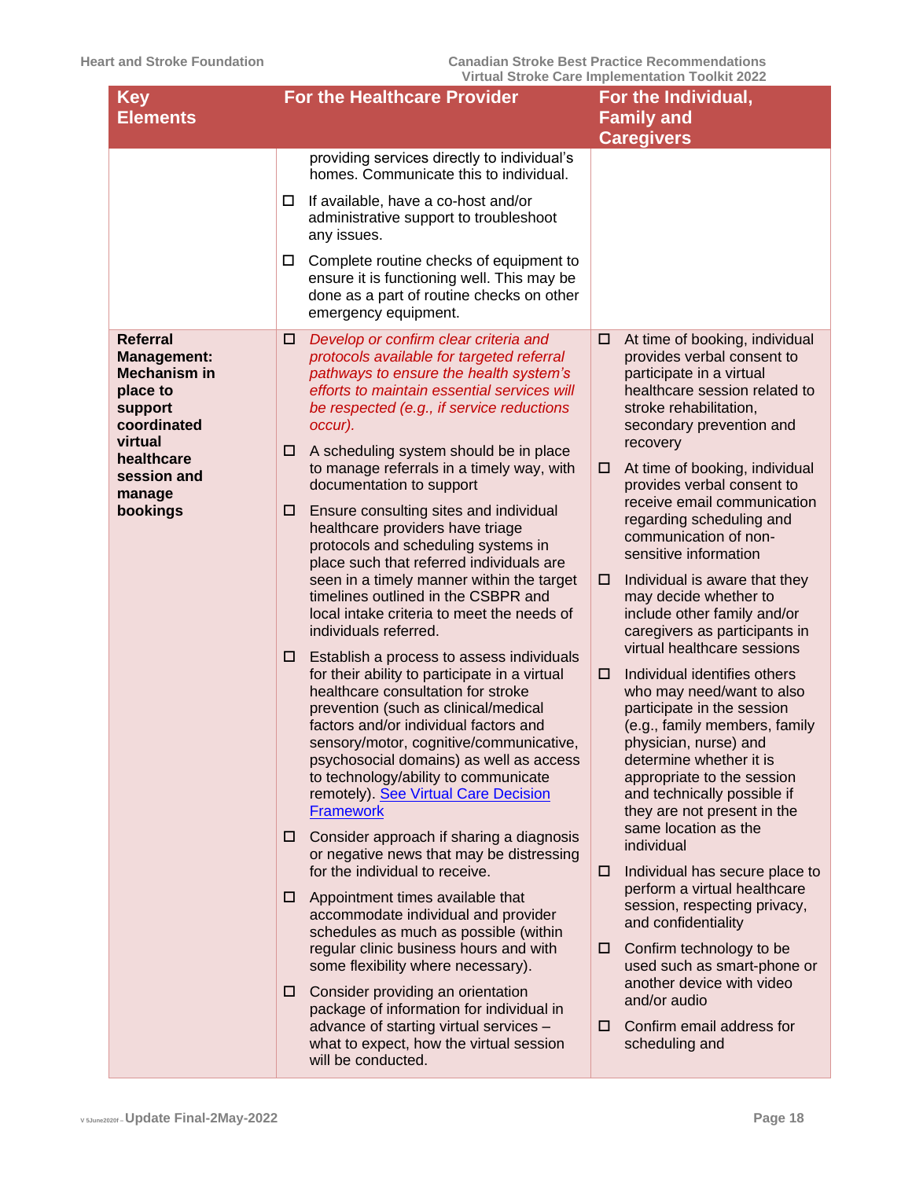| Key Elements | For the Healthcare Provider | For the Individual, Family and Caregivers |
|---|---|---|
| | providing services directly to individual's homes. Communicate this to individual.<br><br>☐ If available, have a co-host and/or administrative support to troubleshoot any issues.<br><br>☐ Complete routine checks of equipment to ensure it is functioning well. This may be done as a part of routine checks on other emergency equipment. | |
| **Referral Management: Mechanism in place to support coordinated virtual healthcare session and manage bookings** | ☐ *Develop or confirm clear criteria and protocols available for targeted referral pathways to ensure the health system's efforts to maintain essential services will be respected (e.g., if service reductions occur).*<br><br>☐ A scheduling system should be in place to manage referrals in a timely way, with documentation to support<br><br>☐ Ensure consulting sites and individual healthcare providers have triage protocols and scheduling systems in place such that referred individuals are seen in a timely manner within the target timelines outlined in the CSBPR and local intake criteria to meet the needs of individuals referred.<br><br>☐ Establish a process to assess individuals for their ability to participate in a virtual healthcare consultation for stroke prevention (such as clinical/medical factors and/or individual factors and sensory/motor, cognitive/communicative, psychosocial domains) as well as access to technology/ability to communicate remotely). See Virtual Care Decision Framework<br><br>☐ Consider approach if sharing a diagnosis or negative news that may be distressing for the individual to receive.<br><br>☐ Appointment times available that accommodate individual and provider schedules as much as possible (within regular clinic business hours and with some flexibility where necessary).<br><br>☐ Consider providing an orientation package of information for individual in advance of starting virtual services – what to expect, how the virtual session will be conducted. | ☐ At time of booking, individual provides verbal consent to participate in a virtual healthcare session related to stroke rehabilitation, secondary prevention and recovery<br><br>☐ At time of booking, individual provides verbal consent to receive email communication regarding scheduling and communication of non-sensitive information<br><br>☐ Individual is aware that they may decide whether to include other family and/or caregivers as participants in virtual healthcare sessions<br><br>☐ Individual identifies others who may need/want to also participate in the session (e.g., family members, family physician, nurse) and determine whether it is appropriate to the session and technically possible if they are not present in the same location as the individual<br><br>☐ Individual has secure place to perform a virtual healthcare session, respecting privacy, and confidentiality<br><br>☐ Confirm technology to be used such as smart-phone or another device with video and/or audio<br><br>☐ Confirm email address for scheduling and |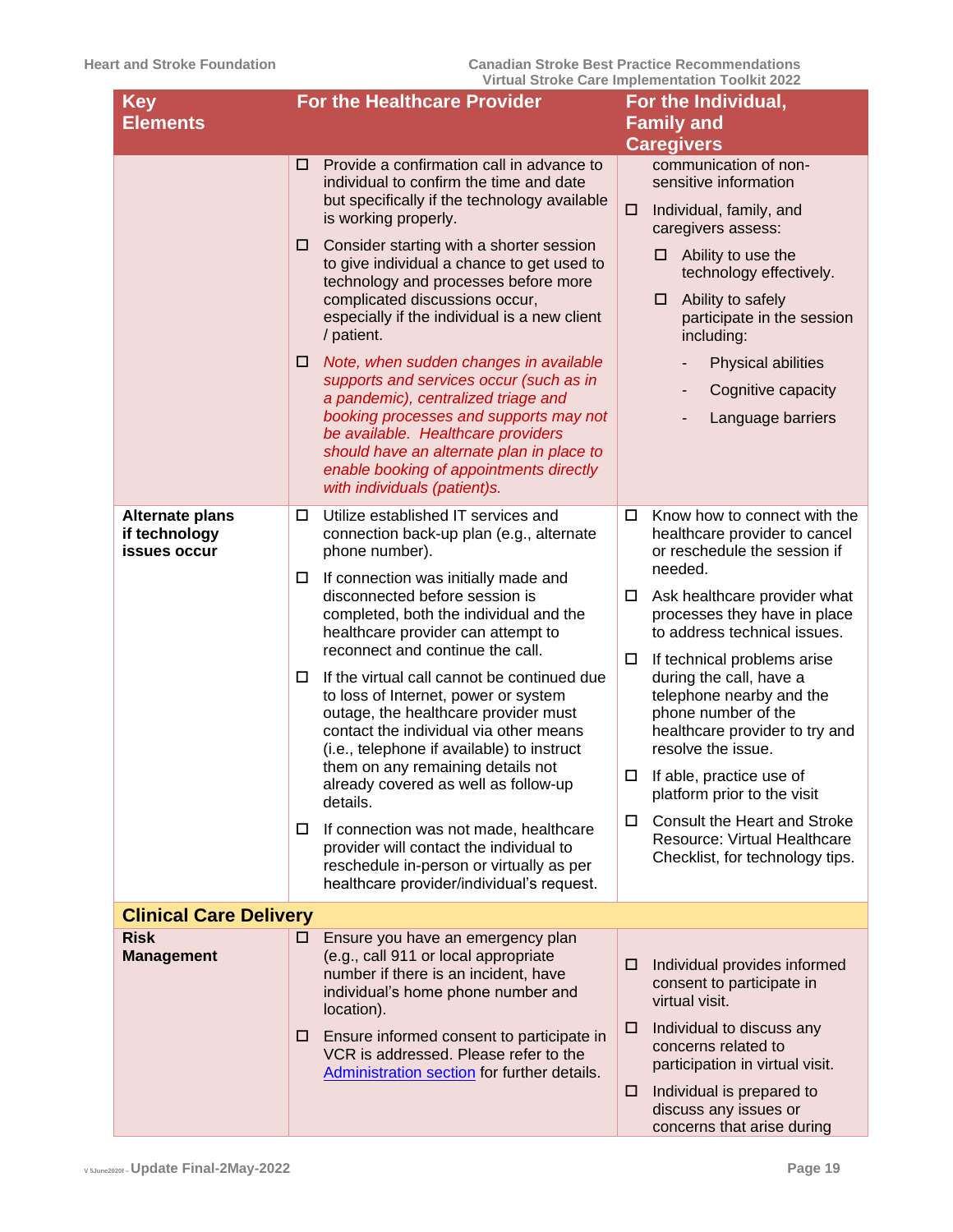| Key Elements | For the Healthcare Provider | For the Individual, Family and Caregivers |
|---|---|---|
| | ☐ Provide a confirmation call in advance to individual to confirm the time and date but specifically if the technology available is working properly.<br>☐ Consider starting with a shorter session to give individual a chance to get used to technology and processes before more complicated discussions occur, especially if the individual is a new client / patient.<br>☐ *Note, when sudden changes in available supports and services occur (such as in a pandemic), centralized triage and booking processes and supports may not be available. Healthcare providers should have an alternate plan in place to enable booking of appointments directly with individuals (patient)s.* | communication of non-sensitive information<br>☐ Individual, family, and caregivers assess:<br>☐ Ability to use the technology effectively.<br>☐ Ability to safely participate in the session including:<br>- Physical abilities<br>- Cognitive capacity<br>- Language barriers |
| **Alternate plans if technology issues occur** | ☐ Utilize established IT services and connection back-up plan (e.g., alternate phone number).<br>☐ If connection was initially made and disconnected before session is completed, both the individual and the healthcare provider can attempt to reconnect and continue the call.<br>☐ If the virtual call cannot be continued due to loss of Internet, power or system outage, the healthcare provider must contact the individual via other means (i.e., telephone if available) to instruct them on any remaining details not already covered as well as follow-up details.<br>☐ If connection was not made, healthcare provider will contact the individual to reschedule in-person or virtually as per healthcare provider/individual's request. | ☐ Know how to connect with the healthcare provider to cancel or reschedule the session if needed.<br>☐ Ask healthcare provider what processes they have in place to address technical issues.<br>☐ If technical problems arise during the call, have a telephone nearby and the phone number of the healthcare provider to try and resolve the issue.<br>☐ If able, practice use of platform prior to the visit<br>☐ Consult the Heart and Stroke Resource: Virtual Healthcare Checklist, for technology tips. |
| **Clinical Care Delivery** | | |
| **Risk Management** | ☐ Ensure you have an emergency plan (e.g., call 911 or local appropriate number if there is an incident, have individual's home phone number and location).<br>☐ Ensure informed consent to participate in VCR is addressed. Please refer to the [Administration section] for further details. | ☐ Individual provides informed consent to participate in virtual visit.<br>☐ Individual to discuss any concerns related to participation in virtual visit.<br>☐ Individual is prepared to discuss any issues or concerns that arise during |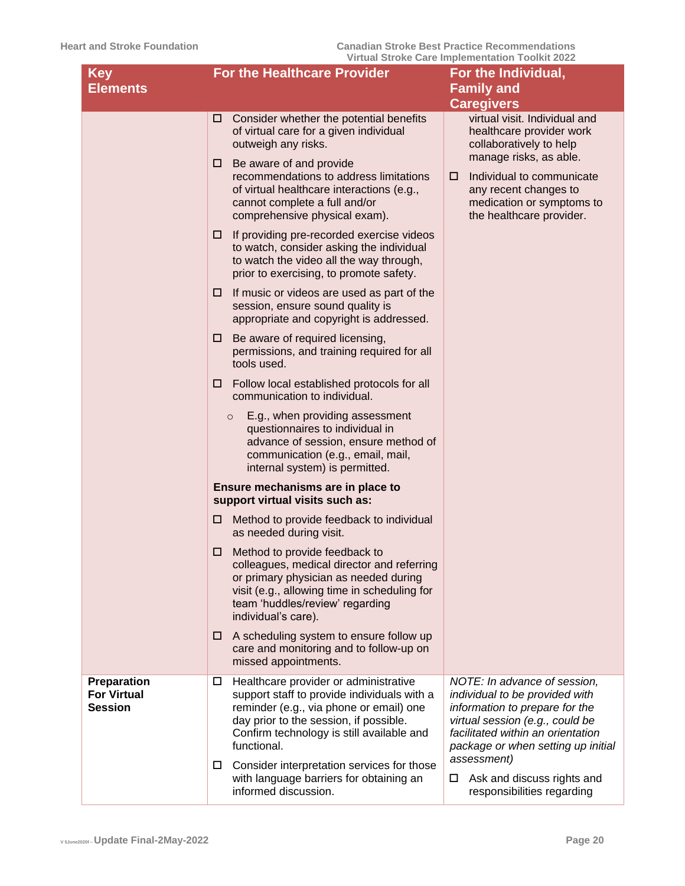| Key Elements | For the Healthcare Provider | For the Individual, Family and Caregivers |
|---|---|---|
| | ☐ Consider whether the potential benefits of virtual care for a given individual outweigh any risks.<br><br>☐ Be aware of and provide recommendations to address limitations of virtual healthcare interactions (e.g., cannot complete a full and/or comprehensive physical exam).<br><br>☐ If providing pre-recorded exercise videos to watch, consider asking the individual to watch the video all the way through, prior to exercising, to promote safety.<br><br>☐ If music or videos are used as part of the session, ensure sound quality is appropriate and copyright is addressed.<br><br>☐ Be aware of required licensing, permissions, and training required for all tools used.<br><br>☐ Follow local established protocols for all communication to individual.<br>○ E.g., when providing assessment questionnaires to individual in advance of session, ensure method of communication (e.g., email, mail, internal system) is permitted.<br><br>**Ensure mechanisms are in place to support virtual visits such as:**<br><br>☐ Method to provide feedback to individual as needed during visit.<br><br>☐ Method to provide feedback to colleagues, medical director and referring or primary physician as needed during visit (e.g., allowing time in scheduling for team 'huddles/review' regarding individual's care).<br><br>☐ A scheduling system to ensure follow up care and monitoring and to follow-up on missed appointments. | virtual visit. Individual and healthcare provider work collaboratively to help manage risks, as able.<br><br>☐ Individual to communicate any recent changes to medication or symptoms to the healthcare provider. |
| **Preparation For Virtual Session** | ☐ Healthcare provider or administrative support staff to provide individuals with a reminder (e.g., via phone or email) one day prior to the session, if possible. Confirm technology is still available and functional.<br><br>☐ Consider interpretation services for those with language barriers for obtaining an informed discussion. | *NOTE: In advance of session, individual to be provided with information to prepare for the virtual session (e.g., could be facilitated within an orientation package or when setting up initial assessment)*<br><br>☐ Ask and discuss rights and responsibilities regarding |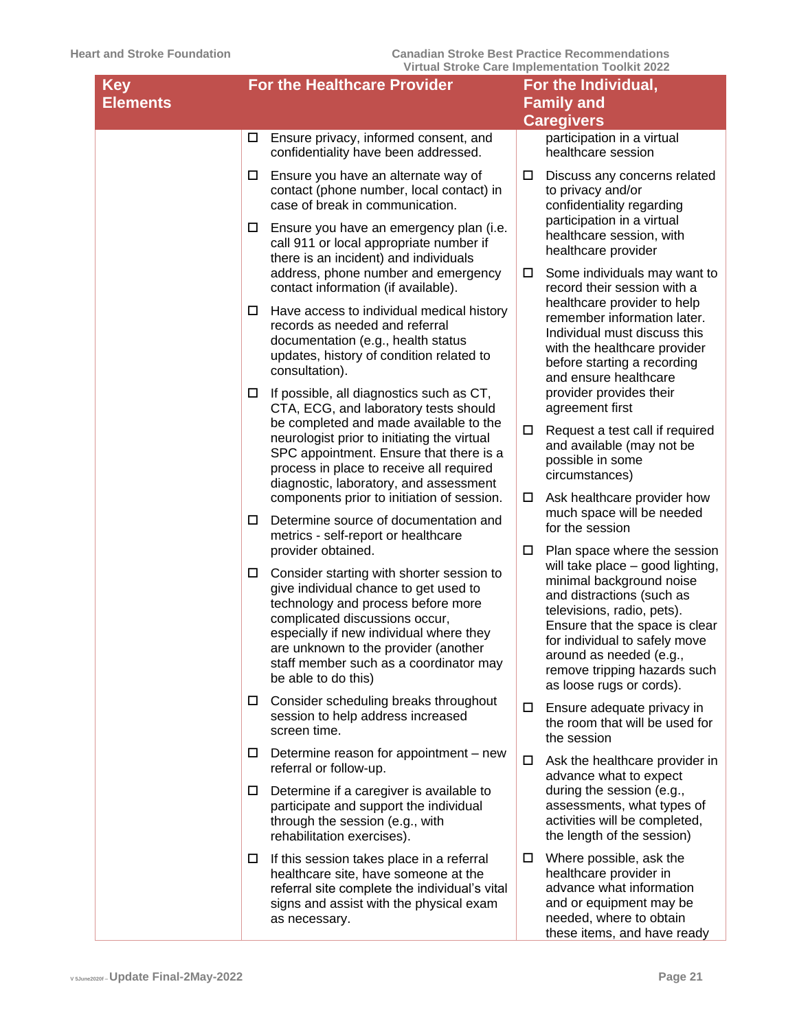| Key Elements | For the Healthcare Provider | For the Individual, Family and Caregivers |
|---|---|---|
| | ☐ Ensure privacy, informed consent, and confidentiality have been addressed.<br><br>☐ Ensure you have an alternate way of contact (phone number, local contact) in case of break in communication.<br><br>☐ Ensure you have an emergency plan (i.e. call 911 or local appropriate number if there is an incident) and individuals address, phone number and emergency contact information (if available).<br><br>☐ Have access to individual medical history records as needed and referral documentation (e.g., health status updates, history of condition related to consultation).<br><br>☐ If possible, all diagnostics such as CT, CTA, ECG, and laboratory tests should be completed and made available to the neurologist prior to initiating the virtual SPC appointment. Ensure that there is a process in place to receive all required diagnostic, laboratory, and assessment components prior to initiation of session.<br><br>☐ Determine source of documentation and metrics - self-report or healthcare provider obtained.<br><br>☐ Consider starting with shorter session to give individual chance to get used to technology and process before more complicated discussions occur, especially if new individual where they are unknown to the provider (another staff member such as a coordinator may be able to do this)<br><br>☐ Consider scheduling breaks throughout session to help address increased screen time.<br><br>☐ Determine reason for appointment – new referral or follow-up.<br><br>☐ Determine if a caregiver is available to participate and support the individual through the session (e.g., with rehabilitation exercises).<br><br>☐ If this session takes place in a referral healthcare site, have someone at the referral site complete the individual's vital signs and assist with the physical exam as necessary. | participation in a virtual healthcare session<br><br>☐ Discuss any concerns related to privacy and/or confidentiality regarding participation in a virtual healthcare session, with healthcare provider<br><br>☐ Some individuals may want to record their session with a healthcare provider to help remember information later. Individual must discuss this with the healthcare provider before starting a recording and ensure healthcare provider provides their agreement first<br><br>☐ Request a test call if required and available (may not be possible in some circumstances)<br><br>☐ Ask healthcare provider how much space will be needed for the session<br><br>☐ Plan space where the session will take place – good lighting, minimal background noise and distractions (such as televisions, radio, pets). Ensure that the space is clear for individual to safely move around as needed (e.g., remove tripping hazards such as loose rugs or cords).<br><br>☐ Ensure adequate privacy in the room that will be used for the session<br><br>☐ Ask the healthcare provider in advance what to expect during the session (e.g., assessments, what types of activities will be completed, the length of the session)<br><br>☐ Where possible, ask the healthcare provider in advance what information and or equipment may be needed, where to obtain these items, and have ready |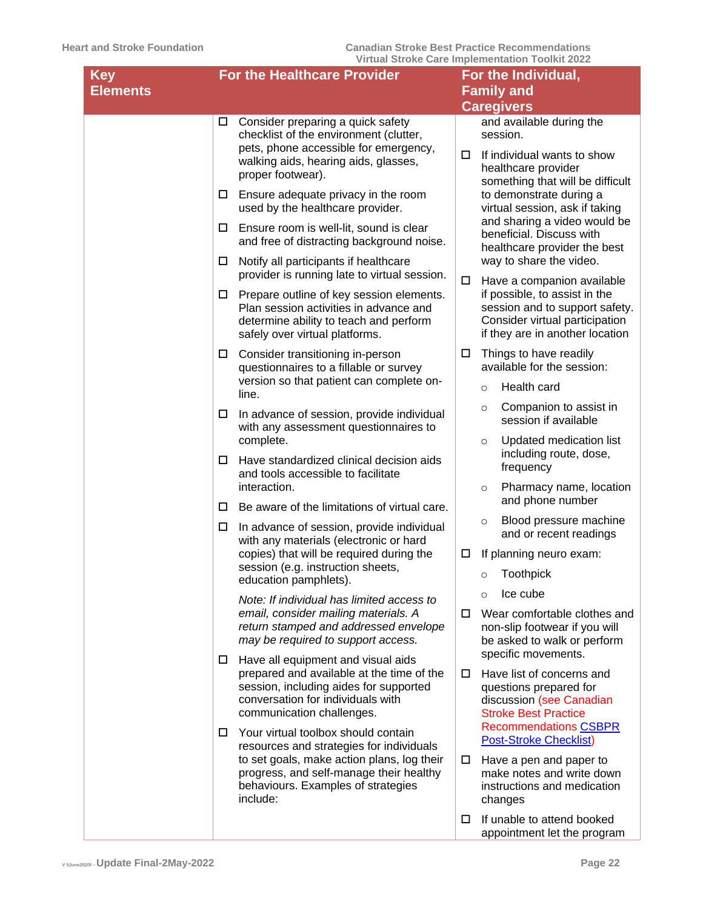| Key Elements | For the Healthcare Provider | For the Individual, Family and Caregivers |
|---|---|---|
| | ☐ Consider preparing a quick safety checklist of the environment (clutter, pets, phone accessible for emergency, walking aids, hearing aids, glasses, proper footwear).<br><br>☐ Ensure adequate privacy in the room used by the healthcare provider.<br><br>☐ Ensure room is well-lit, sound is clear and free of distracting background noise.<br><br>☐ Notify all participants if healthcare provider is running late to virtual session.<br><br>☐ Prepare outline of key session elements. Plan session activities in advance and determine ability to teach and perform safely over virtual platforms.<br><br>☐ Consider transitioning in-person questionnaires to a fillable or survey version so that patient can complete on-line.<br><br>☐ In advance of session, provide individual with any assessment questionnaires to complete.<br><br>☐ Have standardized clinical decision aids and tools accessible to facilitate interaction.<br><br>☐ Be aware of the limitations of virtual care.<br><br>☐ In advance of session, provide individual with any materials (electronic or hard copies) that will be required during the session (e.g. instruction sheets, education pamphlets).<br><br>*Note: If individual has limited access to email, consider mailing materials. A return stamped and addressed envelope may be required to support access.*<br><br>☐ Have all equipment and visual aids prepared and available at the time of the session, including aides for supported conversation for individuals with communication challenges.<br><br>☐ Your virtual toolbox should contain resources and strategies for individuals to set goals, make action plans, log their progress, and self-manage their healthy behaviours. Examples of strategies include: | and available during the session.<br><br>☐ If individual wants to show healthcare provider something that will be difficult to demonstrate during a virtual session, ask if taking and sharing a video would be beneficial. Discuss with healthcare provider the best way to share the video.<br><br>☐ Have a companion available if possible, to assist in the session and to support safety. Consider virtual participation if they are in another location<br><br>☐ Things to have readily available for the session:<br>○ Health card<br>○ Companion to assist in session if available<br>○ Updated medication list including route, dose, frequency<br>○ Pharmacy name, location and phone number<br>○ Blood pressure machine and or recent readings<br><br>☐ If planning neuro exam:<br>○ Toothpick<br>○ Ice cube<br><br>☐ Wear comfortable clothes and non-slip footwear if you will be asked to walk or perform specific movements.<br><br>☐ Have list of concerns and questions prepared for discussion (see Canadian Stroke Best Practice Recommendations CSBPR Post-Stroke Checklist)<br><br>☐ Have a pen and paper to make notes and write down instructions and medication changes<br><br>☐ If unable to attend booked appointment let the program |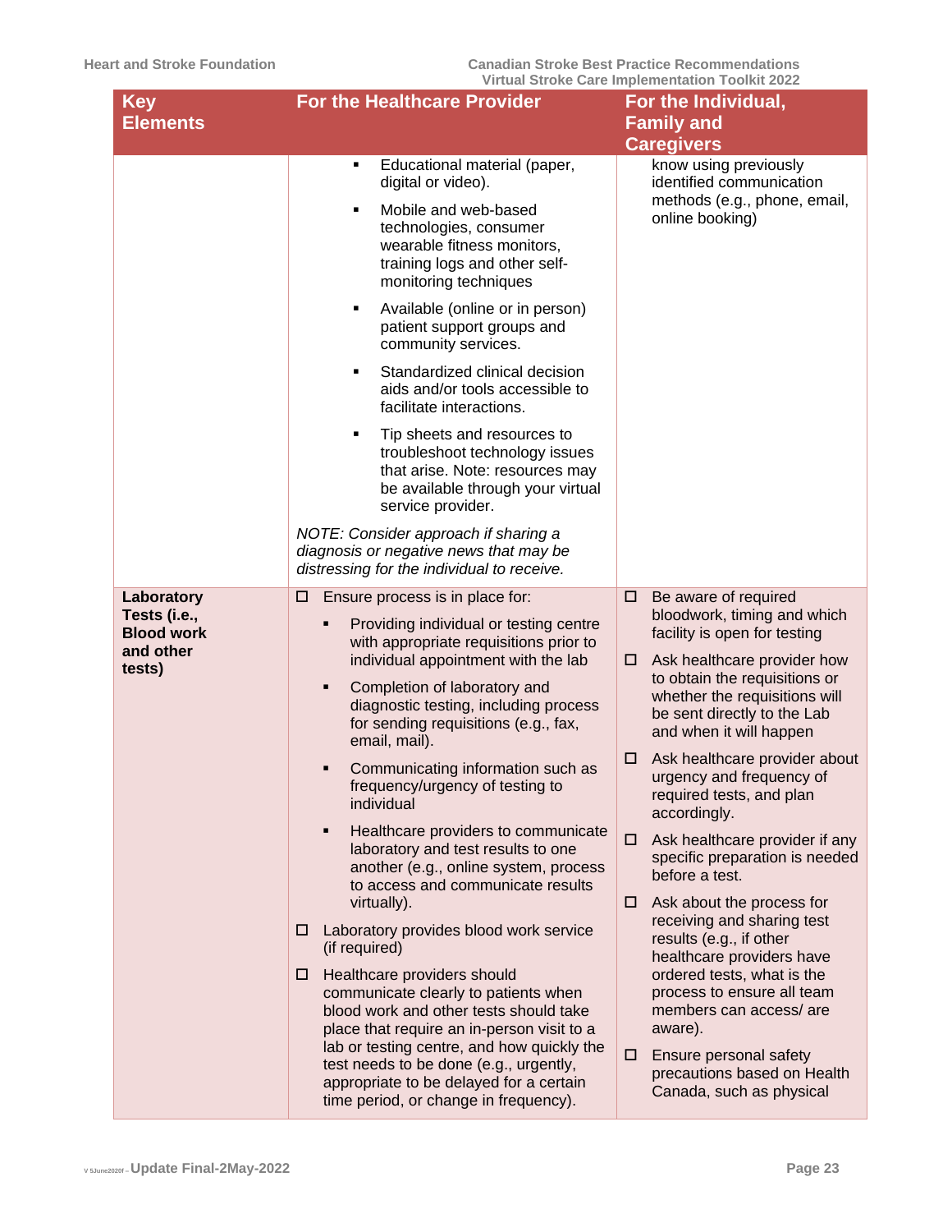| Key Elements | For the Healthcare Provider | For the Individual, Family and Caregivers |
|---|---|---|
| | ▪ Educational material (paper, digital or video).<br>▪ Mobile and web-based technologies, consumer wearable fitness monitors, training logs and other self-monitoring techniques<br>▪ Available (online or in person) patient support groups and community services.<br>▪ Standardized clinical decision aids and/or tools accessible to facilitate interactions.<br>▪ Tip sheets and resources to troubleshoot technology issues that arise. Note: resources may be available through your virtual service provider.<br><br>*NOTE: Consider approach if sharing a diagnosis or negative news that may be distressing for the individual to receive.* | know using previously identified communication methods (e.g., phone, email, online booking) |
| **Laboratory Tests (i.e., Blood work and other tests)** | ☐ Ensure process is in place for:<br>▪ Providing individual or testing centre with appropriate requisitions prior to individual appointment with the lab<br>▪ Completion of laboratory and diagnostic testing, including process for sending requisitions (e.g., fax, email, mail).<br>▪ Communicating information such as frequency/urgency of testing to individual<br>▪ Healthcare providers to communicate laboratory and test results to one another (e.g., online system, process to access and communicate results virtually).<br>☐ Laboratory provides blood work service (if required)<br>☐ Healthcare providers should communicate clearly to patients when blood work and other tests should take place that require an in-person visit to a lab or testing centre, and how quickly the test needs to be done (e.g., urgently, appropriate to be delayed for a certain time period, or change in frequency). | ☐ Be aware of required bloodwork, timing and which facility is open for testing<br>☐ Ask healthcare provider how to obtain the requisitions or whether the requisitions will be sent directly to the Lab and when it will happen<br>☐ Ask healthcare provider about urgency and frequency of required tests, and plan accordingly.<br>☐ Ask healthcare provider if any specific preparation is needed before a test.<br>☐ Ask about the process for receiving and sharing test results (e.g., if other healthcare providers have ordered tests, what is the process to ensure all team members can access/ are aware).<br>☐ Ensure personal safety precautions based on Health Canada, such as physical |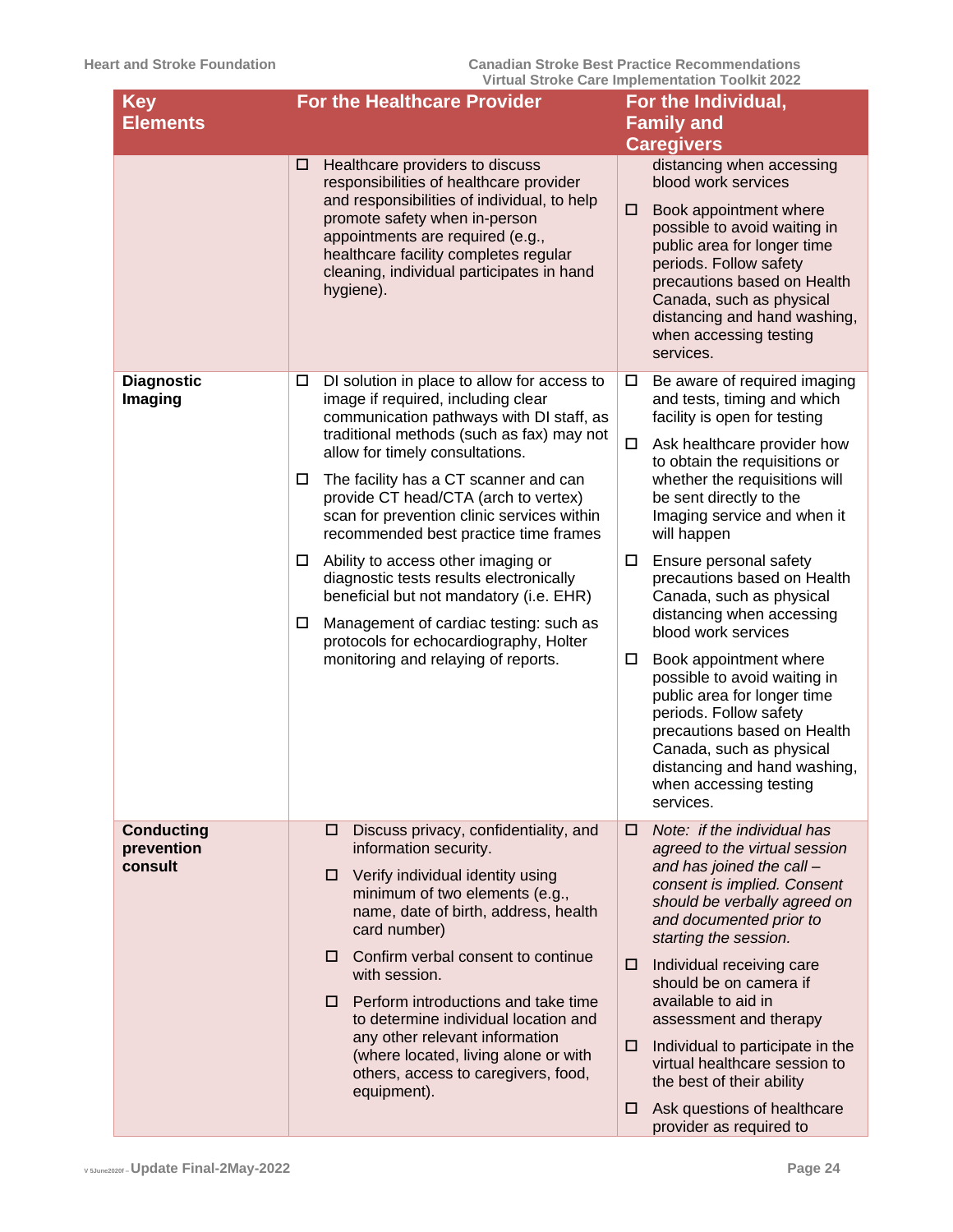| Key Elements | For the Healthcare Provider | For the Individual, Family and Caregivers |
|---|---|---|
| | ☐ Healthcare providers to discuss responsibilities of healthcare provider and responsibilities of individual, to help promote safety when in-person appointments are required (e.g., healthcare facility completes regular cleaning, individual participates in hand hygiene). | distancing when accessing blood work services<br>☐ Book appointment where possible to avoid waiting in public area for longer time periods. Follow safety precautions based on Health Canada, such as physical distancing and hand washing, when accessing testing services. |
| **Diagnostic Imaging** | ☐ DI solution in place to allow for access to image if required, including clear communication pathways with DI staff, as traditional methods (such as fax) may not allow for timely consultations.<br>☐ The facility has a CT scanner and can provide CT head/CTA (arch to vertex) scan for prevention clinic services within recommended best practice time frames<br>☐ Ability to access other imaging or diagnostic tests results electronically beneficial but not mandatory (i.e. EHR)<br>☐ Management of cardiac testing: such as protocols for echocardiography, Holter monitoring and relaying of reports. | ☐ Be aware of required imaging and tests, timing and which facility is open for testing<br>☐ Ask healthcare provider how to obtain the requisitions or whether the requisitions will be sent directly to the Imaging service and when it will happen<br>☐ Ensure personal safety precautions based on Health Canada, such as physical distancing when accessing blood work services<br>☐ Book appointment where possible to avoid waiting in public area for longer time periods. Follow safety precautions based on Health Canada, such as physical distancing and hand washing, when accessing testing services. |
| **Conducting prevention consult** | ☐ Discuss privacy, confidentiality, and information security.<br>☐ Verify individual identity using minimum of two elements (e.g., name, date of birth, address, health card number)<br>☐ Confirm verbal consent to continue with session.<br>☐ Perform introductions and take time to determine individual location and any other relevant information (where located, living alone or with others, access to caregivers, food, equipment). | ☐ *Note: if the individual has agreed to the virtual session and has joined the call – consent is implied. Consent should be verbally agreed on and documented prior to starting the session.*<br>☐ Individual receiving care should be on camera if available to aid in assessment and therapy<br>☐ Individual to participate in the virtual healthcare session to the best of their ability<br>☐ Ask questions of healthcare provider as required to |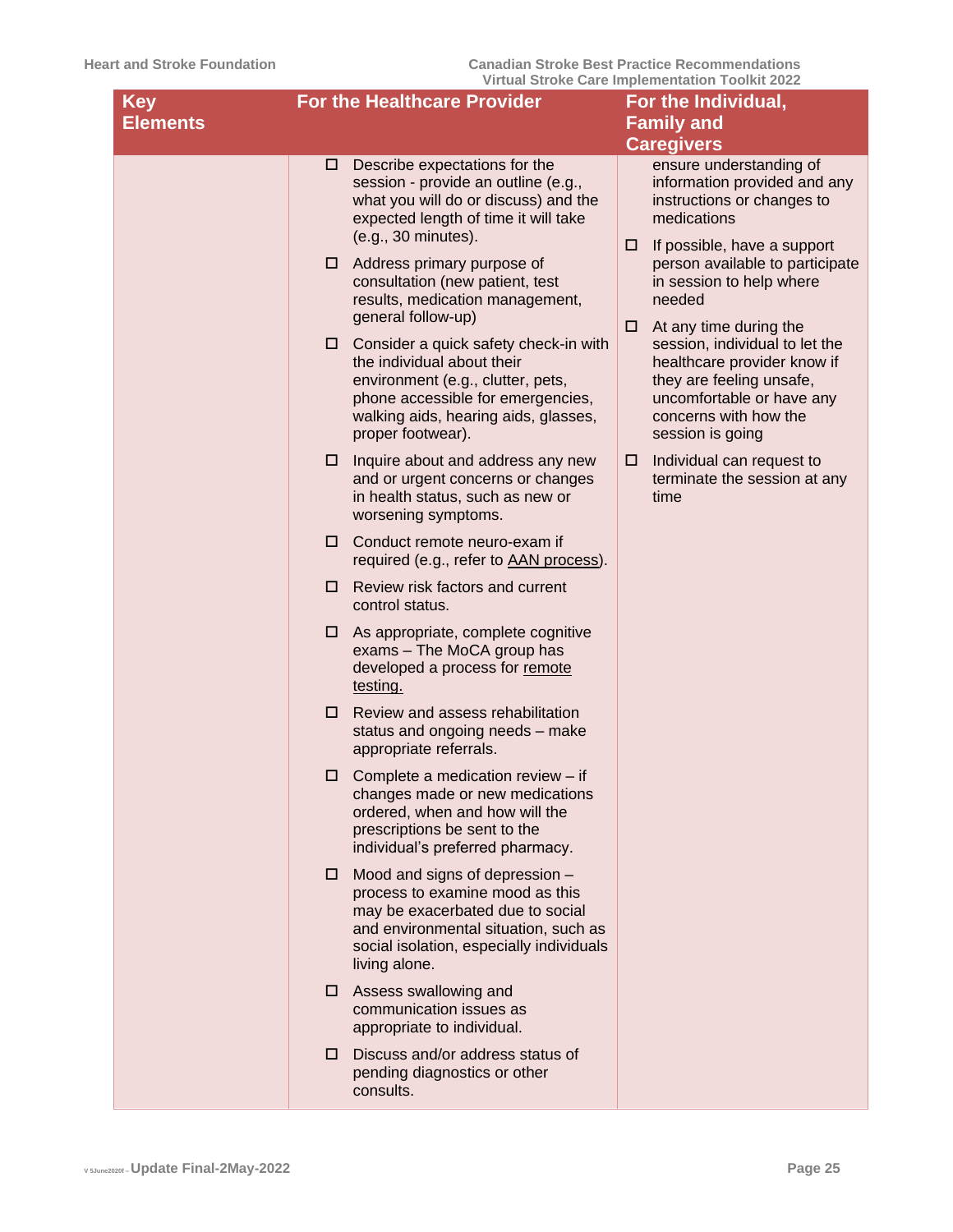| Key Elements | For the Healthcare Provider | For the Individual, Family and Caregivers |
|---|---|---|
| | ☐ Describe expectations for the session - provide an outline (e.g., what you will do or discuss) and the expected length of time it will take (e.g., 30 minutes).<br><br>☐ Address primary purpose of consultation (new patient, test results, medication management, general follow-up)<br><br>☐ Consider a quick safety check-in with the individual about their environment (e.g., clutter, pets, phone accessible for emergencies, walking aids, hearing aids, glasses, proper footwear).<br><br>☐ Inquire about and address any new and or urgent concerns or changes in health status, such as new or worsening symptoms.<br><br>☐ Conduct remote neuro-exam if required (e.g., refer to AAN process).<br><br>☐ Review risk factors and current control status.<br><br>☐ As appropriate, complete cognitive exams – The MoCA group has developed a process for remote testing.<br><br>☐ Review and assess rehabilitation status and ongoing needs – make appropriate referrals.<br><br>☐ Complete a medication review – if changes made or new medications ordered, when and how will the prescriptions be sent to the individual's preferred pharmacy.<br><br>☐ Mood and signs of depression – process to examine mood as this may be exacerbated due to social and environmental situation, such as social isolation, especially individuals living alone.<br><br>☐ Assess swallowing and communication issues as appropriate to individual.<br><br>☐ Discuss and/or address status of pending diagnostics or other consults. | ensure understanding of information provided and any instructions or changes to medications<br><br>☐ If possible, have a support person available to participate in session to help where needed<br><br>☐ At any time during the session, individual to let the healthcare provider know if they are feeling unsafe, uncomfortable or have any concerns with how the session is going<br><br>☐ Individual can request to terminate the session at any time |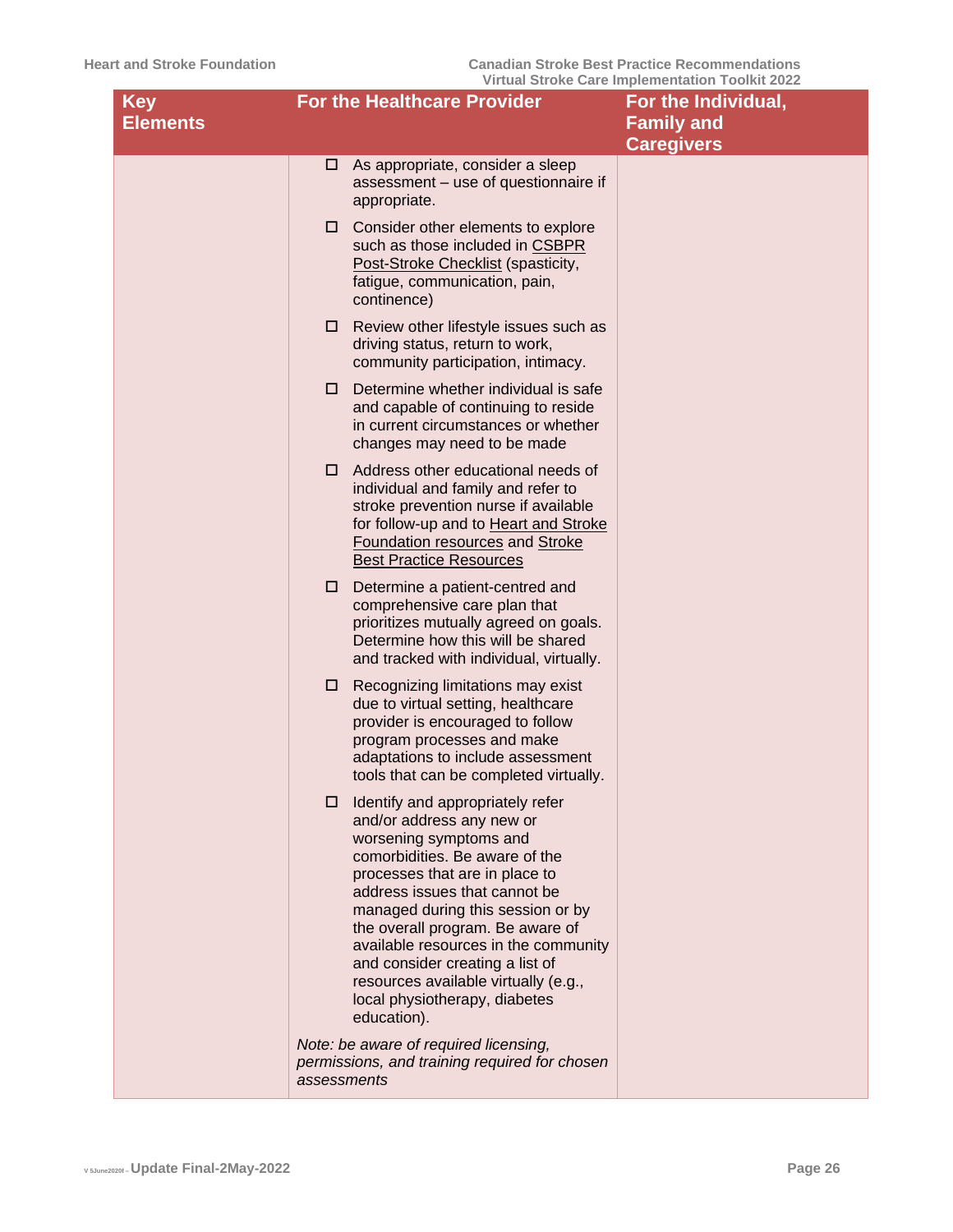| Key Elements | For the Healthcare Provider | For the Individual, Family and Caregivers |
|---|---|---|
| | ☐ As appropriate, consider a sleep assessment – use of questionnaire if appropriate.<br><br>☐ Consider other elements to explore such as those included in CSBPR Post-Stroke Checklist (spasticity, fatigue, communication, pain, continence)<br><br>☐ Review other lifestyle issues such as driving status, return to work, community participation, intimacy.<br><br>☐ Determine whether individual is safe and capable of continuing to reside in current circumstances or whether changes may need to be made<br><br>☐ Address other educational needs of individual and family and refer to stroke prevention nurse if available for follow-up and to Heart and Stroke Foundation resources and Stroke Best Practice Resources<br><br>☐ Determine a patient-centred and comprehensive care plan that prioritizes mutually agreed on goals. Determine how this will be shared and tracked with individual, virtually.<br><br>☐ Recognizing limitations may exist due to virtual setting, healthcare provider is encouraged to follow program processes and make adaptations to include assessment tools that can be completed virtually.<br><br>☐ Identify and appropriately refer and/or address any new or worsening symptoms and comorbidities. Be aware of the processes that are in place to address issues that cannot be managed during this session or by the overall program. Be aware of available resources in the community and consider creating a list of resources available virtually (e.g., local physiotherapy, diabetes education).<br><br>*Note: be aware of required licensing, permissions, and training required for chosen assessments* | |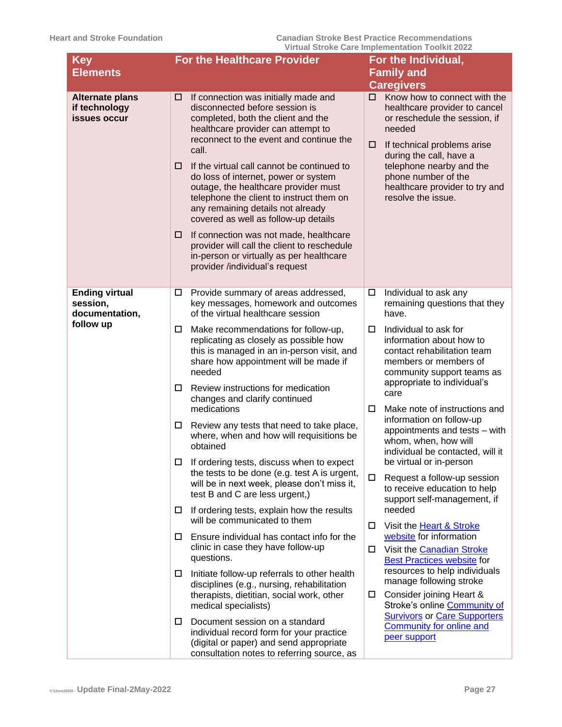| Key Elements | For the Healthcare Provider | For the Individual, Family and Caregivers |
|---|---|---|
| **Alternate plans if technology issues occur** | ☐ If connection was initially made and disconnected before session is completed, both the client and the healthcare provider can attempt to reconnect to the event and continue the call.<br><br>☐ If the virtual call cannot be continued to do loss of internet, power or system outage, the healthcare provider must telephone the client to instruct them on any remaining details not already covered as well as follow-up details<br><br>☐ If connection was not made, healthcare provider will call the client to reschedule in-person or virtually as per healthcare provider /individual's request | ☐ Know how to connect with the healthcare provider to cancel or reschedule the session, if needed<br><br>☐ If technical problems arise during the call, have a telephone nearby and the phone number of the healthcare provider to try and resolve the issue. |
| **Ending virtual session, documentation, follow up** | ☐ Provide summary of areas addressed, key messages, homework and outcomes of the virtual healthcare session<br><br>☐ Make recommendations for follow-up, replicating as closely as possible how this is managed in an in-person visit, and share how appointment will be made if needed<br><br>☐ Review instructions for medication changes and clarify continued medications<br><br>☐ Review any tests that need to take place, where, when and how will requisitions be obtained<br><br>☐ If ordering tests, discuss when to expect the tests to be done (e.g. test A is urgent, will be in next week, please don't miss it, test B and C are less urgent,)<br><br>☐ If ordering tests, explain how the results will be communicated to them<br><br>☐ Ensure individual has contact info for the clinic in case they have follow-up questions.<br><br>☐ Initiate follow-up referrals to other health disciplines (e.g., nursing, rehabilitation therapists, dietitian, social work, other medical specialists)<br><br>☐ Document session on a standard individual record form for your practice (digital or paper) and send appropriate consultation notes to referring source, as | ☐ Individual to ask any remaining questions that they have.<br><br>☐ Individual to ask for information about how to contact rehabilitation team members or members of community support teams as appropriate to individual's care<br><br>☐ Make note of instructions and information on follow-up appointments and tests – with whom, when, how will individual be contacted, will it be virtual or in-person<br><br>☐ Request a follow-up session to receive education to help support self-management, if needed<br><br>☐ Visit the Heart & Stroke website for information<br><br>☐ Visit the Canadian Stroke Best Practices website for resources to help individuals manage following stroke<br><br>☐ Consider joining Heart & Stroke's online Community of Survivors or Care Supporters Community for online and peer support |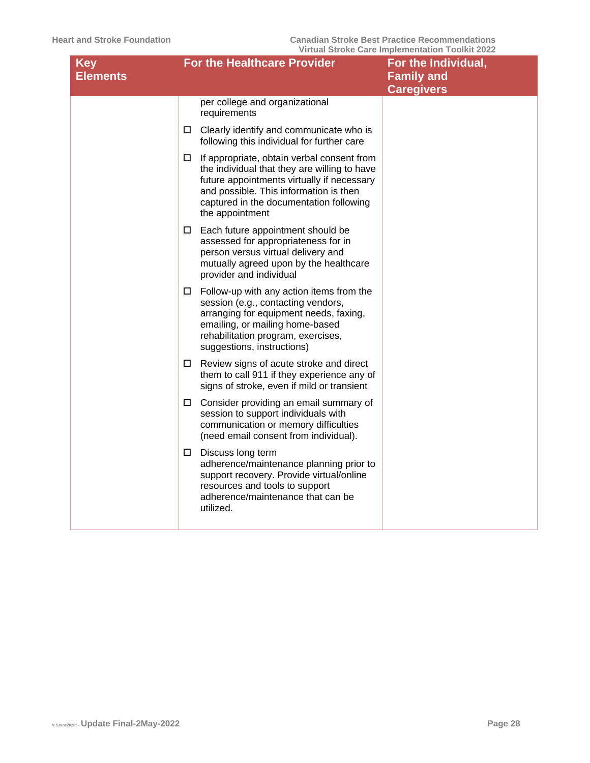| Key Elements | For the Healthcare Provider | For the Individual, Family and Caregivers |
|---|---|---|
| | per college and organizational requirements<br>☐ Clearly identify and communicate who is following this individual for further care<br>☐ If appropriate, obtain verbal consent from the individual that they are willing to have future appointments virtually if necessary and possible. This information is then captured in the documentation following the appointment<br>☐ Each future appointment should be assessed for appropriateness for in person versus virtual delivery and mutually agreed upon by the healthcare provider and individual<br>☐ Follow-up with any action items from the session (e.g., contacting vendors, arranging for equipment needs, faxing, emailing, or mailing home-based rehabilitation program, exercises, suggestions, instructions)<br>☐ Review signs of acute stroke and direct them to call 911 if they experience any of signs of stroke, even if mild or transient<br>☐ Consider providing an email summary of session to support individuals with communication or memory difficulties (need email consent from individual).<br>☐ Discuss long term adherence/maintenance planning prior to support recovery. Provide virtual/online resources and tools to support adherence/maintenance that can be utilized. | |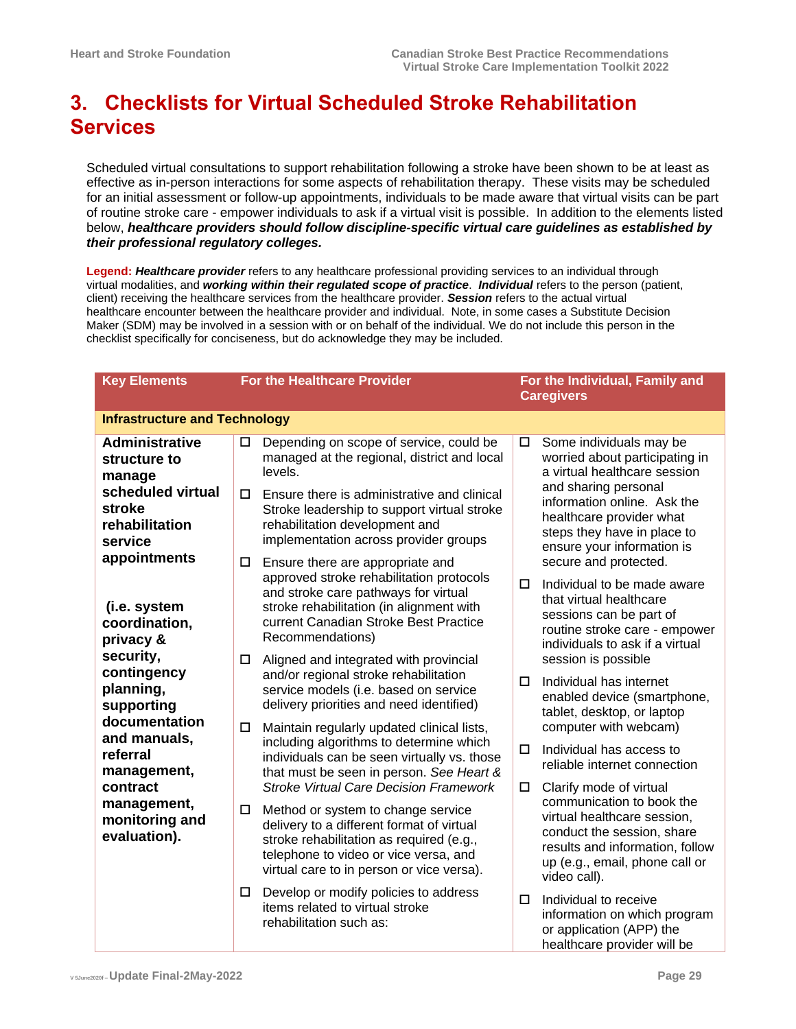# 3. Checklists for Virtual Scheduled Stroke Rehabilitation Services

Scheduled virtual consultations to support rehabilitation following a stroke have been shown to be at least as effective as in-person interactions for some aspects of rehabilitation therapy. These visits may be scheduled for an initial assessment or follow-up appointments, individuals to be made aware that virtual visits can be part of routine stroke care - empower individuals to ask if a virtual visit is possible. In addition to the elements listed below, ***healthcare providers should follow discipline-specific virtual care guidelines as established by their professional regulatory colleges.***

**Legend:** ***Healthcare provider*** refers to any healthcare professional providing services to an individual through virtual modalities, and ***working within their regulated scope of practice***. ***Individual*** refers to the person (patient, client) receiving the healthcare services from the healthcare provider. ***Session*** refers to the actual virtual healthcare encounter between the healthcare provider and individual. Note, in some cases a Substitute Decision Maker (SDM) may be involved in a session with or on behalf of the individual. We do not include this person in the checklist specifically for conciseness, but do acknowledge they may be included.

| Key Elements | For the Healthcare Provider | For the Individual, Family and Caregivers |
|---|---|---|
| **Infrastructure and Technology** | | |
| **Administrative structure to manage scheduled virtual stroke rehabilitation service appointments**<br><br>**(i.e. system coordination, privacy & security, contingency planning, supporting documentation and manuals, referral management, contract management, monitoring and evaluation).** | ☐ Depending on scope of service, could be managed at the regional, district and local levels.<br><br>☐ Ensure there is administrative and clinical Stroke leadership to support virtual stroke rehabilitation development and implementation across provider groups<br><br>☐ Ensure there are appropriate and approved stroke rehabilitation protocols and stroke care pathways for virtual stroke rehabilitation (in alignment with current Canadian Stroke Best Practice Recommendations)<br><br>☐ Aligned and integrated with provincial and/or regional stroke rehabilitation service models (i.e. based on service delivery priorities and need identified)<br><br>☐ Maintain regularly updated clinical lists, including algorithms to determine which individuals can be seen virtually vs. those that must be seen in person. *See Heart & Stroke Virtual Care Decision Framework*<br><br>☐ Method or system to change service delivery to a different format of virtual stroke rehabilitation as required (e.g., telephone to video or vice versa, and virtual care to in person or vice versa).<br><br>☐ Develop or modify policies to address items related to virtual stroke rehabilitation such as: | ☐ Some individuals may be worried about participating in a virtual healthcare session and sharing personal information online. Ask the healthcare provider what steps they have in place to ensure your information is secure and protected.<br><br>☐ Individual to be made aware that virtual healthcare sessions can be part of routine stroke care - empower individuals to ask if a virtual session is possible<br><br>☐ Individual has internet enabled device (smartphone, tablet, desktop, or laptop computer with webcam)<br><br>☐ Individual has access to reliable internet connection<br><br>☐ Clarify mode of virtual communication to book the virtual healthcare session, conduct the session, share results and information, follow up (e.g., email, phone call or video call).<br><br>☐ Individual to receive information on which program or application (APP) the healthcare provider will be |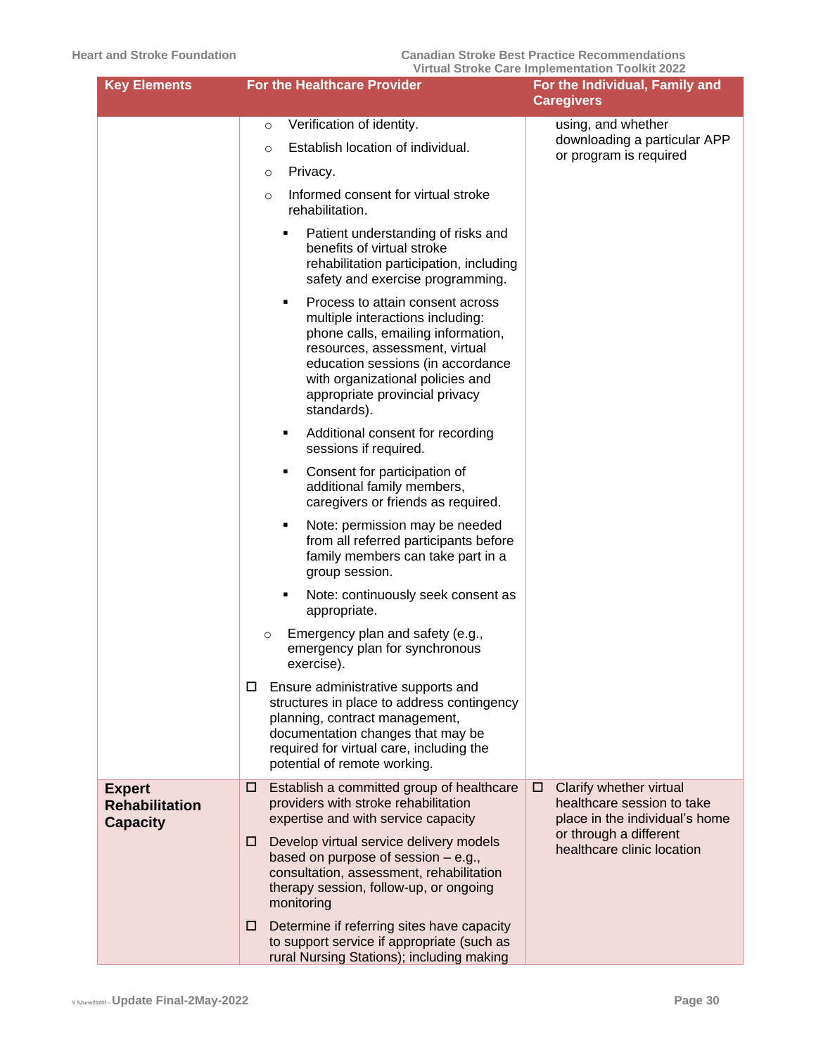| Key Elements | For the Healthcare Provider | For the Individual, Family and Caregivers |
|---|---|---|
| | ○ Verification of identity.<br>○ Establish location of individual.<br>○ Privacy.<br>○ Informed consent for virtual stroke rehabilitation.<br>▪ Patient understanding of risks and benefits of virtual stroke rehabilitation participation, including safety and exercise programming.<br>▪ Process to attain consent across multiple interactions including: phone calls, emailing information, resources, assessment, virtual education sessions (in accordance with organizational policies and appropriate provincial privacy standards).<br>▪ Additional consent for recording sessions if required.<br>▪ Consent for participation of additional family members, caregivers or friends as required.<br>▪ Note: permission may be needed from all referred participants before family members can take part in a group session.<br>▪ Note: continuously seek consent as appropriate.<br>○ Emergency plan and safety (e.g., emergency plan for synchronous exercise).<br>☐ Ensure administrative supports and structures in place to address contingency planning, contract management, documentation changes that may be required for virtual care, including the potential of remote working. | using, and whether downloading a particular APP or program is required |
| **Expert Rehabilitation Capacity** | ☐ Establish a committed group of healthcare providers with stroke rehabilitation expertise and with service capacity<br>☐ Develop virtual service delivery models based on purpose of session – e.g., consultation, assessment, rehabilitation therapy session, follow-up, or ongoing monitoring<br>☐ Determine if referring sites have capacity to support service if appropriate (such as rural Nursing Stations); including making | ☐ Clarify whether virtual healthcare session to take place in the individual's home or through a different healthcare clinic location |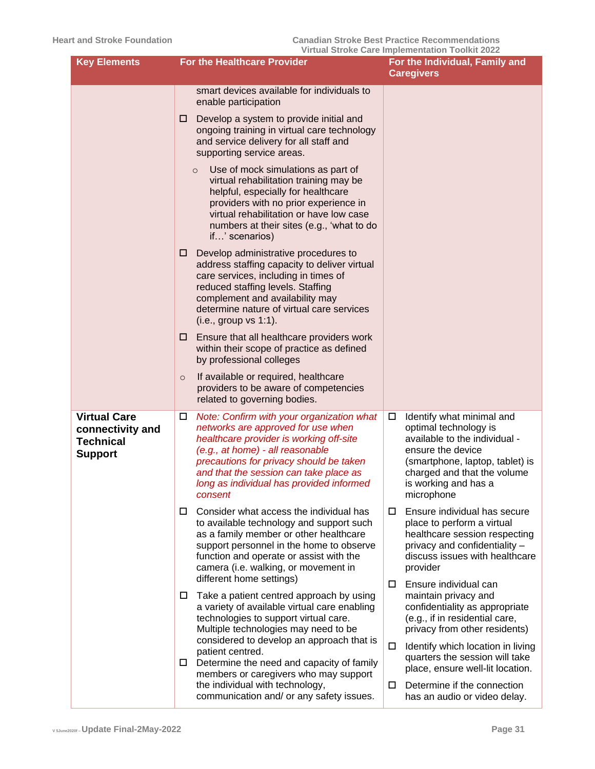| Key Elements | For the Healthcare Provider | For the Individual, Family and Caregivers |
|---|---|---|
| | smart devices available for individuals to enable participation<br>☐ Develop a system to provide initial and ongoing training in virtual care technology and service delivery for all staff and supporting service areas.<br>○ Use of mock simulations as part of virtual rehabilitation training may be helpful, especially for healthcare providers with no prior experience in virtual rehabilitation or have low case numbers at their sites (e.g., 'what to do if…' scenarios)<br>☐ Develop administrative procedures to address staffing capacity to deliver virtual care services, including in times of reduced staffing levels. Staffing complement and availability may determine nature of virtual care services (i.e., group vs 1:1).<br>☐ Ensure that all healthcare providers work within their scope of practice as defined by professional colleges<br>○ If available or required, healthcare providers to be aware of competencies related to governing bodies. | |
| **Virtual Care connectivity and Technical Support** | ☐ *Note: Confirm with your organization what networks are approved for use when healthcare provider is working off-site (e.g., at home) - all reasonable precautions for privacy should be taken and that the session can take place as long as individual has provided informed consent*<br>☐ Consider what access the individual has to available technology and support such as a family member or other healthcare support personnel in the home to observe function and operate or assist with the camera (i.e. walking, or movement in different home settings)<br>☐ Take a patient centred approach by using a variety of available virtual care enabling technologies to support virtual care. Multiple technologies may need to be considered to develop an approach that is patient centred.<br>☐ Determine the need and capacity of family members or caregivers who may support the individual with technology, communication and/ or any safety issues. | ☐ Identify what minimal and optimal technology is available to the individual - ensure the device (smartphone, laptop, tablet) is charged and that the volume is working and has a microphone<br>☐ Ensure individual has secure place to perform a virtual healthcare session respecting privacy and confidentiality – discuss issues with healthcare provider<br>☐ Ensure individual can maintain privacy and confidentiality as appropriate (e.g., if in residential care, privacy from other residents)<br>☐ Identify which location in living quarters the session will take place, ensure well-lit location.<br>☐ Determine if the connection has an audio or video delay. |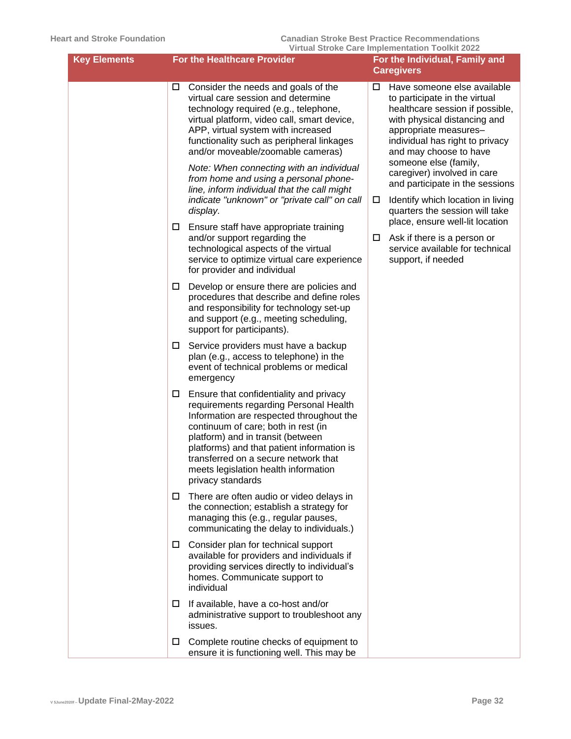| Key Elements | For the Healthcare Provider | For the Individual, Family and Caregivers |
|---|---|---|
| | ☐ Consider the needs and goals of the virtual care session and determine technology required (e.g., telephone, virtual platform, video call, smart device, APP, virtual system with increased functionality such as peripheral linkages and/or moveable/zoomable cameras)<br><br>*Note: When connecting with an individual from home and using a personal phone-line, inform individual that the call might indicate "unknown" or "private call" on call display.*<br><br>☐ Ensure staff have appropriate training and/or support regarding the technological aspects of the virtual service to optimize virtual care experience for provider and individual<br><br>☐ Develop or ensure there are policies and procedures that describe and define roles and responsibility for technology set-up and support (e.g., meeting scheduling, support for participants).<br><br>☐ Service providers must have a backup plan (e.g., access to telephone) in the event of technical problems or medical emergency<br><br>☐ Ensure that confidentiality and privacy requirements regarding Personal Health Information are respected throughout the continuum of care; both in rest (in platform) and in transit (between platforms) and that patient information is transferred on a secure network that meets legislation health information privacy standards<br><br>☐ There are often audio or video delays in the connection; establish a strategy for managing this (e.g., regular pauses, communicating the delay to individuals.)<br><br>☐ Consider plan for technical support available for providers and individuals if providing services directly to individual's homes. Communicate support to individual<br><br>☐ If available, have a co-host and/or administrative support to troubleshoot any issues.<br><br>☐ Complete routine checks of equipment to ensure it is functioning well. This may be | ☐ Have someone else available to participate in the virtual healthcare session if possible, with physical distancing and appropriate measures– individual has right to privacy and may choose to have someone else (family, caregiver) involved in care and participate in the sessions<br><br>☐ Identify which location in living quarters the session will take place, ensure well-lit location<br><br>☐ Ask if there is a person or service available for technical support, if needed |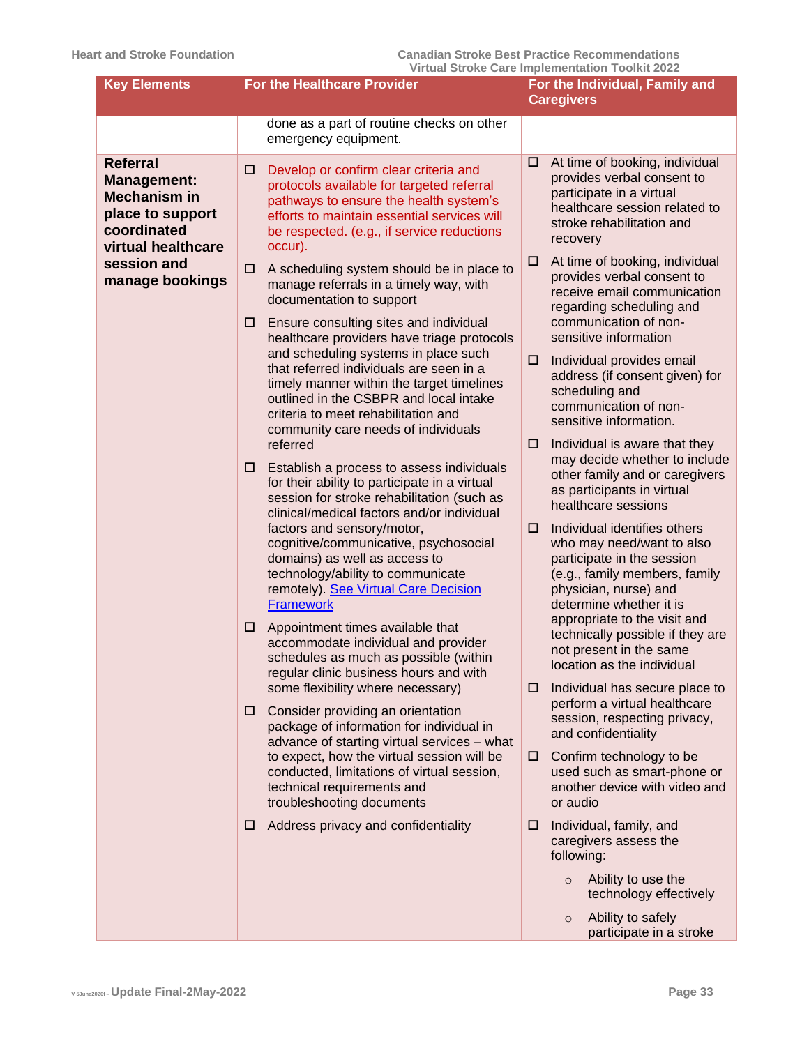| Key Elements | For the Healthcare Provider | For the Individual, Family and Caregivers |
|---|---|---|
| | done as a part of routine checks on other emergency equipment. | |
| **Referral Management: Mechanism in place to support coordinated virtual healthcare session and manage bookings** | ☐ Develop or confirm clear criteria and protocols available for targeted referral pathways to ensure the health system's efforts to maintain essential services will be respected. (e.g., if service reductions occur).<br><br>☐ A scheduling system should be in place to manage referrals in a timely way, with documentation to support<br><br>☐ Ensure consulting sites and individual healthcare providers have triage protocols and scheduling systems in place such that referred individuals are seen in a timely manner within the target timelines outlined in the CSBPR and local intake criteria to meet rehabilitation and community care needs of individuals referred<br><br>☐ Establish a process to assess individuals for their ability to participate in a virtual session for stroke rehabilitation (such as clinical/medical factors and/or individual factors and sensory/motor, cognitive/communicative, psychosocial domains) as well as access to technology/ability to communicate remotely). See Virtual Care Decision Framework<br><br>☐ Appointment times available that accommodate individual and provider schedules as much as possible (within regular clinic business hours and with some flexibility where necessary)<br><br>☐ Consider providing an orientation package of information for individual in advance of starting virtual services – what to expect, how the virtual session will be conducted, limitations of virtual session, technical requirements and troubleshooting documents<br><br>☐ Address privacy and confidentiality | ☐ At time of booking, individual provides verbal consent to participate in a virtual healthcare session related to stroke rehabilitation and recovery<br><br>☐ At time of booking, individual provides verbal consent to receive email communication regarding scheduling and communication of non-sensitive information<br><br>☐ Individual provides email address (if consent given) for scheduling and communication of non-sensitive information.<br><br>☐ Individual is aware that they may decide whether to include other family and or caregivers as participants in virtual healthcare sessions<br><br>☐ Individual identifies others who may need/want to also participate in the session (e.g., family members, family physician, nurse) and determine whether it is appropriate to the visit and technically possible if they are not present in the same location as the individual<br><br>☐ Individual has secure place to perform a virtual healthcare session, respecting privacy, and confidentiality<br><br>☐ Confirm technology to be used such as smart-phone or another device with video and or audio<br><br>☐ Individual, family, and caregivers assess the following:<br>○ Ability to use the technology effectively<br>○ Ability to safely participate in a stroke |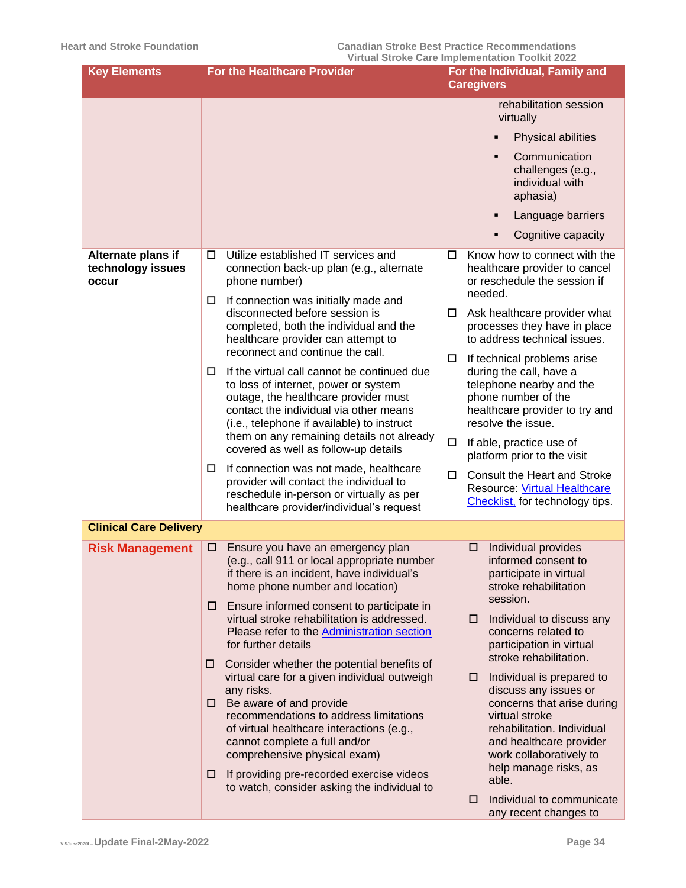| Key Elements | For the Healthcare Provider | For the Individual, Family and Caregivers |
|---|---|---|
| | | rehabilitation session virtually<br>▪ Physical abilities<br>▪ Communication challenges (e.g., individual with aphasia)<br>▪ Language barriers<br>▪ Cognitive capacity |
| **Alternate plans if technology issues occur** | ☐ Utilize established IT services and connection back-up plan (e.g., alternate phone number)<br>☐ If connection was initially made and disconnected before session is completed, both the individual and the healthcare provider can attempt to reconnect and continue the call.<br>☐ If the virtual call cannot be continued due to loss of internet, power or system outage, the healthcare provider must contact the individual via other means (i.e., telephone if available) to instruct them on any remaining details not already covered as well as follow-up details<br>☐ If connection was not made, healthcare provider will contact the individual to reschedule in-person or virtually as per healthcare provider/individual's request | ☐ Know how to connect with the healthcare provider to cancel or reschedule the session if needed.<br>☐ Ask healthcare provider what processes they have in place to address technical issues.<br>☐ If technical problems arise during the call, have a telephone nearby and the phone number of the healthcare provider to try and resolve the issue.<br>☐ If able, practice use of platform prior to the visit<br>☐ Consult the Heart and Stroke Resource: [Virtual Healthcare Checklist,] for technology tips. |
| **Clinical Care Delivery** | | |
| **Risk Management** | ☐ Ensure you have an emergency plan (e.g., call 911 or local appropriate number if there is an incident, have individual's home phone number and location)<br>☐ Ensure informed consent to participate in virtual stroke rehabilitation is addressed. Please refer to the [Administration section] for further details<br>☐ Consider whether the potential benefits of virtual care for a given individual outweigh any risks.<br>☐ Be aware of and provide recommendations to address limitations of virtual healthcare interactions (e.g., cannot complete a full and/or comprehensive physical exam)<br>☐ If providing pre-recorded exercise videos to watch, consider asking the individual to | ☐ Individual provides informed consent to participate in virtual stroke rehabilitation session.<br>☐ Individual to discuss any concerns related to participation in virtual stroke rehabilitation.<br>☐ Individual is prepared to discuss any issues or concerns that arise during virtual stroke rehabilitation. Individual and healthcare provider work collaboratively to help manage risks, as able.<br>☐ Individual to communicate any recent changes to |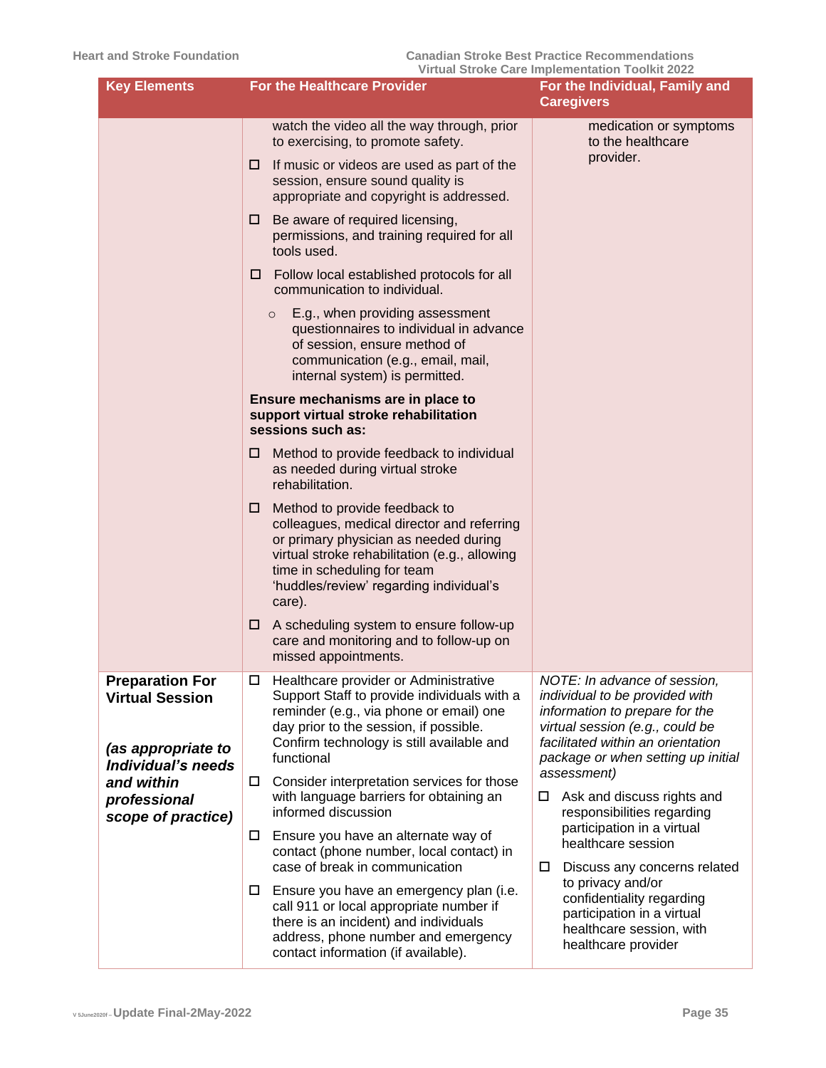| Key Elements | For the Healthcare Provider | For the Individual, Family and Caregivers |
|---|---|---|
| | watch the video all the way through, prior to exercising, to promote safety.<br>☐ If music or videos are used as part of the session, ensure sound quality is appropriate and copyright is addressed.<br>☐ Be aware of required licensing, permissions, and training required for all tools used.<br>☐ Follow local established protocols for all communication to individual.<br>○ E.g., when providing assessment questionnaires to individual in advance of session, ensure method of communication (e.g., email, mail, internal system) is permitted.<br>**Ensure mechanisms are in place to support virtual stroke rehabilitation sessions such as:**<br>☐ Method to provide feedback to individual as needed during virtual stroke rehabilitation.<br>☐ Method to provide feedback to colleagues, medical director and referring or primary physician as needed during virtual stroke rehabilitation (e.g., allowing time in scheduling for team 'huddles/review' regarding individual's care).<br>☐ A scheduling system to ensure follow-up care and monitoring and to follow-up on missed appointments. | medication or symptoms to the healthcare provider. |
| **Preparation For Virtual Session**<br><br>***(as appropriate to Individual's needs and within professional scope of practice)*** | ☐ Healthcare provider or Administrative Support Staff to provide individuals with a reminder (e.g., via phone or email) one day prior to the session, if possible. Confirm technology is still available and functional<br>☐ Consider interpretation services for those with language barriers for obtaining an informed discussion<br>☐ Ensure you have an alternate way of contact (phone number, local contact) in case of break in communication<br>☐ Ensure you have an emergency plan (i.e. call 911 or local appropriate number if there is an incident) and individuals address, phone number and emergency contact information (if available). | *NOTE: In advance of session, individual to be provided with information to prepare for the virtual session (e.g., could be facilitated within an orientation package or when setting up initial assessment)*<br>☐ Ask and discuss rights and responsibilities regarding participation in a virtual healthcare session<br>☐ Discuss any concerns related to privacy and/or confidentiality regarding participation in a virtual healthcare session, with healthcare provider |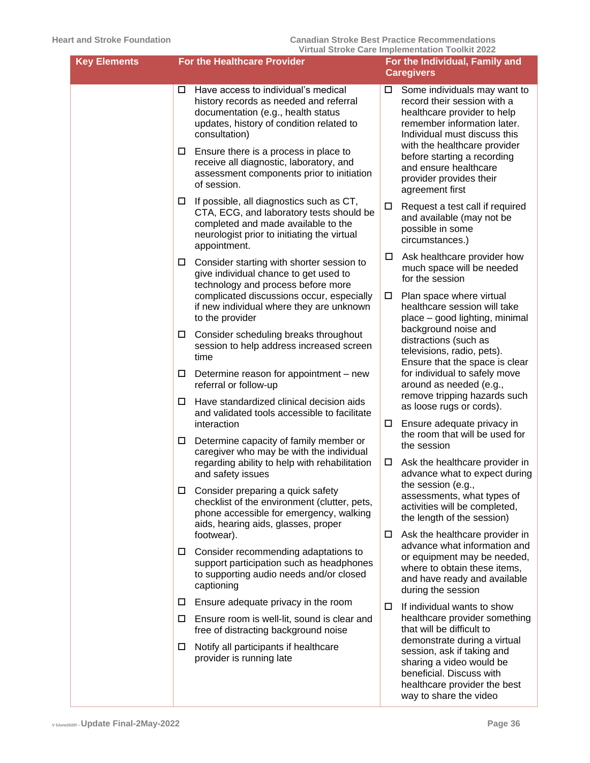| Key Elements | For the Healthcare Provider | For the Individual, Family and Caregivers |
|---|---|---|
| | ☐ Have access to individual's medical history records as needed and referral documentation (e.g., health status updates, history of condition related to consultation)<br>☐ Ensure there is a process in place to receive all diagnostic, laboratory, and assessment components prior to initiation of session.<br>☐ If possible, all diagnostics such as CT, CTA, ECG, and laboratory tests should be completed and made available to the neurologist prior to initiating the virtual appointment.<br>☐ Consider starting with shorter session to give individual chance to get used to technology and process before more complicated discussions occur, especially if new individual where they are unknown to the provider<br>☐ Consider scheduling breaks throughout session to help address increased screen time<br>☐ Determine reason for appointment – new referral or follow-up<br>☐ Have standardized clinical decision aids and validated tools accessible to facilitate interaction<br>☐ Determine capacity of family member or caregiver who may be with the individual regarding ability to help with rehabilitation and safety issues<br>☐ Consider preparing a quick safety checklist of the environment (clutter, pets, phone accessible for emergency, walking aids, hearing aids, glasses, proper footwear).<br>☐ Consider recommending adaptations to support participation such as headphones to supporting audio needs and/or closed captioning<br>☐ Ensure adequate privacy in the room<br>☐ Ensure room is well-lit, sound is clear and free of distracting background noise<br>☐ Notify all participants if healthcare provider is running late | ☐ Some individuals may want to record their session with a healthcare provider to help remember information later. Individual must discuss this with the healthcare provider before starting a recording and ensure healthcare provider provides their agreement first<br>☐ Request a test call if required and available (may not be possible in some circumstances.)<br>☐ Ask healthcare provider how much space will be needed for the session<br>☐ Plan space where virtual healthcare session will take place – good lighting, minimal background noise and distractions (such as televisions, radio, pets). Ensure that the space is clear for individual to safely move around as needed (e.g., remove tripping hazards such as loose rugs or cords).<br>☐ Ensure adequate privacy in the room that will be used for the session<br>☐ Ask the healthcare provider in advance what to expect during the session (e.g., assessments, what types of activities will be completed, the length of the session)<br>☐ Ask the healthcare provider in advance what information and or equipment may be needed, where to obtain these items, and have ready and available during the session<br>☐ If individual wants to show healthcare provider something that will be difficult to demonstrate during a virtual session, ask if taking and sharing a video would be beneficial. Discuss with healthcare provider the best way to share the video |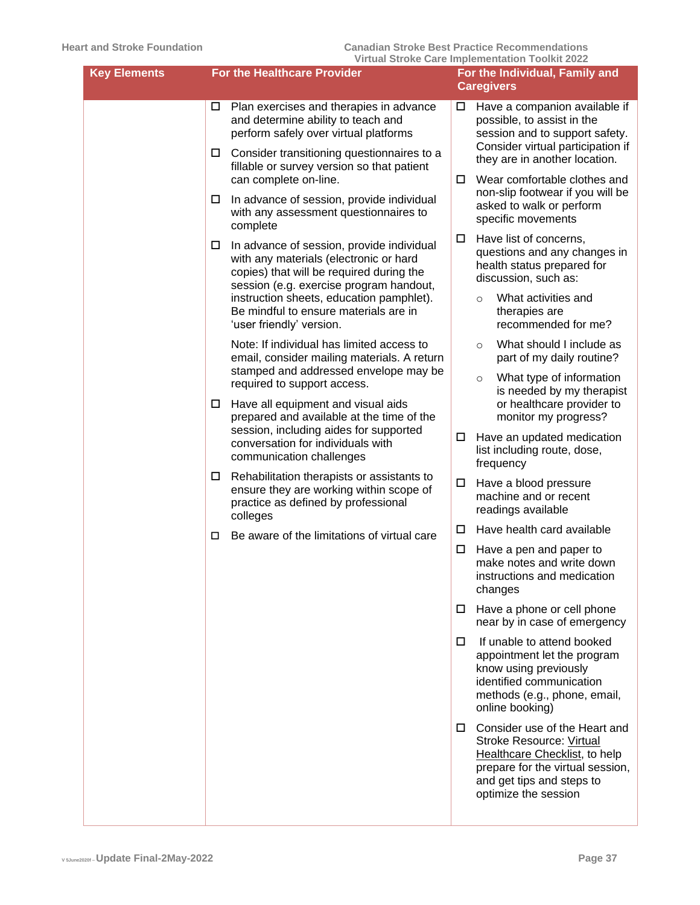| Key Elements | For the Healthcare Provider | For the Individual, Family and Caregivers |
|---|---|---|
| | ☐ Plan exercises and therapies in advance and determine ability to teach and perform safely over virtual platforms<br><br>☐ Consider transitioning questionnaires to a fillable or survey version so that patient can complete on-line.<br><br>☐ In advance of session, provide individual with any assessment questionnaires to complete<br><br>☐ In advance of session, provide individual with any materials (electronic or hard copies) that will be required during the session (e.g. exercise program handout, instruction sheets, education pamphlet). Be mindful to ensure materials are in 'user friendly' version.<br><br>Note: If individual has limited access to email, consider mailing materials. A return stamped and addressed envelope may be required to support access.<br><br>☐ Have all equipment and visual aids prepared and available at the time of the session, including aides for supported conversation for individuals with communication challenges<br><br>☐ Rehabilitation therapists or assistants to ensure they are working within scope of practice as defined by professional colleges<br><br>☐ Be aware of the limitations of virtual care | ☐ Have a companion available if possible, to assist in the session and to support safety. Consider virtual participation if they are in another location.<br><br>☐ Wear comfortable clothes and non-slip footwear if you will be asked to walk or perform specific movements<br><br>☐ Have list of concerns, questions and any changes in health status prepared for discussion, such as:<br>○ What activities and therapies are recommended for me?<br>○ What should I include as part of my daily routine?<br>○ What type of information is needed by my therapist or healthcare provider to monitor my progress?<br><br>☐ Have an updated medication list including route, dose, frequency<br><br>☐ Have a blood pressure machine and or recent readings available<br><br>☐ Have health card available<br><br>☐ Have a pen and paper to make notes and write down instructions and medication changes<br><br>☐ Have a phone or cell phone near by in case of emergency<br><br>☐ If unable to attend booked appointment let the program know using previously identified communication methods (e.g., phone, email, online booking)<br><br>☐ Consider use of the Heart and Stroke Resource: Virtual Healthcare Checklist, to help prepare for the virtual session, and get tips and steps to optimize the session |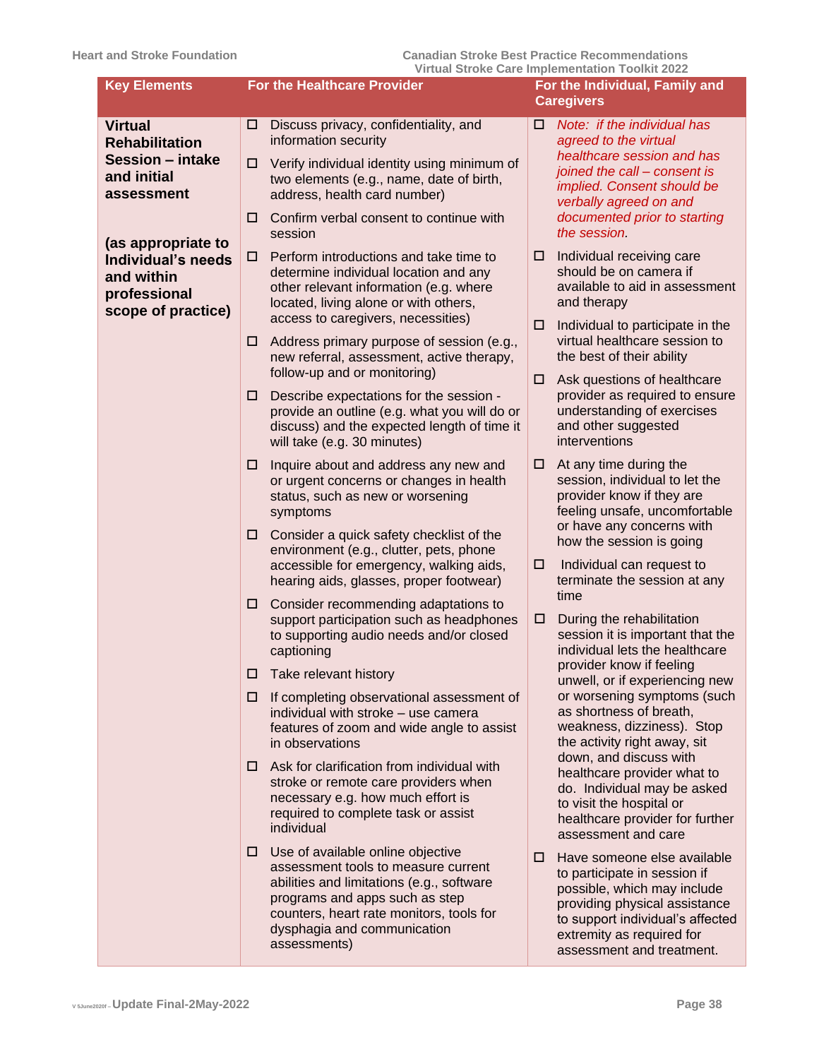| Key Elements | For the Healthcare Provider | For the Individual, Family and Caregivers |
|---|---|---|
| **Virtual Rehabilitation Session – intake and initial assessment**<br><br>**(as appropriate to Individual's needs and within professional scope of practice)** | ☐ Discuss privacy, confidentiality, and information security<br>☐ Verify individual identity using minimum of two elements (e.g., name, date of birth, address, health card number)<br>☐ Confirm verbal consent to continue with session<br>☐ Perform introductions and take time to determine individual location and any other relevant information (e.g. where located, living alone or with others, access to caregivers, necessities)<br>☐ Address primary purpose of session (e.g., new referral, assessment, active therapy, follow-up and or monitoring)<br>☐ Describe expectations for the session - provide an outline (e.g. what you will do or discuss) and the expected length of time it will take (e.g. 30 minutes)<br>☐ Inquire about and address any new and or urgent concerns or changes in health status, such as new or worsening symptoms<br>☐ Consider a quick safety checklist of the environment (e.g., clutter, pets, phone accessible for emergency, walking aids, hearing aids, glasses, proper footwear)<br>☐ Consider recommending adaptations to support participation such as headphones to supporting audio needs and/or closed captioning<br>☐ Take relevant history<br>☐ If completing observational assessment of individual with stroke – use camera features of zoom and wide angle to assist in observations<br>☐ Ask for clarification from individual with stroke or remote care providers when necessary e.g. how much effort is required to complete task or assist individual<br>☐ Use of available online objective assessment tools to measure current abilities and limitations (e.g., software programs and apps such as step counters, heart rate monitors, tools for dysphagia and communication assessments) | ☐ *Note: if the individual has agreed to the virtual healthcare session and has joined the call – consent is implied. Consent should be verbally agreed on and documented prior to starting the session.*<br>☐ Individual receiving care should be on camera if available to aid in assessment and therapy<br>☐ Individual to participate in the virtual healthcare session to the best of their ability<br>☐ Ask questions of healthcare provider as required to ensure understanding of exercises and other suggested interventions<br>☐ At any time during the session, individual to let the provider know if they are feeling unsafe, uncomfortable or have any concerns with how the session is going<br>☐ Individual can request to terminate the session at any time<br>☐ During the rehabilitation session it is important that the individual lets the healthcare provider know if feeling unwell, or if experiencing new or worsening symptoms (such as shortness of breath, weakness, dizziness). Stop the activity right away, sit down, and discuss with healthcare provider what to do. Individual may be asked to visit the hospital or healthcare provider for further assessment and care<br>☐ Have someone else available to participate in session if possible, which may include providing physical assistance to support individual's affected extremity as required for assessment and treatment. |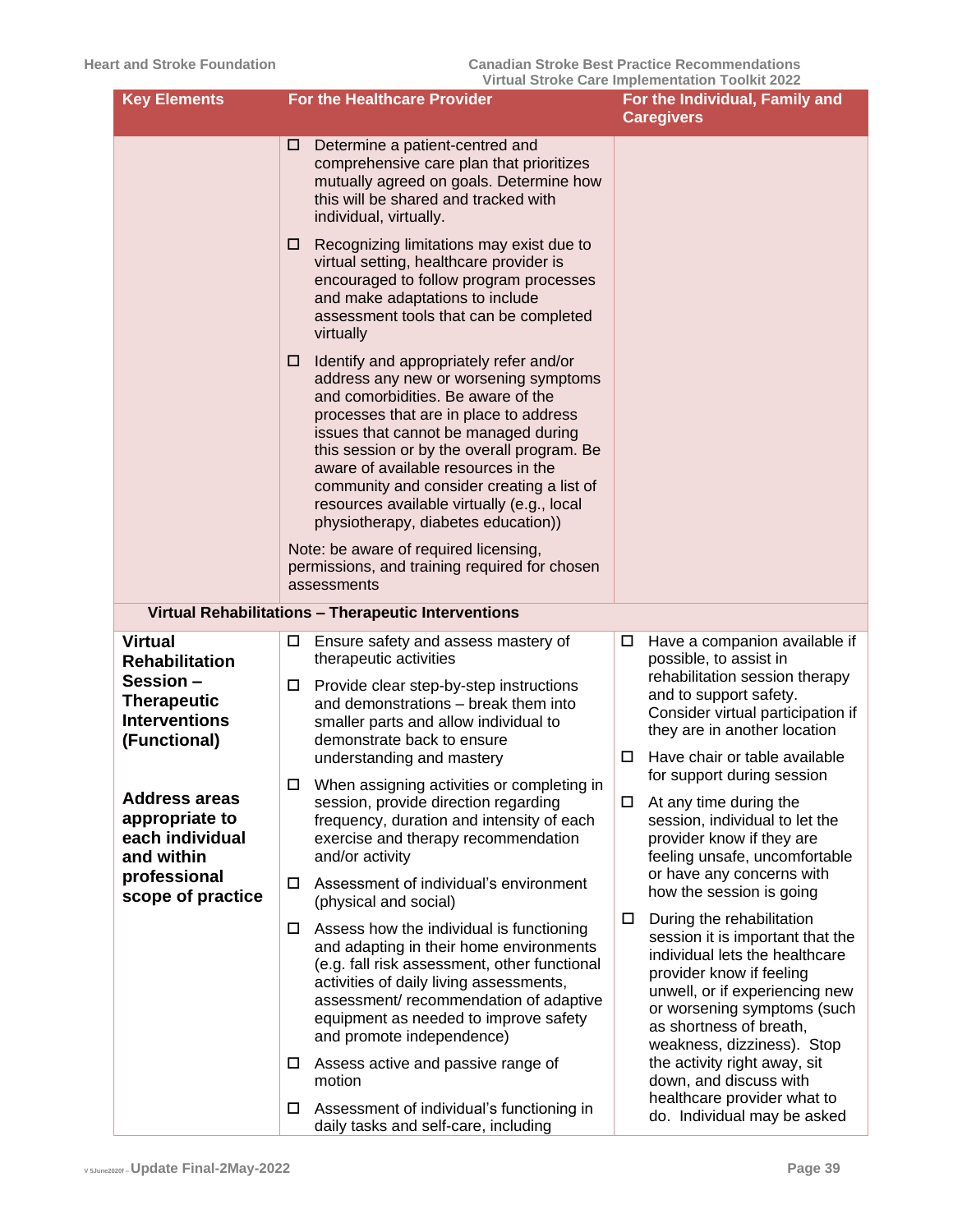| Key Elements | For the Healthcare Provider | For the Individual, Family and Caregivers |
|---|---|---|
| | ☐ Determine a patient-centred and comprehensive care plan that prioritizes mutually agreed on goals. Determine how this will be shared and tracked with individual, virtually.<br><br>☐ Recognizing limitations may exist due to virtual setting, healthcare provider is encouraged to follow program processes and make adaptations to include assessment tools that can be completed virtually<br><br>☐ Identify and appropriately refer and/or address any new or worsening symptoms and comorbidities. Be aware of the processes that are in place to address issues that cannot be managed during this session or by the overall program. Be aware of available resources in the community and consider creating a list of resources available virtually (e.g., local physiotherapy, diabetes education))<br><br>Note: be aware of required licensing, permissions, and training required for chosen assessments | |
| **Virtual Rehabilitations – Therapeutic Interventions** | | |
| **Virtual Rehabilitation Session – Therapeutic Interventions (Functional)**<br><br>**Address areas appropriate to each individual and within professional scope of practice** | ☐ Ensure safety and assess mastery of therapeutic activities<br><br>☐ Provide clear step-by-step instructions and demonstrations – break them into smaller parts and allow individual to demonstrate back to ensure understanding and mastery<br><br>☐ When assigning activities or completing in session, provide direction regarding frequency, duration and intensity of each exercise and therapy recommendation and/or activity<br><br>☐ Assessment of individual's environment (physical and social)<br><br>☐ Assess how the individual is functioning and adapting in their home environments (e.g. fall risk assessment, other functional activities of daily living assessments, assessment/ recommendation of adaptive equipment as needed to improve safety and promote independence)<br><br>☐ Assess active and passive range of motion<br><br>☐ Assessment of individual's functioning in daily tasks and self-care, including | ☐ Have a companion available if possible, to assist in rehabilitation session therapy and to support safety. Consider virtual participation if they are in another location<br><br>☐ Have chair or table available for support during session<br><br>☐ At any time during the session, individual to let the provider know if they are feeling unsafe, uncomfortable or have any concerns with how the session is going<br><br>☐ During the rehabilitation session it is important that the individual lets the healthcare provider know if feeling unwell, or if experiencing new or worsening symptoms (such as shortness of breath, weakness, dizziness). Stop the activity right away, sit down, and discuss with healthcare provider what to do. Individual may be asked |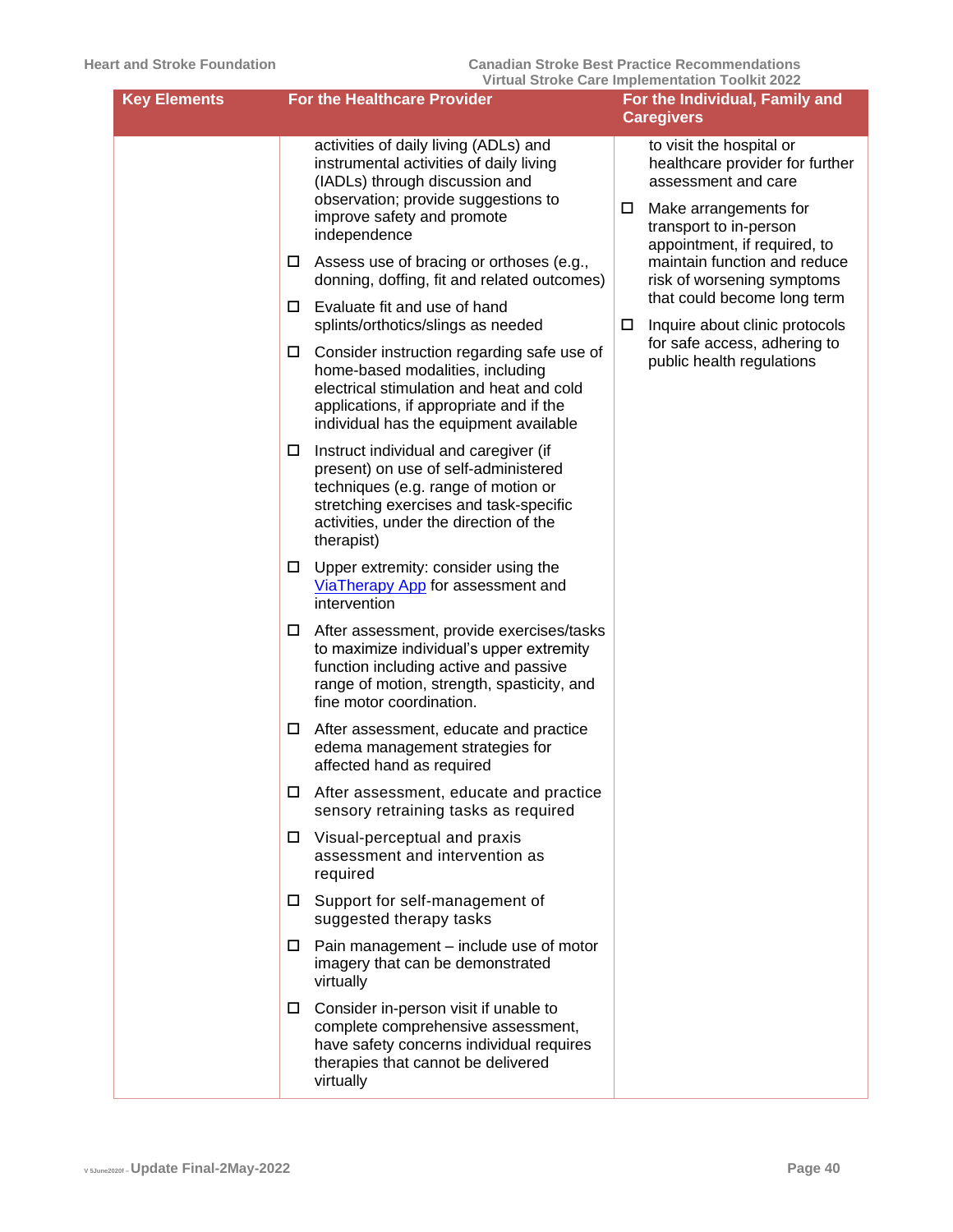| Key Elements | For the Healthcare Provider | For the Individual, Family and Caregivers |
| --- | --- | --- |
| | activities of daily living (ADLs) and instrumental activities of daily living (IADLs) through discussion and observation; provide suggestions to improve safety and promote independence<br>☐ Assess use of bracing or orthoses (e.g., donning, doffing, fit and related outcomes)<br>☐ Evaluate fit and use of hand splints/orthotics/slings as needed<br>☐ Consider instruction regarding safe use of home-based modalities, including electrical stimulation and heat and cold applications, if appropriate and if the individual has the equipment available<br>☐ Instruct individual and caregiver (if present) on use of self-administered techniques (e.g. range of motion or stretching exercises and task-specific activities, under the direction of the therapist)<br>☐ Upper extremity: consider using the [ViaTherapy App](ViaTherapy App) for assessment and intervention<br>☐ After assessment, provide exercises/tasks to maximize individual's upper extremity function including active and passive range of motion, strength, spasticity, and fine motor coordination.<br>☐ After assessment, educate and practice edema management strategies for affected hand as required<br>☐ After assessment, educate and practice sensory retraining tasks as required<br>☐ Visual-perceptual and praxis assessment and intervention as required<br>☐ Support for self-management of suggested therapy tasks<br>☐ Pain management – include use of motor imagery that can be demonstrated virtually<br>☐ Consider in-person visit if unable to complete comprehensive assessment, have safety concerns individual requires therapies that cannot be delivered virtually | to visit the hospital or healthcare provider for further assessment and care<br>☐ Make arrangements for transport to in-person appointment, if required, to maintain function and reduce risk of worsening symptoms that could become long term<br>☐ Inquire about clinic protocols for safe access, adhering to public health regulations |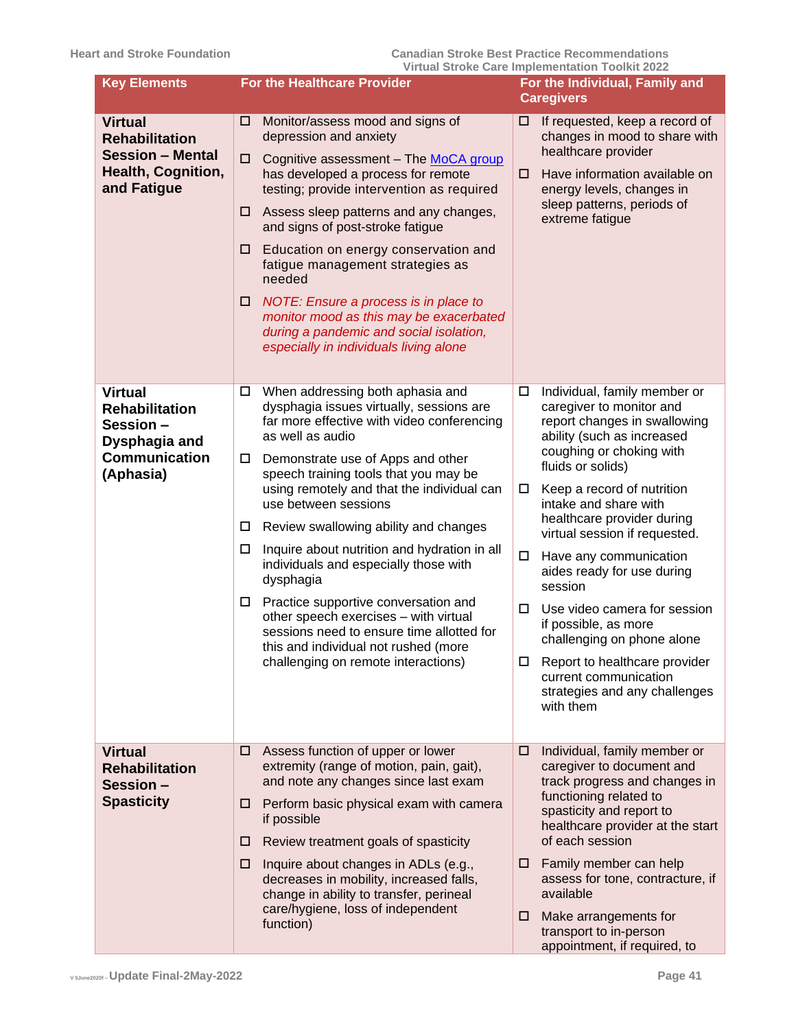| Key Elements | For the Healthcare Provider | For the Individual, Family and Caregivers |
|---|---|---|
| **Virtual Rehabilitation Session – Mental Health, Cognition, and Fatigue** | ☐ Monitor/assess mood and signs of depression and anxiety<br>☐ Cognitive assessment – The [MoCA group](#) has developed a process for remote testing; provide intervention as required<br>☐ Assess sleep patterns and any changes, and signs of post-stroke fatigue<br>☐ Education on energy conservation and fatigue management strategies as needed<br>☐ *NOTE: Ensure a process is in place to monitor mood as this may be exacerbated during a pandemic and social isolation, especially in individuals living alone* | ☐ If requested, keep a record of changes in mood to share with healthcare provider<br>☐ Have information available on energy levels, changes in sleep patterns, periods of extreme fatigue |
| **Virtual Rehabilitation Session – Dysphagia and Communication (Aphasia)** | ☐ When addressing both aphasia and dysphagia issues virtually, sessions are far more effective with video conferencing as well as audio<br>☐ Demonstrate use of Apps and other speech training tools that you may be using remotely and that the individual can use between sessions<br>☐ Review swallowing ability and changes<br>☐ Inquire about nutrition and hydration in all individuals and especially those with dysphagia<br>☐ Practice supportive conversation and other speech exercises – with virtual sessions need to ensure time allotted for this and individual not rushed (more challenging on remote interactions) | ☐ Individual, family member or caregiver to monitor and report changes in swallowing ability (such as increased coughing or choking with fluids or solids)<br>☐ Keep a record of nutrition intake and share with healthcare provider during virtual session if requested.<br>☐ Have any communication aides ready for use during session<br>☐ Use video camera for session if possible, as more challenging on phone alone<br>☐ Report to healthcare provider current communication strategies and any challenges with them |
| **Virtual Rehabilitation Session – Spasticity** | ☐ Assess function of upper or lower extremity (range of motion, pain, gait), and note any changes since last exam<br>☐ Perform basic physical exam with camera if possible<br>☐ Review treatment goals of spasticity<br>☐ Inquire about changes in ADLs (e.g., decreases in mobility, increased falls, change in ability to transfer, perineal care/hygiene, loss of independent function) | ☐ Individual, family member or caregiver to document and track progress and changes in functioning related to spasticity and report to healthcare provider at the start of each session<br>☐ Family member can help assess for tone, contracture, if available<br>☐ Make arrangements for transport to in-person appointment, if required, to |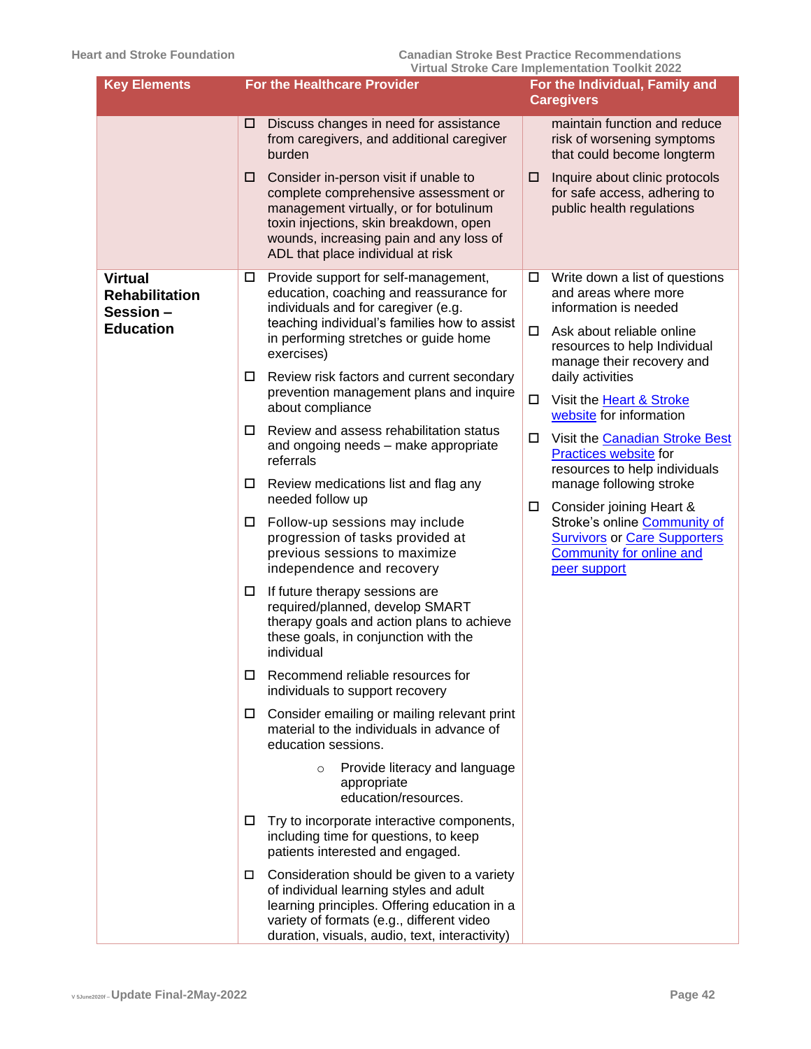| Key Elements | For the Healthcare Provider | For the Individual, Family and Caregivers |
|---|---|---|
| | ☐ Discuss changes in need for assistance from caregivers, and additional caregiver burden<br><br>☐ Consider in-person visit if unable to complete comprehensive assessment or management virtually, or for botulinum toxin injections, skin breakdown, open wounds, increasing pain and any loss of ADL that place individual at risk | maintain function and reduce risk of worsening symptoms that could become longterm<br><br>☐ Inquire about clinic protocols for safe access, adhering to public health regulations |
| **Virtual Rehabilitation Session – Education** | ☐ Provide support for self-management, education, coaching and reassurance for individuals and for caregiver (e.g. teaching individual's families how to assist in performing stretches or guide home exercises)<br><br>☐ Review risk factors and current secondary prevention management plans and inquire about compliance<br><br>☐ Review and assess rehabilitation status and ongoing needs – make appropriate referrals<br><br>☐ Review medications list and flag any needed follow up<br><br>☐ Follow-up sessions may include progression of tasks provided at previous sessions to maximize independence and recovery<br><br>☐ If future therapy sessions are required/planned, develop SMART therapy goals and action plans to achieve these goals, in conjunction with the individual<br><br>☐ Recommend reliable resources for individuals to support recovery<br><br>☐ Consider emailing or mailing relevant print material to the individuals in advance of education sessions.<br>○ Provide literacy and language appropriate education/resources.<br><br>☐ Try to incorporate interactive components, including time for questions, to keep patients interested and engaged.<br><br>☐ Consideration should be given to a variety of individual learning styles and adult learning principles. Offering education in a variety of formats (e.g., different video duration, visuals, audio, text, interactivity) | ☐ Write down a list of questions and areas where more information is needed<br><br>☐ Ask about reliable online resources to help Individual manage their recovery and daily activities<br><br>☐ Visit the Heart & Stroke website for information<br><br>☐ Visit the Canadian Stroke Best Practices website for resources to help individuals manage following stroke<br><br>☐ Consider joining Heart & Stroke's online Community of Survivors or Care Supporters Community for online and peer support |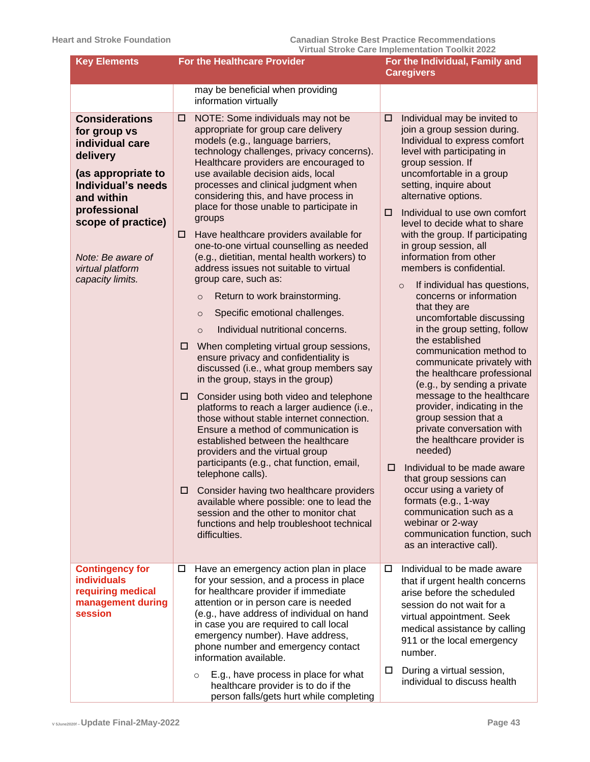| Key Elements | For the Healthcare Provider | For the Individual, Family and Caregivers |
|---|---|---|
| | may be beneficial when providing information virtually | |
| **Considerations for group vs individual care delivery**<br><br>**(as appropriate to Individual's needs and within professional scope of practice)**<br><br>*Note: Be aware of virtual platform capacity limits.* | ☐ NOTE: Some individuals may not be appropriate for group care delivery models (e.g., language barriers, technology challenges, privacy concerns). Healthcare providers are encouraged to use available decision aids, local processes and clinical judgment when considering this, and have process in place for those unable to participate in groups<br><br>☐ Have healthcare providers available for one-to-one virtual counselling as needed (e.g., dietitian, mental health workers) to address issues not suitable to virtual group care, such as:<br>○ Return to work brainstorming.<br>○ Specific emotional challenges.<br>○ Individual nutritional concerns.<br><br>☐ When completing virtual group sessions, ensure privacy and confidentiality is discussed (i.e., what group members say in the group, stays in the group)<br><br>☐ Consider using both video and telephone platforms to reach a larger audience (i.e., those without stable internet connection. Ensure a method of communication is established between the healthcare providers and the virtual group participants (e.g., chat function, email, telephone calls).<br><br>☐ Consider having two healthcare providers available where possible: one to lead the session and the other to monitor chat functions and help troubleshoot technical difficulties. | ☐ Individual may be invited to join a group session during. Individual to express comfort level with participating in group session. If uncomfortable in a group setting, inquire about alternative options.<br><br>☐ Individual to use own comfort level to decide what to share with the group. If participating in group session, all information from other members is confidential.<br>○ If individual has questions, concerns or information that they are uncomfortable discussing in the group setting, follow the established communication method to communicate privately with the healthcare professional (e.g., by sending a private message to the healthcare provider, indicating in the group session that a private conversation with the healthcare provider is needed)<br><br>☐ Individual to be made aware that group sessions can occur using a variety of formats (e.g., 1-way communication such as a webinar or 2-way communication function, such as an interactive call). |
| **Contingency for individuals requiring medical management during session** | ☐ Have an emergency action plan in place for your session, and a process in place for healthcare provider if immediate attention or in person care is needed (e.g., have address of individual on hand in case you are required to call local emergency number). Have address, phone number and emergency contact information available.<br>○ E.g., have process in place for what healthcare provider is to do if the person falls/gets hurt while completing | ☐ Individual to be made aware that if urgent health concerns arise before the scheduled session do not wait for a virtual appointment. Seek medical assistance by calling 911 or the local emergency number.<br><br>☐ During a virtual session, individual to discuss health |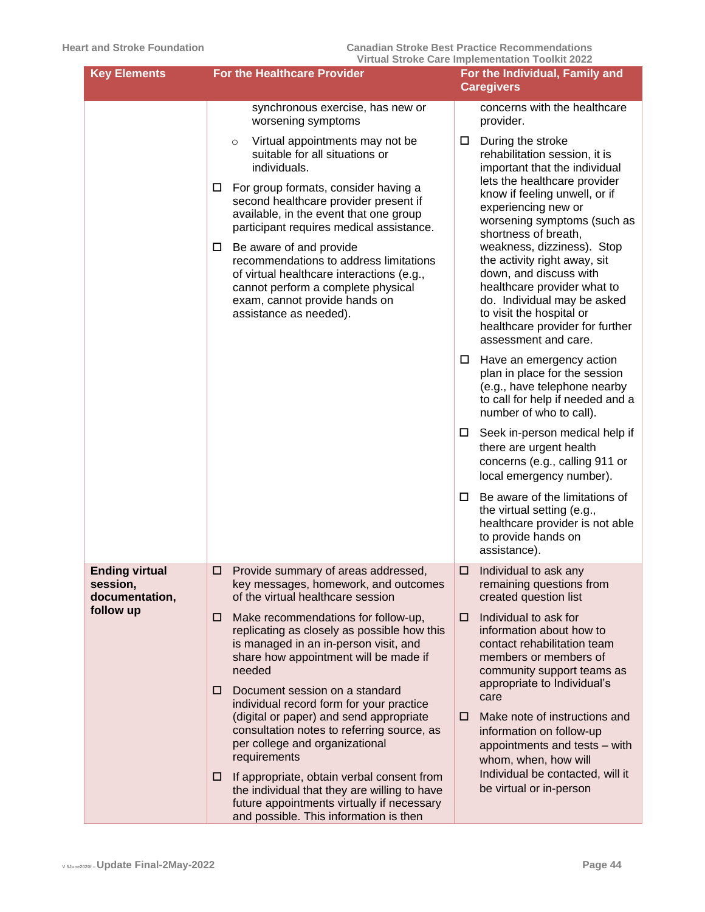| Key Elements | For the Healthcare Provider | For the Individual, Family and Caregivers |
|---|---|---|
| | synchronous exercise, has new or worsening symptoms<br>○ Virtual appointments may not be suitable for all situations or individuals.<br>☐ For group formats, consider having a second healthcare provider present if available, in the event that one group participant requires medical assistance.<br>☐ Be aware of and provide recommendations to address limitations of virtual healthcare interactions (e.g., cannot perform a complete physical exam, cannot provide hands on assistance as needed). | concerns with the healthcare provider.<br>☐ During the stroke rehabilitation session, it is important that the individual lets the healthcare provider know if feeling unwell, or if experiencing new or worsening symptoms (such as shortness of breath, weakness, dizziness). Stop the activity right away, sit down, and discuss with healthcare provider what to do. Individual may be asked to visit the hospital or healthcare provider for further assessment and care.<br>☐ Have an emergency action plan in place for the session (e.g., have telephone nearby to call for help if needed and a number of who to call).<br>☐ Seek in-person medical help if there are urgent health concerns (e.g., calling 911 or local emergency number).<br>☐ Be aware of the limitations of the virtual setting (e.g., healthcare provider is not able to provide hands on assistance). |
| **Ending virtual session, documentation, follow up** | ☐ Provide summary of areas addressed, key messages, homework, and outcomes of the virtual healthcare session<br>☐ Make recommendations for follow-up, replicating as closely as possible how this is managed in an in-person visit, and share how appointment will be made if needed<br>☐ Document session on a standard individual record form for your practice (digital or paper) and send appropriate consultation notes to referring source, as per college and organizational requirements<br>☐ If appropriate, obtain verbal consent from the individual that they are willing to have future appointments virtually if necessary and possible. This information is then | ☐ Individual to ask any remaining questions from created question list<br>☐ Individual to ask for information about how to contact rehabilitation team members or members of community support teams as appropriate to Individual's care<br>☐ Make note of instructions and information on follow-up appointments and tests – with whom, when, how will Individual be contacted, will it be virtual or in-person |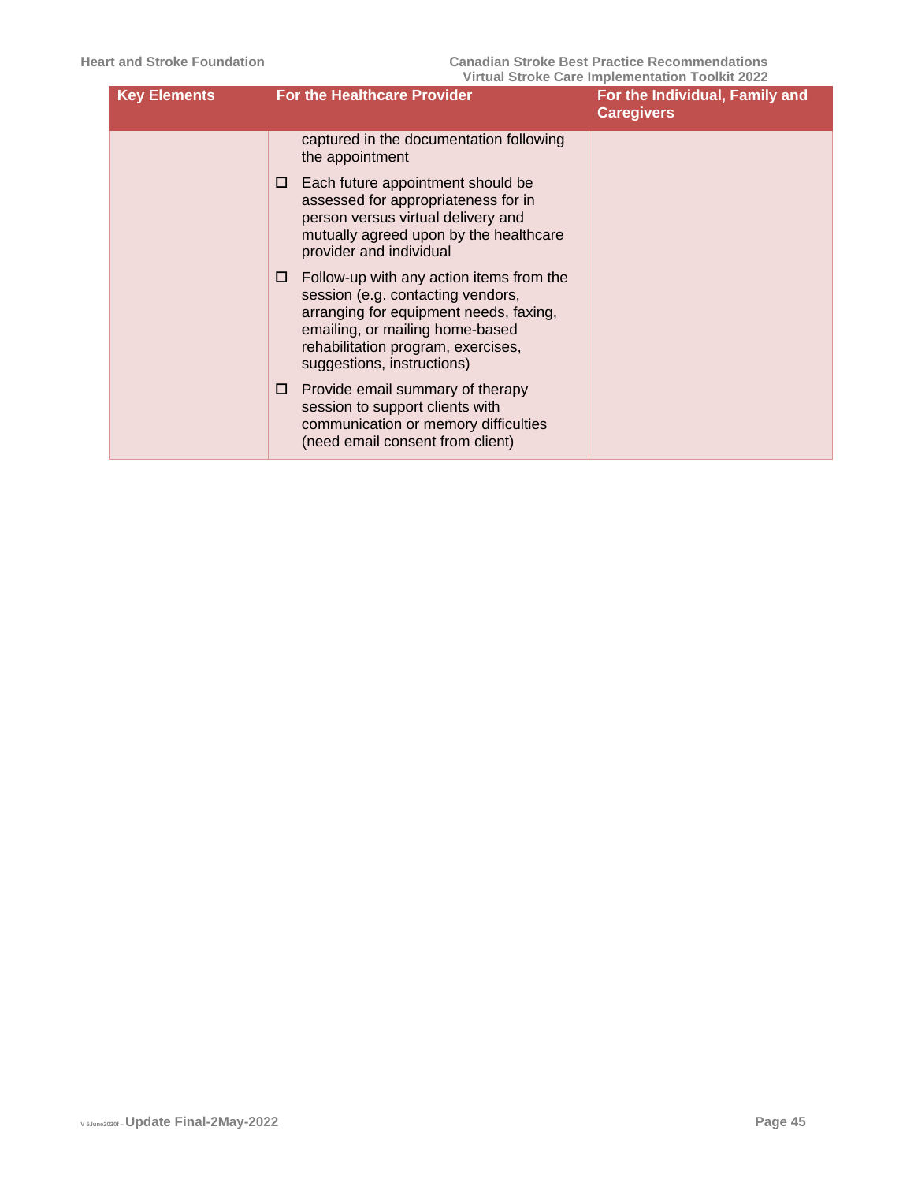| Key Elements | For the Healthcare Provider | For the Individual, Family and Caregivers |
|---|---|---|
| | captured in the documentation following the appointment<br><br>☐ Each future appointment should be assessed for appropriateness for in person versus virtual delivery and mutually agreed upon by the healthcare provider and individual<br><br>☐ Follow-up with any action items from the session (e.g. contacting vendors, arranging for equipment needs, faxing, emailing, or mailing home-based rehabilitation program, exercises, suggestions, instructions)<br><br>☐ Provide email summary of therapy session to support clients with communication or memory difficulties (need email consent from client) | |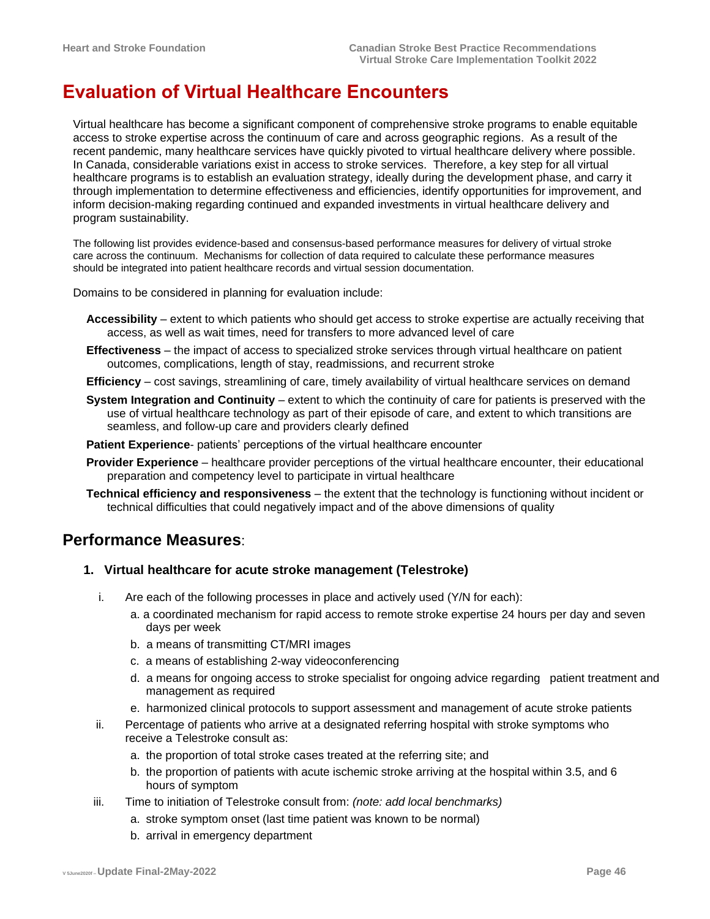# Evaluation of Virtual Healthcare Encounters

Virtual healthcare has become a significant component of comprehensive stroke programs to enable equitable access to stroke expertise across the continuum of care and across geographic regions. As a result of the recent pandemic, many healthcare services have quickly pivoted to virtual healthcare delivery where possible. In Canada, considerable variations exist in access to stroke services. Therefore, a key step for all virtual healthcare programs is to establish an evaluation strategy, ideally during the development phase, and carry it through implementation to determine effectiveness and efficiencies, identify opportunities for improvement, and inform decision-making regarding continued and expanded investments in virtual healthcare delivery and program sustainability.

The following list provides evidence-based and consensus-based performance measures for delivery of virtual stroke care across the continuum. Mechanisms for collection of data required to calculate these performance measures should be integrated into patient healthcare records and virtual session documentation.

Domains to be considered in planning for evaluation include:

- **Accessibility** – extent to which patients who should get access to stroke expertise are actually receiving that access, as well as wait times, need for transfers to more advanced level of care
- **Effectiveness** – the impact of access to specialized stroke services through virtual healthcare on patient outcomes, complications, length of stay, readmissions, and recurrent stroke
- **Efficiency** – cost savings, streamlining of care, timely availability of virtual healthcare services on demand
- **System Integration and Continuity** – extent to which the continuity of care for patients is preserved with the use of virtual healthcare technology as part of their episode of care, and extent to which transitions are seamless, and follow-up care and providers clearly defined
- **Patient Experience**- patients' perceptions of the virtual healthcare encounter
- **Provider Experience** – healthcare provider perceptions of the virtual healthcare encounter, their educational preparation and competency level to participate in virtual healthcare
- **Technical efficiency and responsiveness** – the extent that the technology is functioning without incident or technical difficulties that could negatively impact and of the above dimensions of quality

## Performance Measures:

### 1. Virtual healthcare for acute stroke management (Telestroke)

i. Are each of the following processes in place and actively used (Y/N for each):
   - a. a coordinated mechanism for rapid access to remote stroke expertise 24 hours per day and seven days per week
   - b. a means of transmitting CT/MRI images
   - c. a means of establishing 2-way videoconferencing
   - d. a means for ongoing access to stroke specialist for ongoing advice regarding patient treatment and management as required
   - e. harmonized clinical protocols to support assessment and management of acute stroke patients

ii. Percentage of patients who arrive at a designated referring hospital with stroke symptoms who receive a Telestroke consult as:
   - a. the proportion of total stroke cases treated at the referring site; and
   - b. the proportion of patients with acute ischemic stroke arriving at the hospital within 3.5, and 6 hours of symptom

iii. Time to initiation of Telestroke consult from: *(note: add local benchmarks)*
   - a. stroke symptom onset (last time patient was known to be normal)
   - b. arrival in emergency department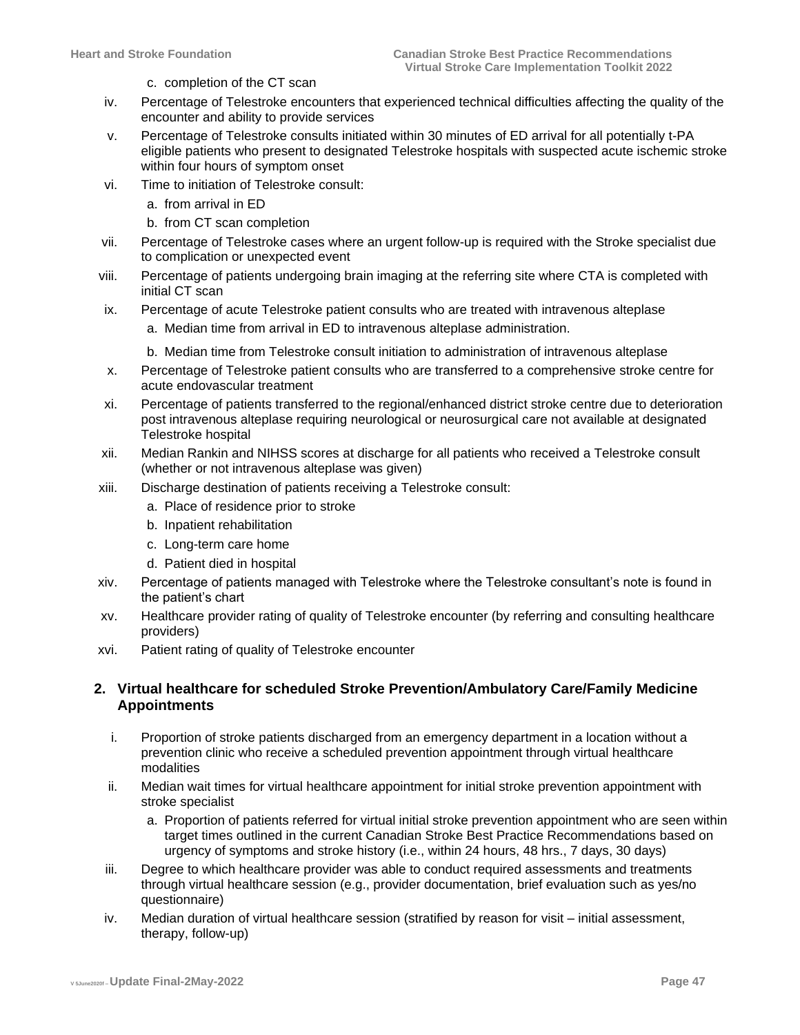c. completion of the CT scan

iv. Percentage of Telestroke encounters that experienced technical difficulties affecting the quality of the encounter and ability to provide services

v. Percentage of Telestroke consults initiated within 30 minutes of ED arrival for all potentially t-PA eligible patients who present to designated Telestroke hospitals with suspected acute ischemic stroke within four hours of symptom onset

vi. Time to initiation of Telestroke consult:
   - a. from arrival in ED
   - b. from CT scan completion

vii. Percentage of Telestroke cases where an urgent follow-up is required with the Stroke specialist due to complication or unexpected event

viii. Percentage of patients undergoing brain imaging at the referring site where CTA is completed with initial CT scan

ix. Percentage of acute Telestroke patient consults who are treated with intravenous alteplase
   - a. Median time from arrival in ED to intravenous alteplase administration.
   - b. Median time from Telestroke consult initiation to administration of intravenous alteplase

x. Percentage of Telestroke patient consults who are transferred to a comprehensive stroke centre for acute endovascular treatment

xi. Percentage of patients transferred to the regional/enhanced district stroke centre due to deterioration post intravenous alteplase requiring neurological or neurosurgical care not available at designated Telestroke hospital

xii. Median Rankin and NIHSS scores at discharge for all patients who received a Telestroke consult (whether or not intravenous alteplase was given)

xiii. Discharge destination of patients receiving a Telestroke consult:
   - a. Place of residence prior to stroke
   - b. Inpatient rehabilitation
   - c. Long-term care home
   - d. Patient died in hospital

xiv. Percentage of patients managed with Telestroke where the Telestroke consultant's note is found in the patient's chart

xv. Healthcare provider rating of quality of Telestroke encounter (by referring and consulting healthcare providers)

xvi. Patient rating of quality of Telestroke encounter

### 2. Virtual healthcare for scheduled Stroke Prevention/Ambulatory Care/Family Medicine Appointments

i. Proportion of stroke patients discharged from an emergency department in a location without a prevention clinic who receive a scheduled prevention appointment through virtual healthcare modalities

ii. Median wait times for virtual healthcare appointment for initial stroke prevention appointment with stroke specialist
   - a. Proportion of patients referred for virtual initial stroke prevention appointment who are seen within target times outlined in the current Canadian Stroke Best Practice Recommendations based on urgency of symptoms and stroke history (i.e., within 24 hours, 48 hrs., 7 days, 30 days)

iii. Degree to which healthcare provider was able to conduct required assessments and treatments through virtual healthcare session (e.g., provider documentation, brief evaluation such as yes/no questionnaire)

iv. Median duration of virtual healthcare session (stratified by reason for visit – initial assessment, therapy, follow-up)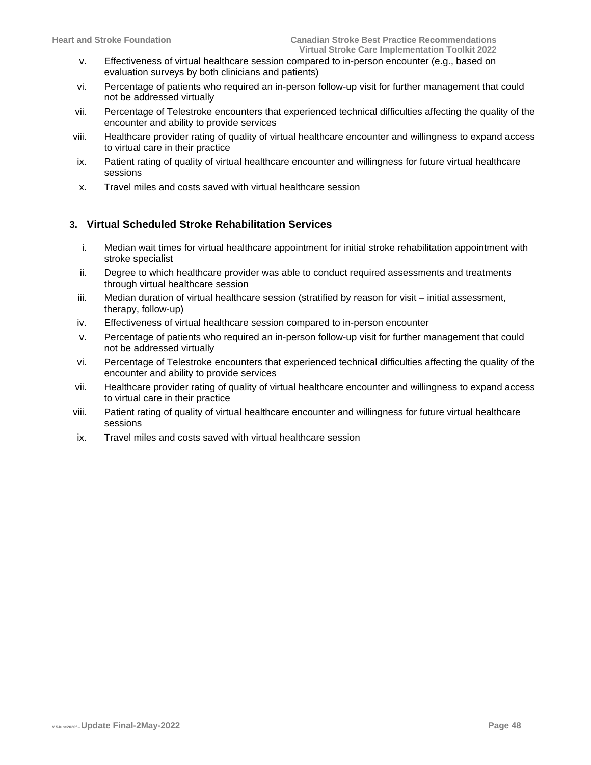v. Effectiveness of virtual healthcare session compared to in-person encounter (e.g., based on evaluation surveys by both clinicians and patients)
vi. Percentage of patients who required an in-person follow-up visit for further management that could not be addressed virtually
vii. Percentage of Telestroke encounters that experienced technical difficulties affecting the quality of the encounter and ability to provide services
viii. Healthcare provider rating of quality of virtual healthcare encounter and willingness to expand access to virtual care in their practice
ix. Patient rating of quality of virtual healthcare encounter and willingness for future virtual healthcare sessions
x. Travel miles and costs saved with virtual healthcare session

### 3. Virtual Scheduled Stroke Rehabilitation Services

i. Median wait times for virtual healthcare appointment for initial stroke rehabilitation appointment with stroke specialist
ii. Degree to which healthcare provider was able to conduct required assessments and treatments through virtual healthcare session
iii. Median duration of virtual healthcare session (stratified by reason for visit – initial assessment, therapy, follow-up)
iv. Effectiveness of virtual healthcare session compared to in-person encounter
v. Percentage of patients who required an in-person follow-up visit for further management that could not be addressed virtually
vi. Percentage of Telestroke encounters that experienced technical difficulties affecting the quality of the encounter and ability to provide services
vii. Healthcare provider rating of quality of virtual healthcare encounter and willingness to expand access to virtual care in their practice
viii. Patient rating of quality of virtual healthcare encounter and willingness for future virtual healthcare sessions
ix. Travel miles and costs saved with virtual healthcare session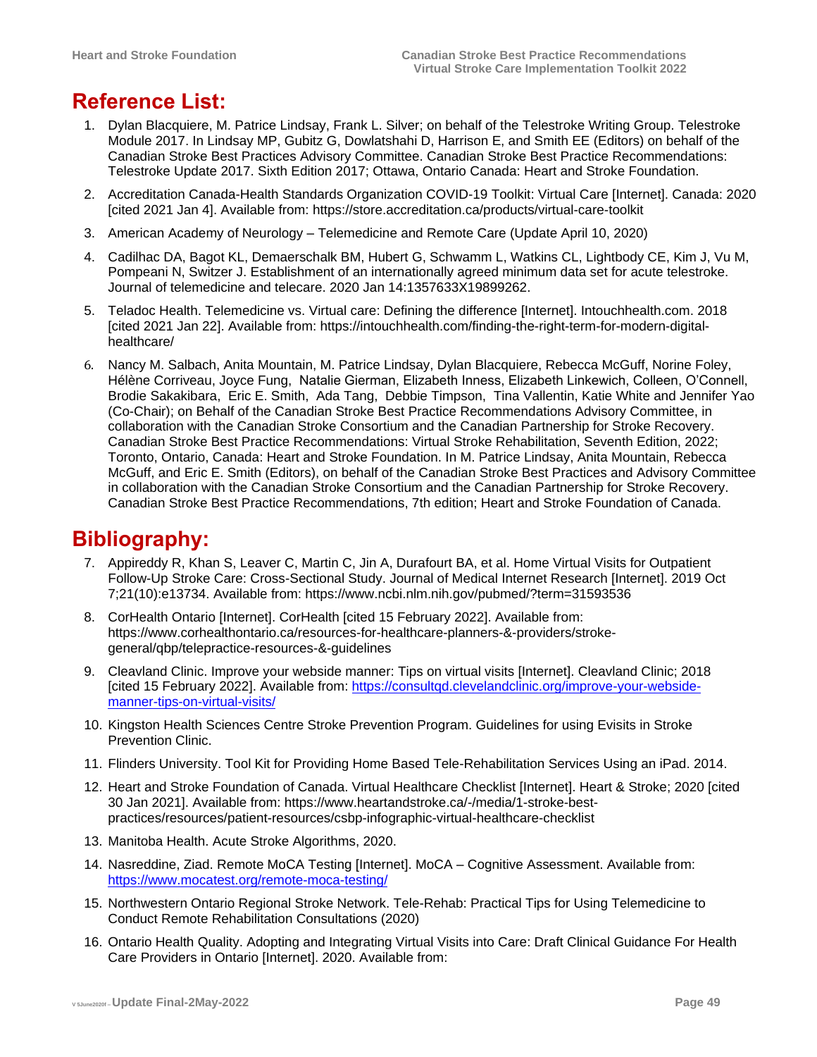# Reference List:

1. Dylan Blacquiere, M. Patrice Lindsay, Frank L. Silver; on behalf of the Telestroke Writing Group. Telestroke Module 2017. In Lindsay MP, Gubitz G, Dowlatshahi D, Harrison E, and Smith EE (Editors) on behalf of the Canadian Stroke Best Practices Advisory Committee. Canadian Stroke Best Practice Recommendations: Telestroke Update 2017. Sixth Edition 2017; Ottawa, Ontario Canada: Heart and Stroke Foundation.
2. Accreditation Canada-Health Standards Organization COVID-19 Toolkit: Virtual Care [Internet]. Canada: 2020 [cited 2021 Jan 4]. Available from: https://store.accreditation.ca/products/virtual-care-toolkit
3. American Academy of Neurology – Telemedicine and Remote Care (Update April 10, 2020)
4. Cadilhac DA, Bagot KL, Demaerschalk BM, Hubert G, Schwamm L, Watkins CL, Lightbody CE, Kim J, Vu M, Pompeani N, Switzer J. Establishment of an internationally agreed minimum data set for acute telestroke. Journal of telemedicine and telecare. 2020 Jan 14:1357633X19899262.
5. Teladoc Health. Telemedicine vs. Virtual care: Defining the difference [Internet]. Intouchhealth.com. 2018 [cited 2021 Jan 22]. Available from: https://intouchhealth.com/finding-the-right-term-for-modern-digital-healthcare/
6. Nancy M. Salbach, Anita Mountain, M. Patrice Lindsay, Dylan Blacquiere, Rebecca McGuff, Norine Foley, Hélène Corriveau, Joyce Fung, Natalie Gierman, Elizabeth Inness, Elizabeth Linkewich, Colleen, O'Connell, Brodie Sakakibara, Eric E. Smith, Ada Tang, Debbie Timpson, Tina Vallentin, Katie White and Jennifer Yao (Co-Chair); on Behalf of the Canadian Stroke Best Practice Recommendations Advisory Committee, in collaboration with the Canadian Stroke Consortium and the Canadian Partnership for Stroke Recovery. Canadian Stroke Best Practice Recommendations: Virtual Stroke Rehabilitation, Seventh Edition, 2022; Toronto, Ontario, Canada: Heart and Stroke Foundation. In M. Patrice Lindsay, Anita Mountain, Rebecca McGuff, and Eric E. Smith (Editors), on behalf of the Canadian Stroke Best Practices and Advisory Committee in collaboration with the Canadian Stroke Consortium and the Canadian Partnership for Stroke Recovery. Canadian Stroke Best Practice Recommendations, 7th edition; Heart and Stroke Foundation of Canada.

# Bibliography:

7. Appireddy R, Khan S, Leaver C, Martin C, Jin A, Durafourt BA, et al. Home Virtual Visits for Outpatient Follow-Up Stroke Care: Cross-Sectional Study. Journal of Medical Internet Research [Internet]. 2019 Oct 7;21(10):e13734. Available from: https://www.ncbi.nlm.nih.gov/pubmed/?term=31593536
8. CorHealth Ontario [Internet]. CorHealth [cited 15 February 2022]. Available from: https://www.corhealthontario.ca/resources-for-healthcare-planners-&-providers/stroke-general/qbp/telepractice-resources-&-guidelines
9. Cleavland Clinic. Improve your webside manner: Tips on virtual visits [Internet]. Cleavland Clinic; 2018 [cited 15 February 2022]. Available from: https://consultqd.clevelandclinic.org/improve-your-webside-manner-tips-on-virtual-visits/
10. Kingston Health Sciences Centre Stroke Prevention Program. Guidelines for using Evisits in Stroke Prevention Clinic.
11. Flinders University. Tool Kit for Providing Home Based Tele-Rehabilitation Services Using an iPad. 2014.
12. Heart and Stroke Foundation of Canada. Virtual Healthcare Checklist [Internet]. Heart & Stroke; 2020 [cited 30 Jan 2021]. Available from: https://www.heartandstroke.ca/-/media/1-stroke-best-practices/resources/patient-resources/csbp-infographic-virtual-healthcare-checklist
13. Manitoba Health. Acute Stroke Algorithms, 2020.
14. Nasreddine, Ziad. Remote MoCA Testing [Internet]. MoCA – Cognitive Assessment. Available from: https://www.mocatest.org/remote-moca-testing/
15. Northwestern Ontario Regional Stroke Network. Tele-Rehab: Practical Tips for Using Telemedicine to Conduct Remote Rehabilitation Consultations (2020)
16. Ontario Health Quality. Adopting and Integrating Virtual Visits into Care: Draft Clinical Guidance For Health Care Providers in Ontario [Internet]. 2020. Available from: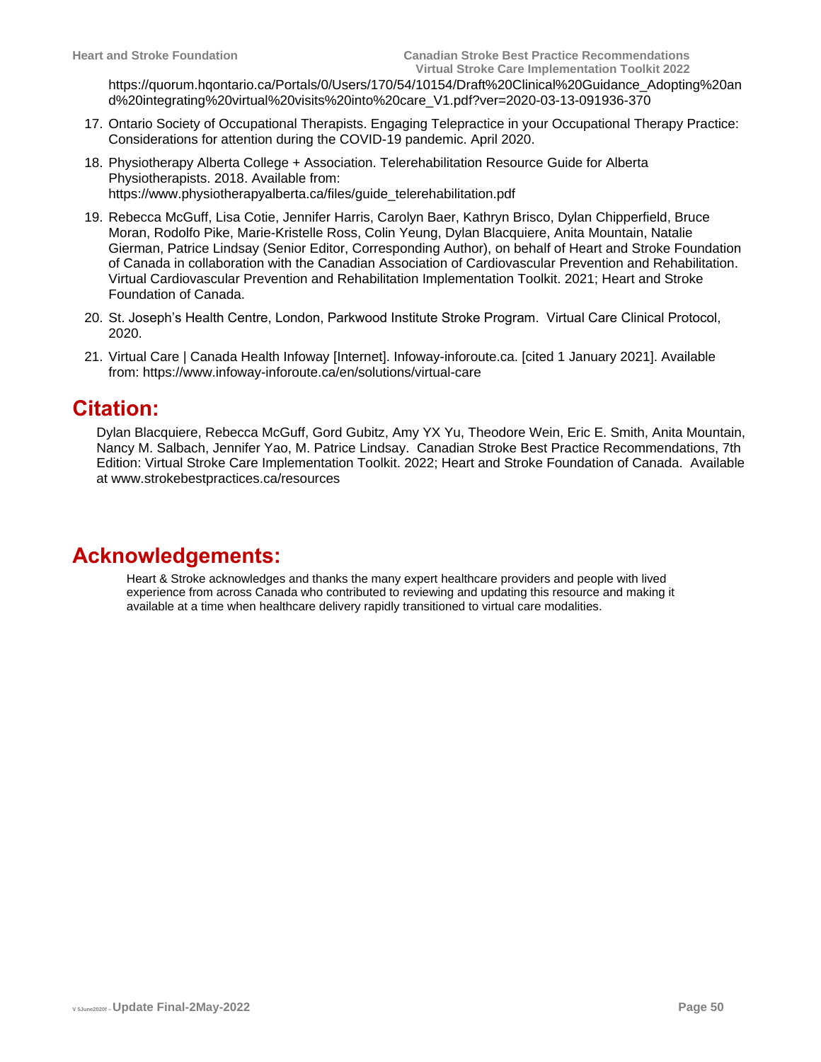https://quorum.hqontario.ca/Portals/0/Users/170/54/10154/Draft%20Clinical%20Guidance_Adopting%20and%20integrating%20virtual%20visits%20into%20care_V1.pdf?ver=2020-03-13-091936-370

17. Ontario Society of Occupational Therapists. Engaging Telepractice in your Occupational Therapy Practice: Considerations for attention during the COVID-19 pandemic. April 2020.
18. Physiotherapy Alberta College + Association. Telerehabilitation Resource Guide for Alberta Physiotherapists. 2018. Available from: https://www.physiotherapyalberta.ca/files/guide_telerehabilitation.pdf
19. Rebecca McGuff, Lisa Cotie, Jennifer Harris, Carolyn Baer, Kathryn Brisco, Dylan Chipperfield, Bruce Moran, Rodolfo Pike, Marie-Kristelle Ross, Colin Yeung, Dylan Blacquiere, Anita Mountain, Natalie Gierman, Patrice Lindsay (Senior Editor, Corresponding Author), on behalf of Heart and Stroke Foundation of Canada in collaboration with the Canadian Association of Cardiovascular Prevention and Rehabilitation. Virtual Cardiovascular Prevention and Rehabilitation Implementation Toolkit. 2021; Heart and Stroke Foundation of Canada.
20. St. Joseph's Health Centre, London, Parkwood Institute Stroke Program. Virtual Care Clinical Protocol, 2020.
21. Virtual Care | Canada Health Infoway [Internet]. Infoway-inforoute.ca. [cited 1 January 2021]. Available from: https://www.infoway-inforoute.ca/en/solutions/virtual-care

# Citation:

Dylan Blacquiere, Rebecca McGuff, Gord Gubitz, Amy YX Yu, Theodore Wein, Eric E. Smith, Anita Mountain, Nancy M. Salbach, Jennifer Yao, M. Patrice Lindsay. Canadian Stroke Best Practice Recommendations, 7th Edition: Virtual Stroke Care Implementation Toolkit. 2022; Heart and Stroke Foundation of Canada. Available at www.strokebestpractices.ca/resources

# Acknowledgements:

Heart & Stroke acknowledges and thanks the many expert healthcare providers and people with lived experience from across Canada who contributed to reviewing and updating this resource and making it available at a time when healthcare delivery rapidly transitioned to virtual care modalities.